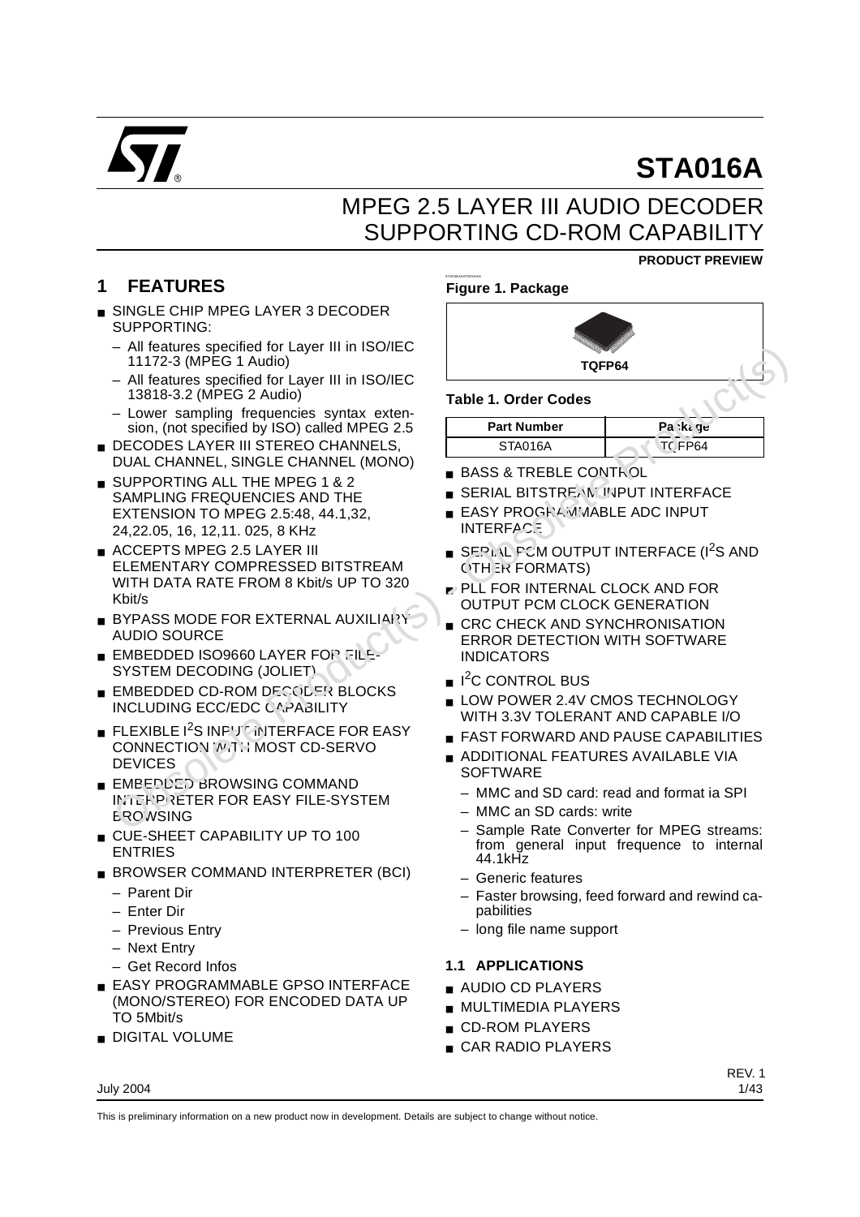# STA016A

## MPEG 2.5 LAYER III AUDIO DECODER SUPPORTING CD-ROM CAPABILITY

**PRODUCT PREVIEW**

## 1 FEATURES

- SINGLE CHIP MPEG LAYER 3 DECODER SUPPORTING:
  - All features specified for Layer III in ISO/IEC 11172-3 (MPEG 1 Audio)
  - All features specified for Layer III in ISO/IEC 13818-3.2 (MPEG 2 Audio)
  - Lower sampling frequencies syntax extension, (not specified by ISO) called MPEG 2.5
- DECODES LAYER III STEREO CHANNELS, DUAL CHANNEL, SINGLE CHANNEL (MONO)
- SUPPORTING ALL THE MPEG 1 & 2 SAMPLING FREQUENCIES AND THE EXTENSION TO MPEG 2.5:48, 44.1,32, 24,22.05, 16, 12,11. 025, 8 KHz
- ACCEPTS MPEG 2.5 LAYER III ELEMENTARY COMPRESSED BITSTREAM WITH DATA RATE FROM 8 Kbit/s UP TO 320 Kbit/s
- BYPASS MODE FOR EXTERNAL AUXILIARY AUDIO SOURCE
- EMBEDDED ISO9660 LAYER FOR FILE-SYSTEM DECODING (JOLIET)
- EMBEDDED CD-ROM DECODER BLOCKS INCLUDING ECC/EDC CAPABILITY
- FLEXIBLE I²S INPUT INTERFACE FOR EASY CONNECTION WITH MOST CD-SERVO DEVICES
- EMBEDDED BROWSING COMMAND INTERPRETER FOR EASY FILE-SYSTEM BROWSING
- CUE-SHEET CAPABILITY UP TO 100 ENTRIES
- BROWSER COMMAND INTERPRETER (BCI)
  - Parent Dir
  - Enter Dir
  - Previous Entry
  - Next Entry
  - Get Record Infos
- EASY PROGRAMMABLE GPSO INTERFACE (MONO/STEREO) FOR ENCODED DATA UP TO 5Mbit/s
- DIGITAL VOLUME

**Figure 1. Package**

TQFP64

**Table 1. Order Codes**

| Part Number | Package |
|---|---|
| STA016A | TQFP64 |

- BASS & TREBLE CONTROL
- SERIAL BITSTREAM INPUT INTERFACE
- EASY PROGRAMMABLE ADC INPUT INTERFACE
- SERIAL PCM OUTPUT INTERFACE (I²S AND OTHER FORMATS)
- PLL FOR INTERNAL CLOCK AND FOR OUTPUT PCM CLOCK GENERATION
- CRC CHECK AND SYNCHRONISATION ERROR DETECTION WITH SOFTWARE INDICATORS
- I²C CONTROL BUS
- LOW POWER 2.4V CMOS TECHNOLOGY WITH 3.3V TOLERANT AND CAPABLE I/O
- FAST FORWARD AND PAUSE CAPABILITIES
- ADDITIONAL FEATURES AVAILABLE VIA SOFTWARE
  - MMC and SD card: read and format ia SPI
  - MMC an SD cards: write
  - Sample Rate Converter for MPEG streams: from general input frequence to internal 44.1kHz
  - Generic features
  - Faster browsing, feed forward and rewind capabilities
  - long file name support

### 1.1 APPLICATIONS

- AUDIO CD PLAYERS
- MULTIMEDIA PLAYERS
- CD-ROM PLAYERS
- CAR RADIO PLAYERS

July 2004

REV. 1

This is preliminary information on a new product now in development. Details are subject to change without notice.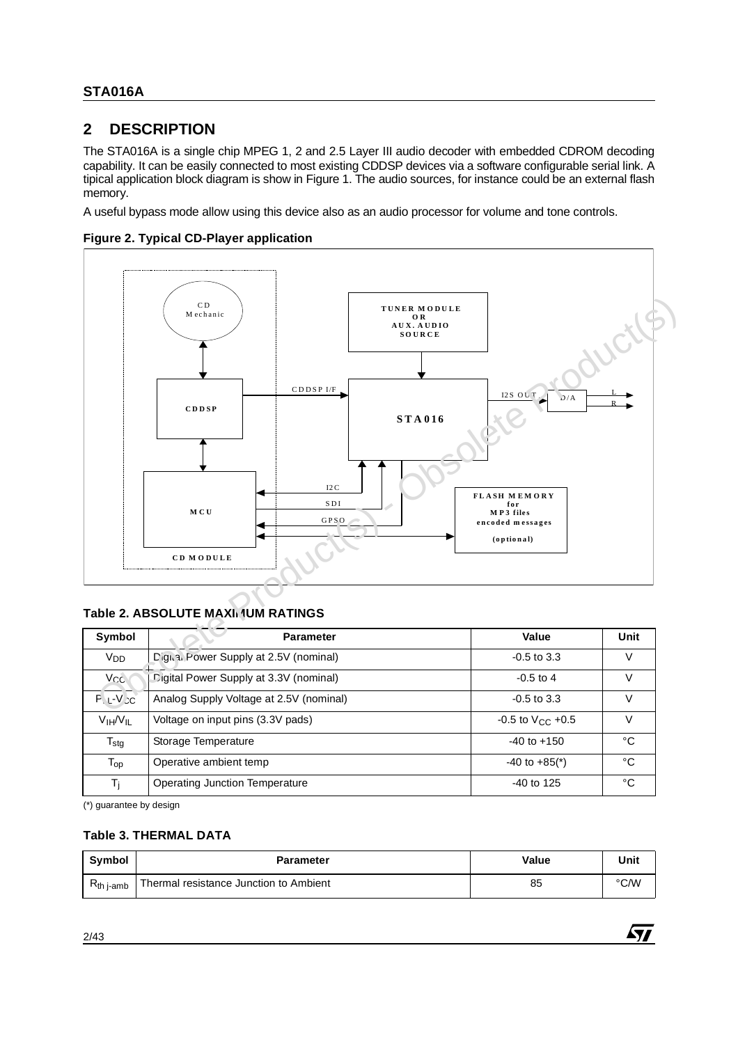## 2 DESCRIPTION

The STA016A is a single chip MPEG 1, 2 and 2.5 Layer III audio decoder with embedded CDROM decoding capability. It can be easily connected to most existing CDDSP devices via a software configurable serial link. A tipical application block diagram is show in Figure 1. The audio sources, for instance could be an external flash memory.

A useful bypass mode allow using this device also as an audio processor for volume and tone controls.

**Figure 2. Typical CD-Player application**

**Table 2. ABSOLUTE MAXIMUM RATINGS**

| Symbol | Parameter | Value | Unit |
|---|---|---|---|
| $V_{DD}$ | Digital Power Supply at 2.5V (nominal) | -0.5 to 3.3 | V |
| $V_{CC}$ | Digital Power Supply at 3.3V (nominal) | -0.5 to 4 | V |
| $PLL-V_{CC}$ | Analog Supply Voltage at 2.5V (nominal) | -0.5 to 3.3 | V |
| $V_{IH}/V_{IL}$ | Voltage on input pins (3.3V pads) | -0.5 to $V_{CC}$ +0.5 | V |
| $T_{stg}$ | Storage Temperature | -40 to +150 | °C |
| $T_{op}$ | Operative ambient temp | -40 to +85(*) | °C |
| $T_j$ | Operating Junction Temperature | -40 to 125 | °C |

(*) guarantee by design

**Table 3. THERMAL DATA**

| Symbol | Parameter | Value | Unit |
|---|---|---|---|
| $R_{th\ j-amb}$ | Thermal resistance Junction to Ambient | 85 | °C/W |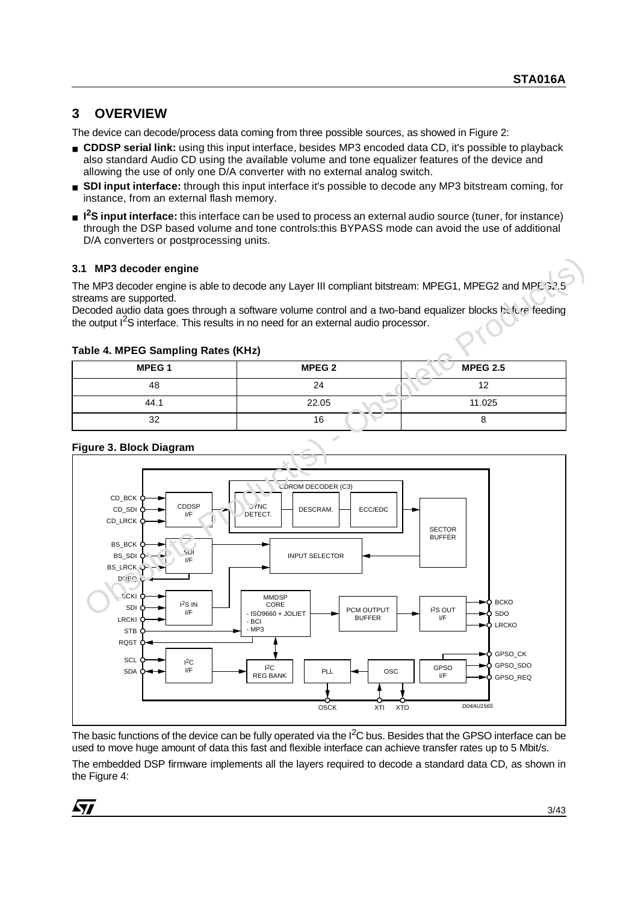# 3 OVERVIEW

The device can decode/process data coming from three possible sources, as showed in Figure 2:

- **CDDSP serial link:** using this input interface, besides MP3 encoded data CD, it's possible to playback also standard Audio CD using the available volume and tone equalizer features of the device and allowing the use of only one D/A converter with no external analog switch.
- **SDI input interface:** through this input interface it's possible to decode any MP3 bitstream coming, for instance, from an external flash memory.
- **I²S input interface:** this interface can be used to process an external audio source (tuner, for instance) through the DSP based volume and tone controls:this BYPASS mode can avoid the use of additional D/A converters or postprocessing units.

## 3.1 MP3 decoder engine

The MP3 decoder engine is able to decode any Layer III compliant bitstream: MPEG1, MPEG2 and MPEG2.5 streams are supported.
Decoded audio data goes through a software volume control and a two-band equalizer blocks before feeding the output I²S interface. This results in no need for an external audio processor.

**Table 4. MPEG Sampling Rates (KHz)**

| MPEG 1 | MPEG 2 | MPEG 2.5 |
|---|---|---|
| 48 | 24 | 12 |
| 44.1 | 22.05 | 11.025 |
| 32 | 16 | 8 |

**Figure 3. Block Diagram**

The basic functions of the device can be fully operated via the I²C bus. Besides that the GPSO interface can be used to move huge amount of data this fast and flexible interface can achieve transfer rates up to 5 Mbit/s.

The embedded DSP firmware implements all the layers required to decode a standard data CD, as shown in the Figure 4: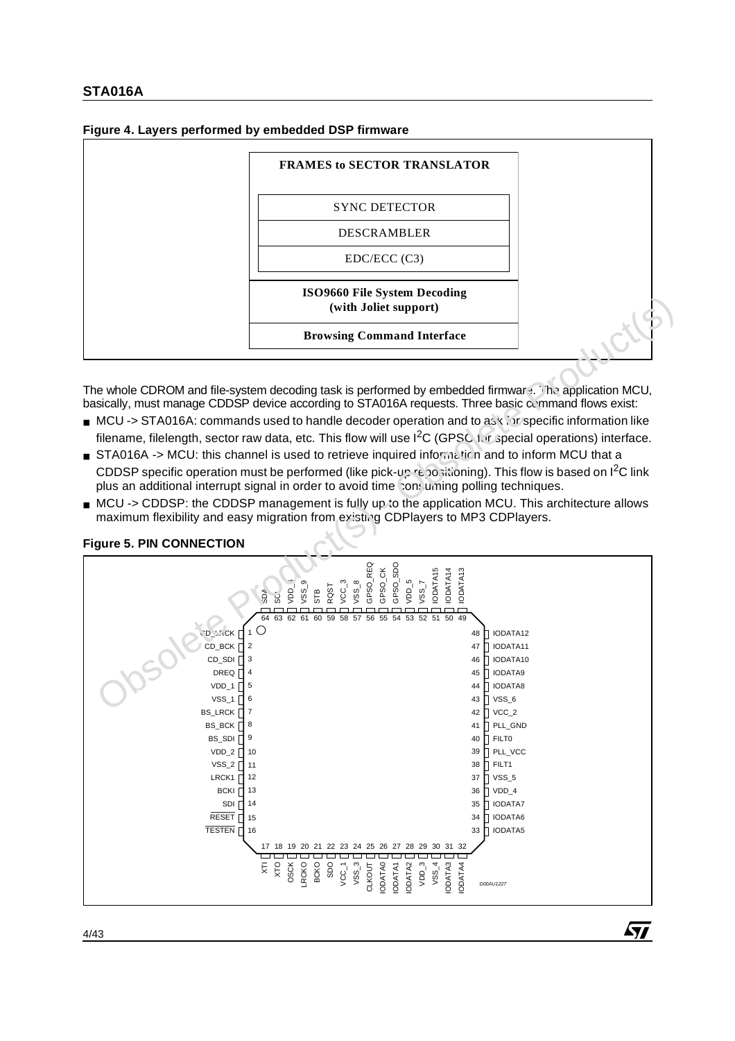**Figure 4. Layers performed by embedded DSP firmware**

| FRAMES to SECTOR TRANSLATOR |
|---|
| SYNC DETECTOR |
| DESCRAMBLER |
| EDC/ECC (C3) |
| ISO9660 File System Decoding (with Joliet support) |
| Browsing Command Interface |

The whole CDROM and file-system decoding task is performed by embedded firmware. The application MCU, basically, must manage CDDSP device according to STA016A requests. Three basic command flows exist:

- MCU -> STA016A: commands used to handle decoder operation and to ask for specific information like filename, filelength, sector raw data, etc. This flow will use $I^2C$ (GPSO for special operations) interface.
- STA016A -> MCU: this channel is used to retrieve inquired information and to inform MCU that a CDDSP specific operation must be performed (like pick-up repositioning). This flow is based on $I^2C$ link plus an additional interrupt signal in order to avoid time consuming polling techniques.
- MCU -> CDDSP: the CDDSP management is fully up to the application MCU. This architecture allows maximum flexibility and easy migration from existing CDPlayers to MP3 CDPlayers.

**Figure 5. PIN CONNECTION**

| Pin | Name | Pin | Name |
|---|---|---|---|
| 1 | CD_LRCK | 33 | IODATA5 |
| 2 | CD_BCK | 34 | IODATA6 |
| 3 | CD_SDI | 35 | IODATA7 |
| 4 | DREQ | 36 | VDD_4 |
| 5 | VDD_1 | 37 | VSS_5 |
| 6 | VSS_1 | 38 | FILT1 |
| 7 | BS_LRCK | 39 | PLL_VCC |
| 8 | BS_BCK | 40 | FILT0 |
| 9 | BS_SDI | 41 | PLL_GND |
| 10 | VDD_2 | 42 | VCC_2 |
| 11 | VSS_2 | 43 | VSS_6 |
| 12 | LRCK1 | 44 | IODATA8 |
| 13 | BCKI | 45 | IODATA9 |
| 14 | SDI | 46 | IODATA10 |
| 15 | RESET | 47 | IODATA11 |
| 16 | TESTEN | 48 | IODATA12 |
| 17 | XTI | 49 | IODATA13 |
| 18 | XTO | 50 | IODATA14 |
| 19 | OSCK | 51 | IODATA15 |
| 20 | LRCKO | 52 | VSS_7 |
| 21 | BCKO | 53 | VDD_5 |
| 22 | SDO | 54 | GPSO_SDO |
| 23 | VCC_1 | 55 | GPSO_CK |
| 24 | VSS_3 | 56 | GPSO_REQ |
| 25 | CLKOUT | 57 | VSS_8 |
| 26 | IODATA0 | 58 | VCC_3 |
| 27 | IODATA1 | 59 | RQST |
| 28 | IODATA2 | 60 | STB |
| 29 | VDD_3 | 61 | VSS_9 |
| 30 | VSS_4 | 62 | VDD_6 |
| 31 | IODATA3 | 63 | SCL |
| 32 | IODATA4 | 64 | SDA |

D00AU1227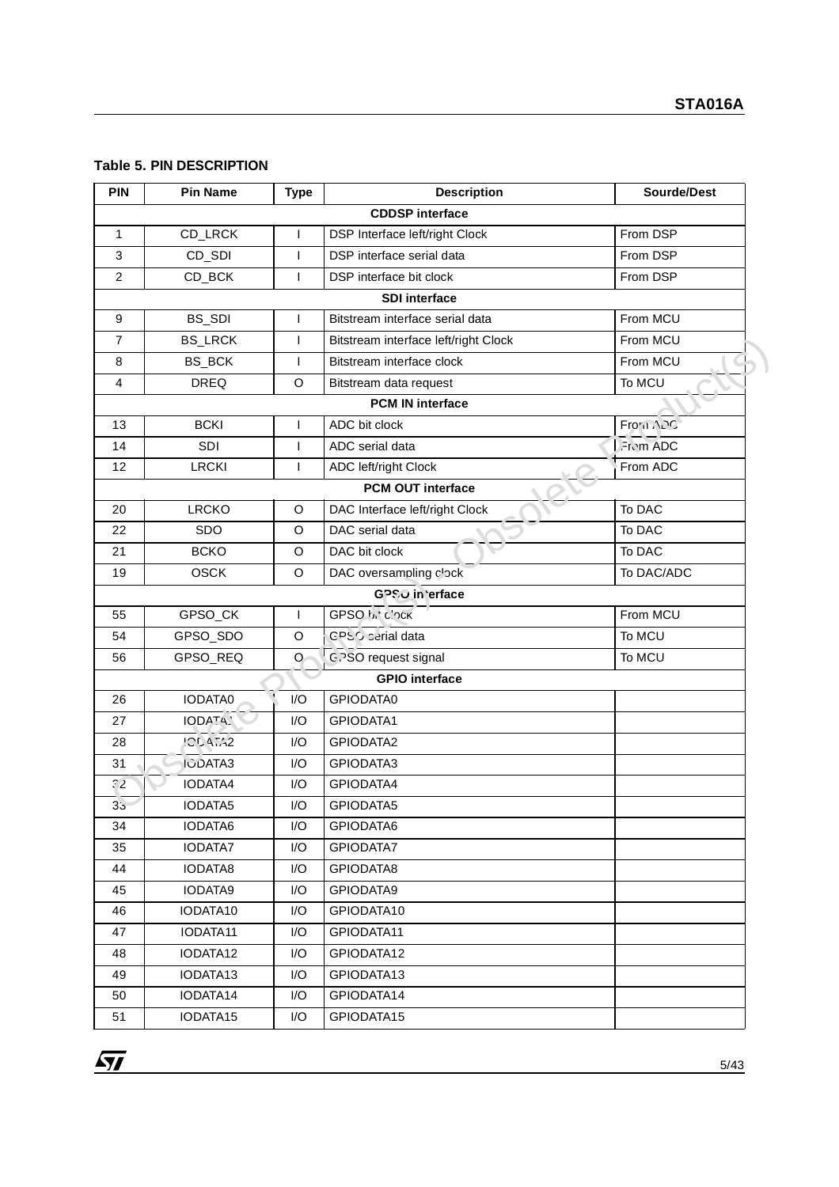**Table 5. PIN DESCRIPTION**

| PIN | Pin Name | Type | Description | Sourde/Dest |
|---|---|---|---|---|
| **CDDSP interface** | | | | |
| 1 | CD_LRCK | I | DSP Interface left/right Clock | From DSP |
| 3 | CD_SDI | I | DSP interface serial data | From DSP |
| 2 | CD_BCK | I | DSP interface bit clock | From DSP |
| **SDI interface** | | | | |
| 9 | BS_SDI | I | Bitstream interface serial data | From MCU |
| 7 | BS_LRCK | I | Bitstream interface left/right Clock | From MCU |
| 8 | BS_BCK | I | Bitstream interface clock | From MCU |
| 4 | DREQ | O | Bitstream data request | To MCU |
| **PCM IN interface** | | | | |
| 13 | BCKI | I | ADC bit clock | From ADC |
| 14 | SDI | I | ADC serial data | From ADC |
| 12 | LRCKI | I | ADC left/right Clock | From ADC |
| **PCM OUT interface** | | | | |
| 20 | LRCKO | O | DAC Interface left/right Clock | To DAC |
| 22 | SDO | O | DAC serial data | To DAC |
| 21 | BCKO | O | DAC bit clock | To DAC |
| 19 | OSCK | O | DAC oversampling clock | To DAC/ADC |
| **GPSO interface** | | | | |
| 55 | GPSO_CK | I | GPSO bit clock | From MCU |
| 54 | GPSO_SDO | O | GPSO serial data | To MCU |
| 56 | GPSO_REQ | O | GPSO request signal | To MCU |
| **GPIO interface** | | | | |
| 26 | IODATA0 | I/O | GPIODATA0 | |
| 27 | IODATA1 | I/O | GPIODATA1 | |
| 28 | IODATA2 | I/O | GPIODATA2 | |
| 31 | IODATA3 | I/O | GPIODATA3 | |
| 32 | IODATA4 | I/O | GPIODATA4 | |
| 33 | IODATA5 | I/O | GPIODATA5 | |
| 34 | IODATA6 | I/O | GPIODATA6 | |
| 35 | IODATA7 | I/O | GPIODATA7 | |
| 44 | IODATA8 | I/O | GPIODATA8 | |
| 45 | IODATA9 | I/O | GPIODATA9 | |
| 46 | IODATA10 | I/O | GPIODATA10 | |
| 47 | IODATA11 | I/O | GPIODATA11 | |
| 48 | IODATA12 | I/O | GPIODATA12 | |
| 49 | IODATA13 | I/O | GPIODATA13 | |
| 50 | IODATA14 | I/O | GPIODATA14 | |
| 51 | IODATA15 | I/O | GPIODATA15 | |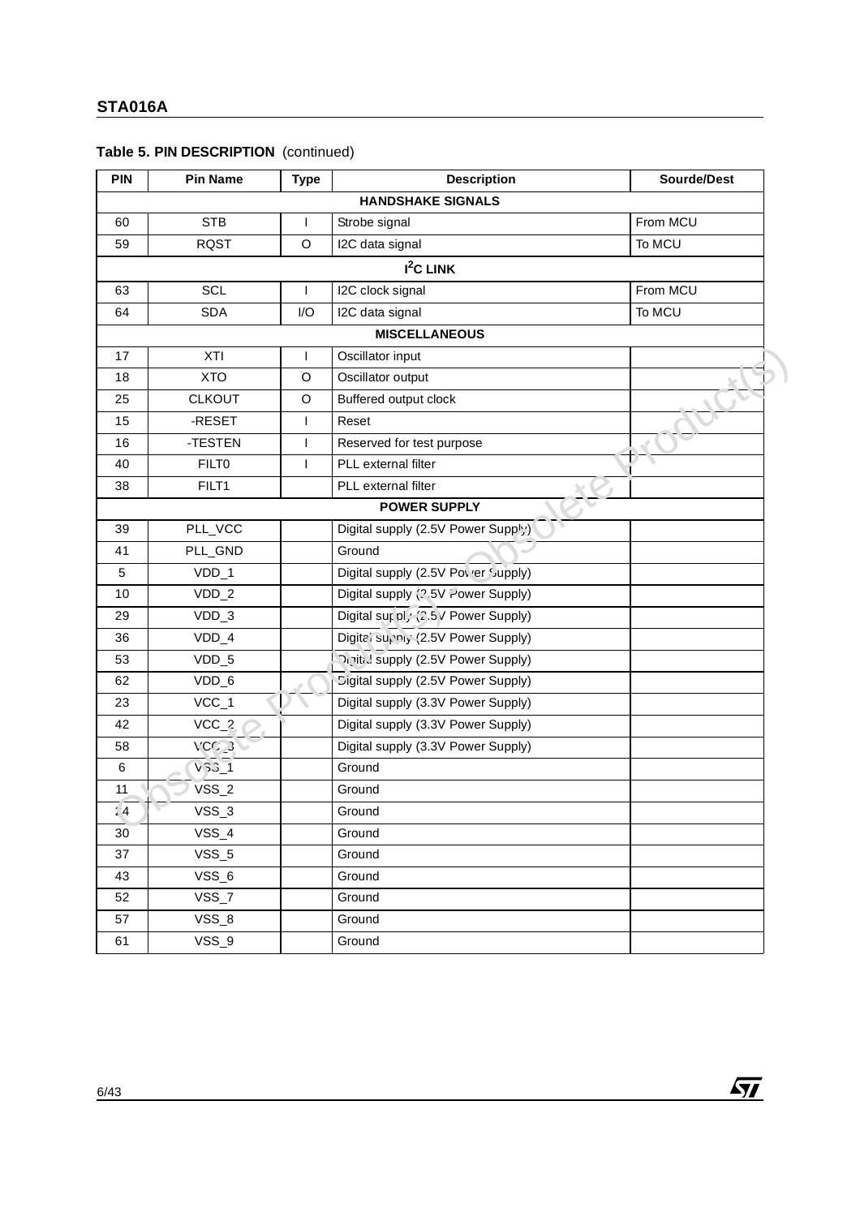**Table 5. PIN DESCRIPTION** (continued)

| PIN | Pin Name | Type | Description | Sourde/Dest |
|---|---|---|---|---|
| **HANDSHAKE SIGNALS** | | | | |
| 60 | STB | I | Strobe signal | From MCU |
| 59 | RQST | O | I2C data signal | To MCU |
| **$I^2C$ LINK** | | | | |
| 63 | SCL | I | I2C clock signal | From MCU |
| 64 | SDA | I/O | I2C data signal | To MCU |
| **MISCELLANEOUS** | | | | |
| 17 | XTI | I | Oscillator input | |
| 18 | XTO | O | Oscillator output | |
| 25 | CLKOUT | O | Buffered output clock | |
| 15 | -RESET | I | Reset | |
| 16 | -TESTEN | I | Reserved for test purpose | |
| 40 | FILT0 | I | PLL external filter | |
| 38 | FILT1 | | PLL external filter | |
| **POWER SUPPLY** | | | | |
| 39 | PLL_VCC | | Digital supply (2.5V Power Supply) | |
| 41 | PLL_GND | | Ground | |
| 5 | VDD_1 | | Digital supply (2.5V Power Supply) | |
| 10 | VDD_2 | | Digital supply (2.5V Power Supply) | |
| 29 | VDD_3 | | Digital supply (2.5V Power Supply) | |
| 36 | VDD_4 | | Digital supply (2.5V Power Supply) | |
| 53 | VDD_5 | | Digital supply (2.5V Power Supply) | |
| 62 | VDD_6 | | Digital supply (2.5V Power Supply) | |
| 23 | VCC_1 | | Digital supply (3.3V Power Supply) | |
| 42 | VCC_2 | | Digital supply (3.3V Power Supply) | |
| 58 | VCC_3 | | Digital supply (3.3V Power Supply) | |
| 6 | VSS_1 | | Ground | |
| 11 | VSS_2 | | Ground | |
| 24 | VSS_3 | | Ground | |
| 30 | VSS_4 | | Ground | |
| 37 | VSS_5 | | Ground | |
| 43 | VSS_6 | | Ground | |
| 52 | VSS_7 | | Ground | |
| 57 | VSS_8 | | Ground | |
| 61 | VSS_9 | | Ground | |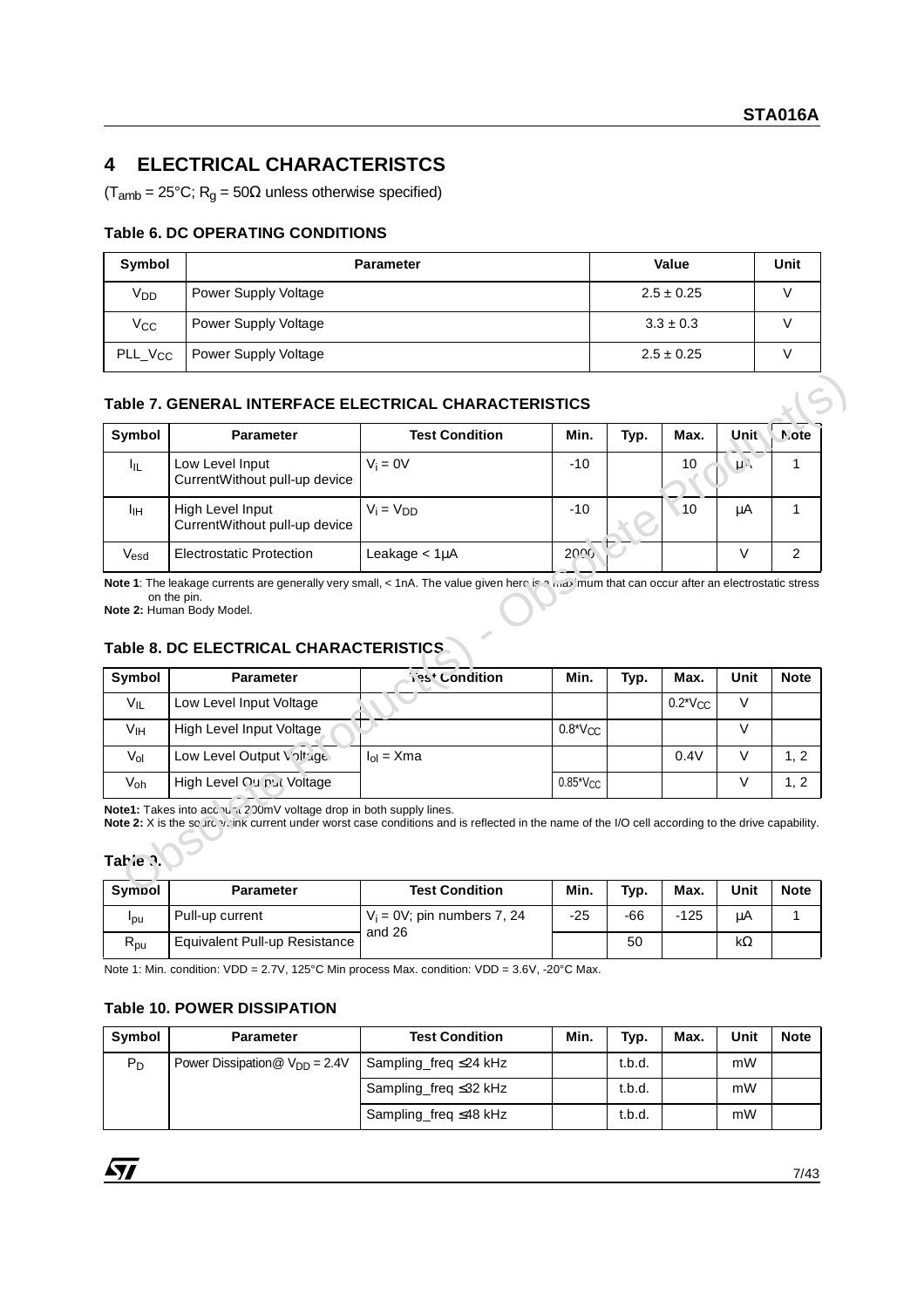## 4 ELECTRICAL CHARACTERISTCS

($T_{amb}$ = 25°C; $R_g$ = 50Ω unless otherwise specified)

### Table 6. DC OPERATING CONDITIONS

| Symbol | Parameter | Value | Unit |
|---|---|---|---|
| $V_{DD}$ | Power Supply Voltage | 2.5 ± 0.25 | V |
| $V_{CC}$ | Power Supply Voltage | 3.3 ± 0.3 | V |
| $PLL\_V_{CC}$ | Power Supply Voltage | 2.5 ± 0.25 | V |

### Table 7. GENERAL INTERFACE ELECTRICAL CHARACTERISTICS

| Symbol | Parameter | Test Condition | Min. | Typ. | Max. | Unit | Note |
|---|---|---|---|---|---|---|---|
| $I_{IL}$ | Low Level Input CurrentWithout pull-up device | $V_i$ = 0V | -10 | | 10 | µA | 1 |
| $I_{IH}$ | High Level Input CurrentWithout pull-up device | $V_i = V_{DD}$ | -10 | | 10 | µA | 1 |
| $V_{esd}$ | Electrostatic Protection | Leakage < 1µA | 2000 | | | V | 2 |

**Note 1**: The leakage currents are generally very small, < 1nA. The value given here is a maximum that can occur after an electrostatic stress on the pin.
**Note 2:** Human Body Model.

### Table 8. DC ELECTRICAL CHARACTERISTICS

| Symbol | Parameter | Test Condition | Min. | Typ. | Max. | Unit | Note |
|---|---|---|---|---|---|---|---|
| $V_{IL}$ | Low Level Input Voltage | | | | $0.2*V_{CC}$ | V | |
| $V_{IH}$ | High Level Input Voltage | | $0.8*V_{CC}$ | | | V | |
| $V_{ol}$ | Low Level Output Voltage | $I_{ol}$ = Xma | | | 0.4V | V | 1, 2 |
| $V_{oh}$ | High Level Output Voltage | | $0.85*V_{CC}$ | | | V | 1, 2 |

**Note1:** Takes into account 200mV voltage drop in both supply lines.
**Note 2:** X is the source/sink current under worst case conditions and is reflected in the name of the I/O cell according to the drive capability.

### Table 9.

| Symbol | Parameter | Test Condition | Min. | Typ. | Max. | Unit | Note |
|---|---|---|---|---|---|---|---|
| $I_{pu}$ | Pull-up current | $V_i$ = 0V; pin numbers 7, 24 and 26 | -25 | -66 | -125 | µA | 1 |
| $R_{pu}$ | Equivalent Pull-up Resistance | | | 50 | | kΩ | |

Note 1: Min. condition: VDD = 2.7V, 125°C Min process Max. condition: VDD = 3.6V, -20°C Max.

### Table 10. POWER DISSIPATION

| Symbol | Parameter | Test Condition | Min. | Typ. | Max. | Unit | Note |
|---|---|---|---|---|---|---|---|
| $P_D$ | Power Dissipation@ $V_{DD}$ = 2.4V | Sampling_freq ≤24 kHz | | t.b.d. | | mW | |
| | | Sampling_freq ≤32 kHz | | t.b.d. | | mW | |
| | | Sampling_freq ≤48 kHz | | t.b.d. | | mW | |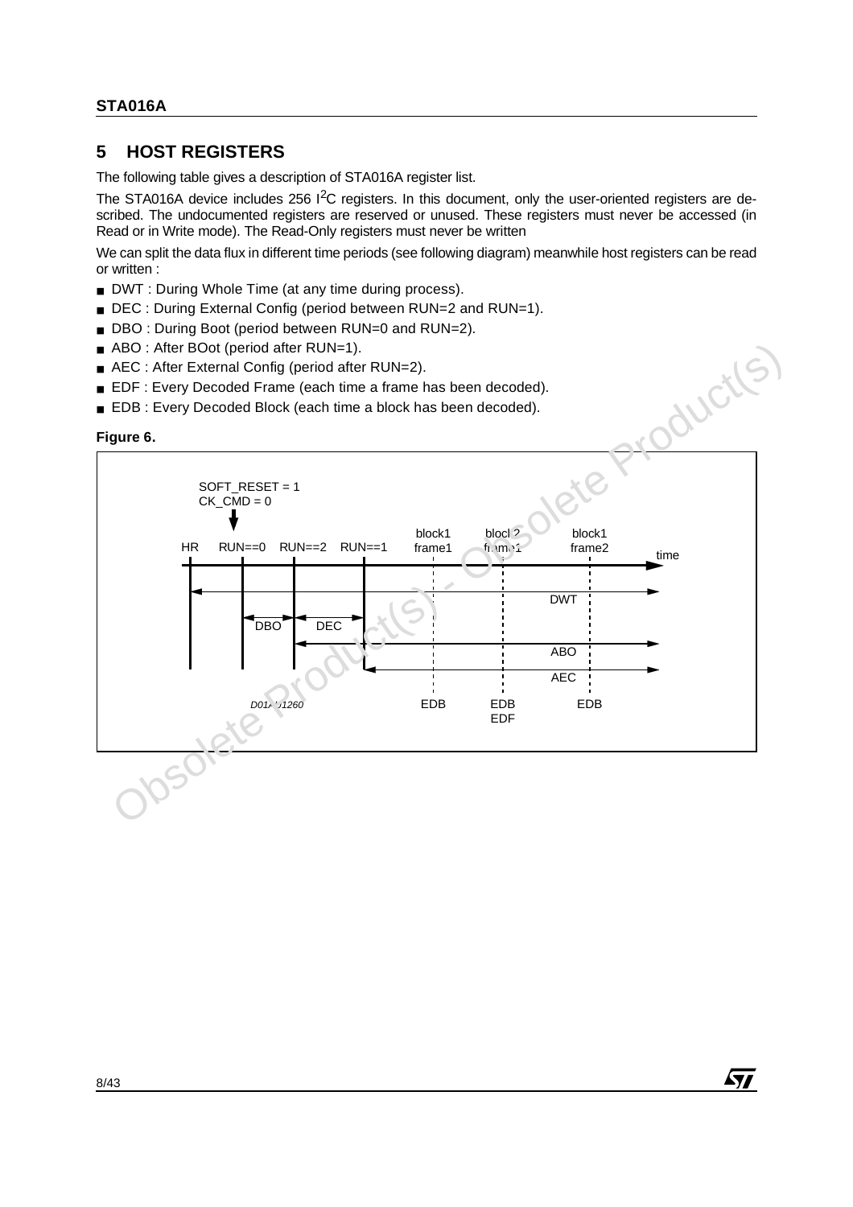## 5 HOST REGISTERS

The following table gives a description of STA016A register list.

The STA016A device includes 256 $I^2C$ registers. In this document, only the user-oriented registers are described. The undocumented registers are reserved or unused. These registers must never be accessed (in Read or in Write mode). The Read-Only registers must never be written

We can split the data flux in different time periods (see following diagram) meanwhile host registers can be read or written :

- DWT : During Whole Time (at any time during process).
- DEC : During External Config (period between RUN=2 and RUN=1).
- DBO : During Boot (period between RUN=0 and RUN=2).
- ABO : After BOot (period after RUN=1).
- AEC : After External Config (period after RUN=2).
- EDF : Every Decoded Frame (each time a frame has been decoded).
- EDB : Every Decoded Block (each time a block has been decoded).

**Figure 6.**

SOFT_RESET = 1
CK_CMD = 0

HR RUN==0 RUN==2 RUN==1 block1 frame1 block2 frame1 block1 frame2 time

DWT DBO DEC ABO AEC

EDB EDB EDF EDB

D01AU1260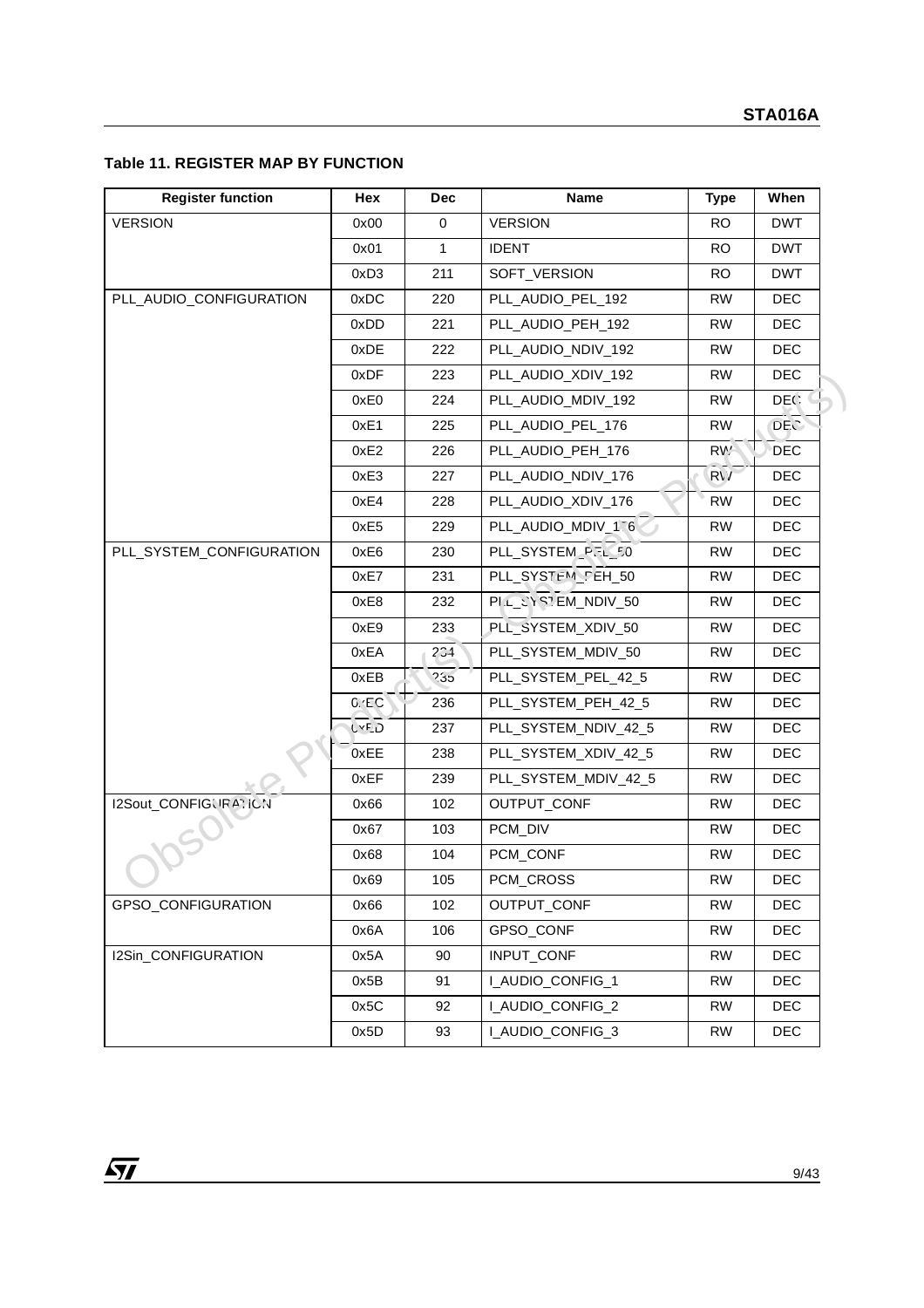**Table 11. REGISTER MAP BY FUNCTION**

| Register function | Hex | Dec | Name | Type | When |
|---|---|---|---|---|---|
| VERSION | 0x00 | 0 | VERSION | RO | DWT |
| | 0x01 | 1 | IDENT | RO | DWT |
| | 0xD3 | 211 | SOFT_VERSION | RO | DWT |
| PLL_AUDIO_CONFIGURATION | 0xDC | 220 | PLL_AUDIO_PEL_192 | RW | DEC |
| | 0xDD | 221 | PLL_AUDIO_PEH_192 | RW | DEC |
| | 0xDE | 222 | PLL_AUDIO_NDIV_192 | RW | DEC |
| | 0xDF | 223 | PLL_AUDIO_XDIV_192 | RW | DEC |
| | 0xE0 | 224 | PLL_AUDIO_MDIV_192 | RW | DEC |
| | 0xE1 | 225 | PLL_AUDIO_PEL_176 | RW | DEC |
| | 0xE2 | 226 | PLL_AUDIO_PEH_176 | RW | DEC |
| | 0xE3 | 227 | PLL_AUDIO_NDIV_176 | RW | DEC |
| | 0xE4 | 228 | PLL_AUDIO_XDIV_176 | RW | DEC |
| | 0xE5 | 229 | PLL_AUDIO_MDIV_176 | RW | DEC |
| PLL_SYSTEM_CONFIGURATION | 0xE6 | 230 | PLL_SYSTEM_PEL_50 | RW | DEC |
| | 0xE7 | 231 | PLL_SYSTEM_PEH_50 | RW | DEC |
| | 0xE8 | 232 | PLL_SYSTEM_NDIV_50 | RW | DEC |
| | 0xE9 | 233 | PLL_SYSTEM_XDIV_50 | RW | DEC |
| | 0xEA | 234 | PLL_SYSTEM_MDIV_50 | RW | DEC |
| | 0xEB | 235 | PLL_SYSTEM_PEL_42_5 | RW | DEC |
| | 0xEC | 236 | PLL_SYSTEM_PEH_42_5 | RW | DEC |
| | 0xED | 237 | PLL_SYSTEM_NDIV_42_5 | RW | DEC |
| | 0xEE | 238 | PLL_SYSTEM_XDIV_42_5 | RW | DEC |
| | 0xEF | 239 | PLL_SYSTEM_MDIV_42_5 | RW | DEC |
| I2Sout_CONFIGURATION | 0x66 | 102 | OUTPUT_CONF | RW | DEC |
| | 0x67 | 103 | PCM_DIV | RW | DEC |
| | 0x68 | 104 | PCM_CONF | RW | DEC |
| | 0x69 | 105 | PCM_CROSS | RW | DEC |
| GPSO_CONFIGURATION | 0x66 | 102 | OUTPUT_CONF | RW | DEC |
| | 0x6A | 106 | GPSO_CONF | RW | DEC |
| I2Sin_CONFIGURATION | 0x5A | 90 | INPUT_CONF | RW | DEC |
| | 0x5B | 91 | I_AUDIO_CONFIG_1 | RW | DEC |
| | 0x5C | 92 | I_AUDIO_CONFIG_2 | RW | DEC |
| | 0x5D | 93 | I_AUDIO_CONFIG_3 | RW | DEC |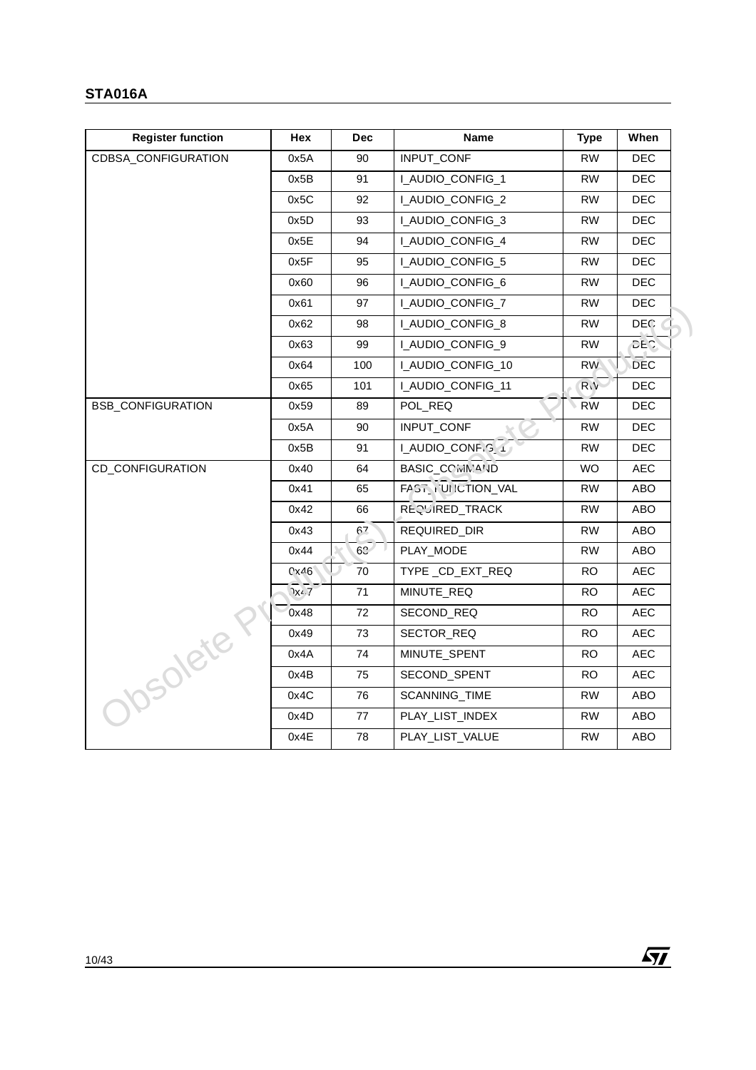| Register function | Hex | Dec | Name | Type | When |
|---|---|---|---|---|---|
| CDBSA_CONFIGURATION | 0x5A | 90 | INPUT_CONF | RW | DEC |
| | 0x5B | 91 | I_AUDIO_CONFIG_1 | RW | DEC |
| | 0x5C | 92 | I_AUDIO_CONFIG_2 | RW | DEC |
| | 0x5D | 93 | I_AUDIO_CONFIG_3 | RW | DEC |
| | 0x5E | 94 | I_AUDIO_CONFIG_4 | RW | DEC |
| | 0x5F | 95 | I_AUDIO_CONFIG_5 | RW | DEC |
| | 0x60 | 96 | I_AUDIO_CONFIG_6 | RW | DEC |
| | 0x61 | 97 | I_AUDIO_CONFIG_7 | RW | DEC |
| | 0x62 | 98 | I_AUDIO_CONFIG_8 | RW | DEC |
| | 0x63 | 99 | I_AUDIO_CONFIG_9 | RW | DEC |
| | 0x64 | 100 | I_AUDIO_CONFIG_10 | RW | DEC |
| | 0x65 | 101 | I_AUDIO_CONFIG_11 | RW | DEC |
| BSB_CONFIGURATION | 0x59 | 89 | POL_REQ | RW | DEC |
| | 0x5A | 90 | INPUT_CONF | RW | DEC |
| | 0x5B | 91 | I_AUDIO_CONFIG_1 | RW | DEC |
| CD_CONFIGURATION | 0x40 | 64 | BASIC_COMMAND | WO | AEC |
| | 0x41 | 65 | FAST_FUNCTION_VAL | RW | ABO |
| | 0x42 | 66 | REQUIRED_TRACK | RW | ABO |
| | 0x43 | 67 | REQUIRED_DIR | RW | ABO |
| | 0x44 | 68 | PLAY_MODE | RW | ABO |
| | 0x46 | 70 | TYPE _CD_EXT_REQ | RO | AEC |
| | 0x47 | 71 | MINUTE_REQ | RO | AEC |
| | 0x48 | 72 | SECOND_REQ | RO | AEC |
| | 0x49 | 73 | SECTOR_REQ | RO | AEC |
| | 0x4A | 74 | MINUTE_SPENT | RO | AEC |
| | 0x4B | 75 | SECOND_SPENT | RO | AEC |
| | 0x4C | 76 | SCANNING_TIME | RW | ABO |
| | 0x4D | 77 | PLAY_LIST_INDEX | RW | ABO |
| | 0x4E | 78 | PLAY_LIST_VALUE | RW | ABO |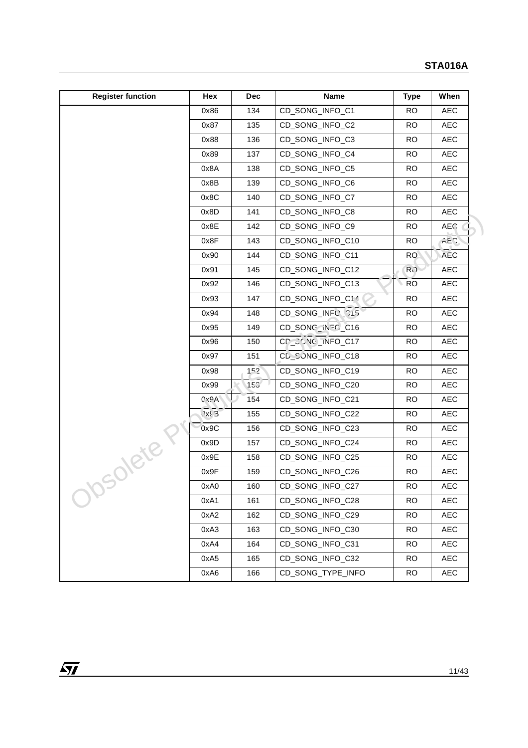| Register function | Hex | Dec | Name | Type | When |
|---|---|---|---|---|---|
| | 0x86 | 134 | CD_SONG_INFO_C1 | RO | AEC |
| | 0x87 | 135 | CD_SONG_INFO_C2 | RO | AEC |
| | 0x88 | 136 | CD_SONG_INFO_C3 | RO | AEC |
| | 0x89 | 137 | CD_SONG_INFO_C4 | RO | AEC |
| | 0x8A | 138 | CD_SONG_INFO_C5 | RO | AEC |
| | 0x8B | 139 | CD_SONG_INFO_C6 | RO | AEC |
| | 0x8C | 140 | CD_SONG_INFO_C7 | RO | AEC |
| | 0x8D | 141 | CD_SONG_INFO_C8 | RO | AEC |
| | 0x8E | 142 | CD_SONG_INFO_C9 | RO | AEC |
| | 0x8F | 143 | CD_SONG_INFO_C10 | RO | AEC |
| | 0x90 | 144 | CD_SONG_INFO_C11 | RO | AEC |
| | 0x91 | 145 | CD_SONG_INFO_C12 | RO | AEC |
| | 0x92 | 146 | CD_SONG_INFO_C13 | RO | AEC |
| | 0x93 | 147 | CD_SONG_INFO_C14 | RO | AEC |
| | 0x94 | 148 | CD_SONG_INFO_C15 | RO | AEC |
| | 0x95 | 149 | CD_SONG_INFO_C16 | RO | AEC |
| | 0x96 | 150 | CD_SONG_INFO_C17 | RO | AEC |
| | 0x97 | 151 | CD_SONG_INFO_C18 | RO | AEC |
| | 0x98 | 152 | CD_SONG_INFO_C19 | RO | AEC |
| | 0x99 | 153 | CD_SONG_INFO_C20 | RO | AEC |
| | 0x9A | 154 | CD_SONG_INFO_C21 | RO | AEC |
| | 0x9B | 155 | CD_SONG_INFO_C22 | RO | AEC |
| | 0x9C | 156 | CD_SONG_INFO_C23 | RO | AEC |
| | 0x9D | 157 | CD_SONG_INFO_C24 | RO | AEC |
| | 0x9E | 158 | CD_SONG_INFO_C25 | RO | AEC |
| | 0x9F | 159 | CD_SONG_INFO_C26 | RO | AEC |
| | 0xA0 | 160 | CD_SONG_INFO_C27 | RO | AEC |
| | 0xA1 | 161 | CD_SONG_INFO_C28 | RO | AEC |
| | 0xA2 | 162 | CD_SONG_INFO_C29 | RO | AEC |
| | 0xA3 | 163 | CD_SONG_INFO_C30 | RO | AEC |
| | 0xA4 | 164 | CD_SONG_INFO_C31 | RO | AEC |
| | 0xA5 | 165 | CD_SONG_INFO_C32 | RO | AEC |
| | 0xA6 | 166 | CD_SONG_TYPE_INFO | RO | AEC |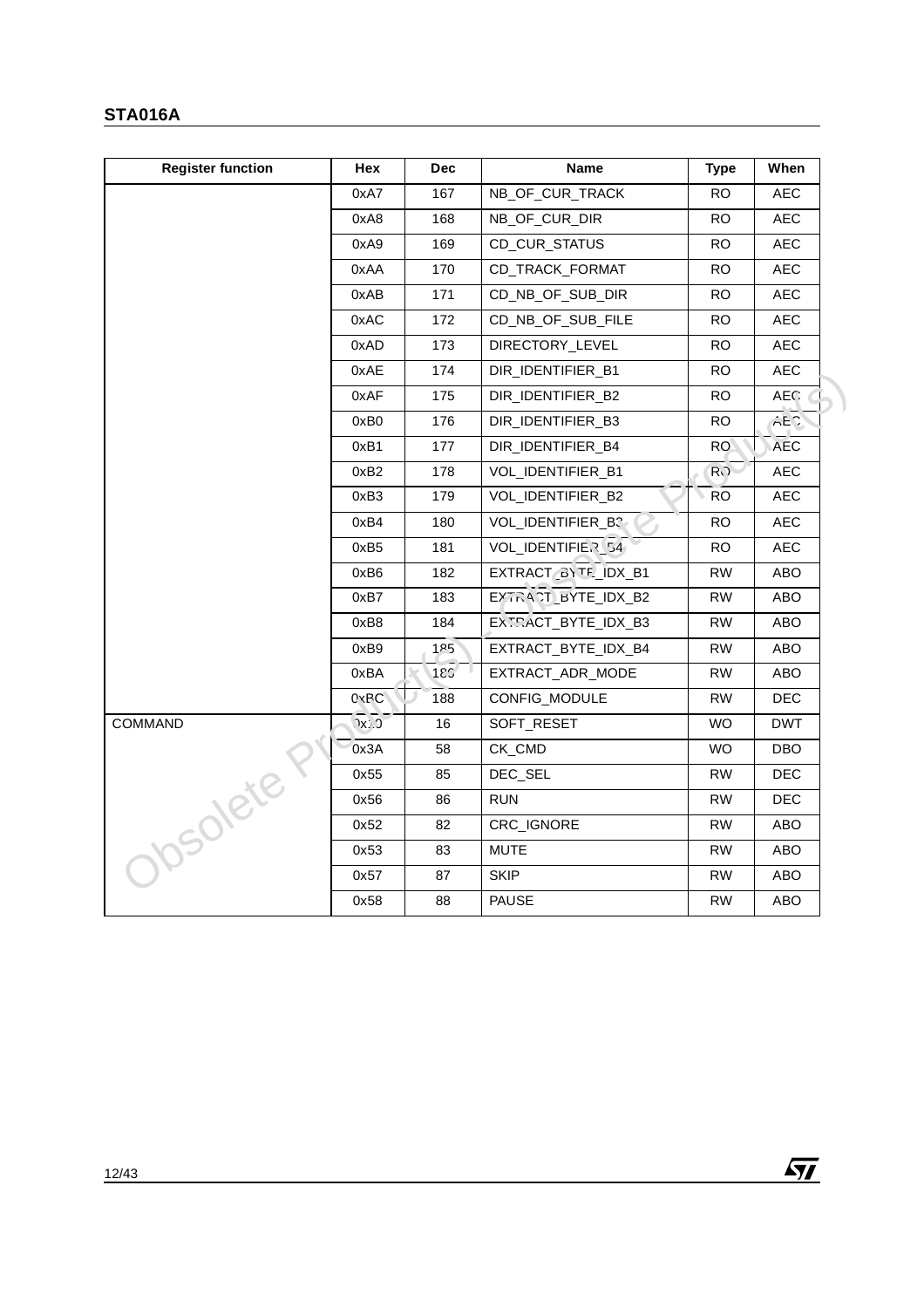| Register function | Hex | Dec | Name | Type | When |
|---|---|---|---|---|---|
| | 0xA7 | 167 | NB_OF_CUR_TRACK | RO | AEC |
| | 0xA8 | 168 | NB_OF_CUR_DIR | RO | AEC |
| | 0xA9 | 169 | CD_CUR_STATUS | RO | AEC |
| | 0xAA | 170 | CD_TRACK_FORMAT | RO | AEC |
| | 0xAB | 171 | CD_NB_OF_SUB_DIR | RO | AEC |
| | 0xAC | 172 | CD_NB_OF_SUB_FILE | RO | AEC |
| | 0xAD | 173 | DIRECTORY_LEVEL | RO | AEC |
| | 0xAE | 174 | DIR_IDENTIFIER_B1 | RO | AEC |
| | 0xAF | 175 | DIR_IDENTIFIER_B2 | RO | AEC |
| | 0xB0 | 176 | DIR_IDENTIFIER_B3 | RO | AEC |
| | 0xB1 | 177 | DIR_IDENTIFIER_B4 | RO | AEC |
| | 0xB2 | 178 | VOL_IDENTIFIER_B1 | RO | AEC |
| | 0xB3 | 179 | VOL_IDENTIFIER_B2 | RO | AEC |
| | 0xB4 | 180 | VOL_IDENTIFIER_B3 | RO | AEC |
| | 0xB5 | 181 | VOL_IDENTIFIER_B4 | RO | AEC |
| | 0xB6 | 182 | EXTRACT_BYTE_IDX_B1 | RW | ABO |
| | 0xB7 | 183 | EXTRACT_BYTE_IDX_B2 | RW | ABO |
| | 0xB8 | 184 | EXTRACT_BYTE_IDX_B3 | RW | ABO |
| | 0xB9 | 185 | EXTRACT_BYTE_IDX_B4 | RW | ABO |
| | 0xBA | 186 | EXTRACT_ADR_MODE | RW | ABO |
| | 0xBC | 188 | CONFIG_MODULE | RW | DEC |
| COMMAND | 0x10 | 16 | SOFT_RESET | WO | DWT |
| | 0x3A | 58 | CK_CMD | WO | DBO |
| | 0x55 | 85 | DEC_SEL | RW | DEC |
| | 0x56 | 86 | RUN | RW | DEC |
| | 0x52 | 82 | CRC_IGNORE | RW | ABO |
| | 0x53 | 83 | MUTE | RW | ABO |
| | 0x57 | 87 | SKIP | RW | ABO |
| | 0x58 | 88 | PAUSE | RW | ABO |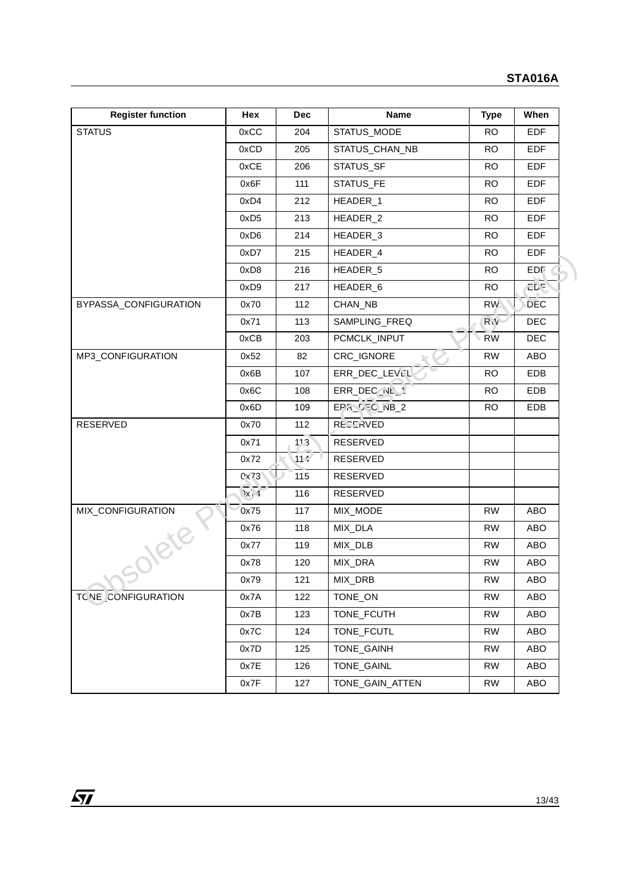| Register function | Hex | Dec | Name | Type | When |
|---|---|---|---|---|---|
| STATUS | 0xCC | 204 | STATUS_MODE | RO | EDF |
| | 0xCD | 205 | STATUS_CHAN_NB | RO | EDF |
| | 0xCE | 206 | STATUS_SF | RO | EDF |
| | 0x6F | 111 | STATUS_FE | RO | EDF |
| | 0xD4 | 212 | HEADER_1 | RO | EDF |
| | 0xD5 | 213 | HEADER_2 | RO | EDF |
| | 0xD6 | 214 | HEADER_3 | RO | EDF |
| | 0xD7 | 215 | HEADER_4 | RO | EDF |
| | 0xD8 | 216 | HEADER_5 | RO | EDF |
| | 0xD9 | 217 | HEADER_6 | RO | EDF |
| BYPASSA_CONFIGURATION | 0x70 | 112 | CHAN_NB | RW | DEC |
| | 0x71 | 113 | SAMPLING_FREQ | RW | DEC |
| | 0xCB | 203 | PCMCLK_INPUT | RW | DEC |
| MP3_CONFIGURATION | 0x52 | 82 | CRC_IGNORE | RW | ABO |
| | 0x6B | 107 | ERR_DEC_LEVEL | RO | EDB |
| | 0x6C | 108 | ERR_DEC_NB_1 | RO | EDB |
| | 0x6D | 109 | ERR_DEC_NB_2 | RO | EDB |
| RESERVED | 0x70 | 112 | RESERVED | | |
| | 0x71 | 113 | RESERVED | | |
| | 0x72 | 114 | RESERVED | | |
| | 0x73 | 115 | RESERVED | | |
| | 0x74 | 116 | RESERVED | | |
| MIX_CONFIGURATION | 0x75 | 117 | MIX_MODE | RW | ABO |
| | 0x76 | 118 | MIX_DLA | RW | ABO |
| | 0x77 | 119 | MIX_DLB | RW | ABO |
| | 0x78 | 120 | MIX_DRA | RW | ABO |
| | 0x79 | 121 | MIX_DRB | RW | ABO |
| TONE_CONFIGURATION | 0x7A | 122 | TONE_ON | RW | ABO |
| | 0x7B | 123 | TONE_FCUTH | RW | ABO |
| | 0x7C | 124 | TONE_FCUTL | RW | ABO |
| | 0x7D | 125 | TONE_GAINH | RW | ABO |
| | 0x7E | 126 | TONE_GAINL | RW | ABO |
| | 0x7F | 127 | TONE_GAIN_ATTEN | RW | ABO |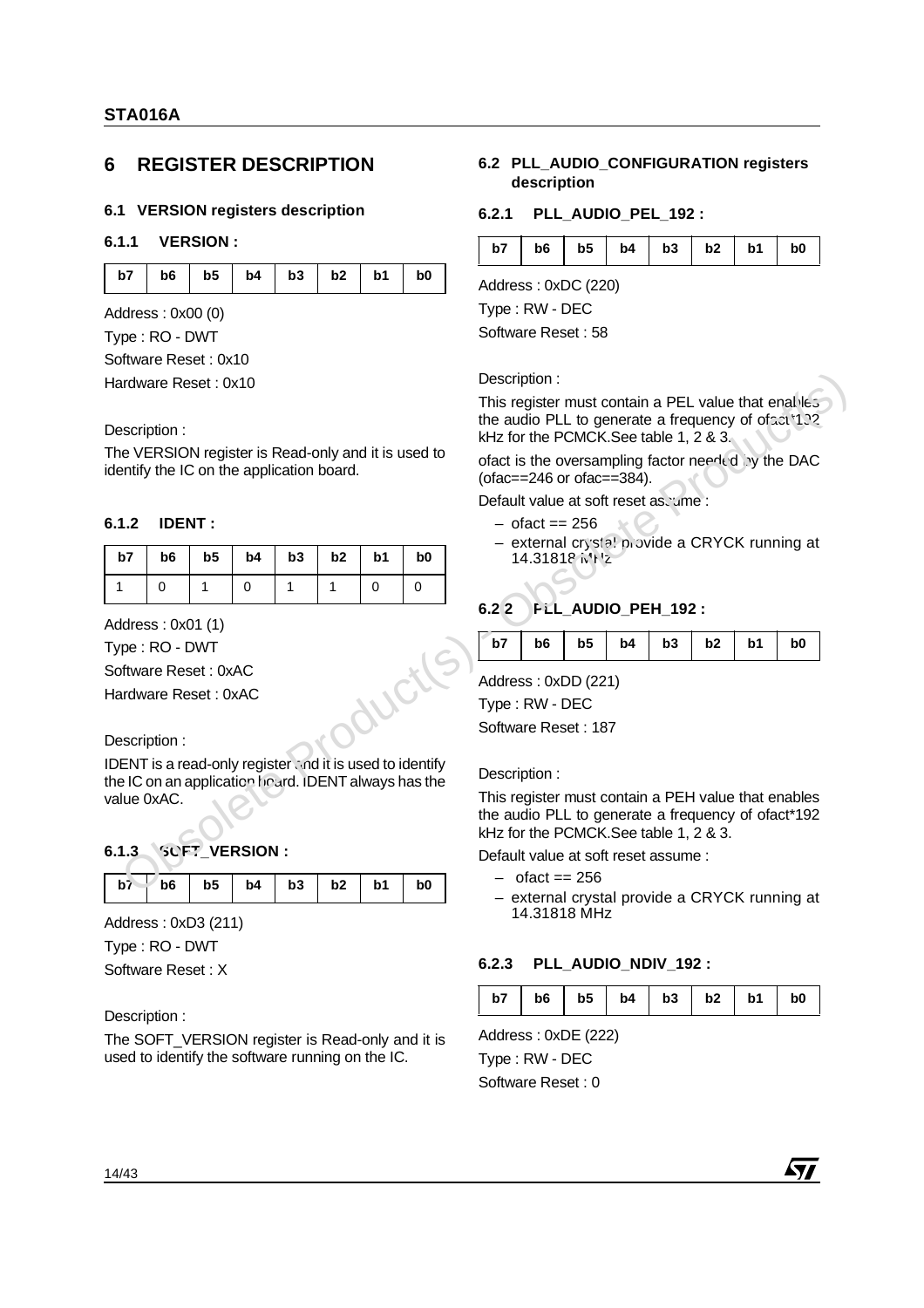## 6 REGISTER DESCRIPTION

### 6.1 VERSION registers description

#### 6.1.1 VERSION :

| b7 | b6 | b5 | b4 | b3 | b2 | b1 | b0 |
|---|---|---|---|---|---|---|---|

Address : 0x00 (0)

Type : RO - DWT

Software Reset : 0x10

Hardware Reset : 0x10

Description :

The VERSION register is Read-only and it is used to identify the IC on the application board.

#### 6.1.2 IDENT :

| b7 | b6 | b5 | b4 | b3 | b2 | b1 | b0 |
|---|---|---|---|---|---|---|---|
| 1 | 0 | 1 | 0 | 1 | 1 | 0 | 0 |

Address : 0x01 (1)

Type : RO - DWT

Software Reset : 0xAC

Hardware Reset : 0xAC

Description :

IDENT is a read-only register and it is used to identify the IC on an application board. IDENT always has the value 0xAC.

#### 6.1.3 SOFT_VERSION :

| b7 | b6 | b5 | b4 | b3 | b2 | b1 | b0 |
|---|---|---|---|---|---|---|---|

Address : 0xD3 (211)

Type : RO - DWT

Software Reset : X

Description :

The SOFT_VERSION register is Read-only and it is used to identify the software running on the IC.

### 6.2 PLL_AUDIO_CONFIGURATION registers description

#### 6.2.1 PLL_AUDIO_PEL_192 :

| b7 | b6 | b5 | b4 | b3 | b2 | b1 | b0 |
|---|---|---|---|---|---|---|---|

Address : 0xDC (220)

Type : RW - DEC

Software Reset : 58

Description :

This register must contain a PEL value that enables the audio PLL to generate a frequency of ofact*192 kHz for the PCMCK.See table 1, 2 & 3.

ofact is the oversampling factor needed by the DAC (ofac==246 or ofac==384).

Default value at soft reset assume :

- ofact == 256
- external crystal provide a CRYCK running at 14.31818 MHz

#### 6.2.2 PLL_AUDIO_PEH_192 :

| b7 | b6 | b5 | b4 | b3 | b2 | b1 | b0 |
|---|---|---|---|---|---|---|---|

Address : 0xDD (221)

Type : RW - DEC

Software Reset : 187

Description :

This register must contain a PEH value that enables the audio PLL to generate a frequency of ofact*192 kHz for the PCMCK.See table 1, 2 & 3.

Default value at soft reset assume :

- ofact == 256
- external crystal provide a CRYCK running at 14.31818 MHz

#### 6.2.3 PLL_AUDIO_NDIV_192 :

| b7 | b6 | b5 | b4 | b3 | b2 | b1 | b0 |
|---|---|---|---|---|---|---|---|

Address : 0xDE (222)

Type : RW - DEC

Software Reset : 0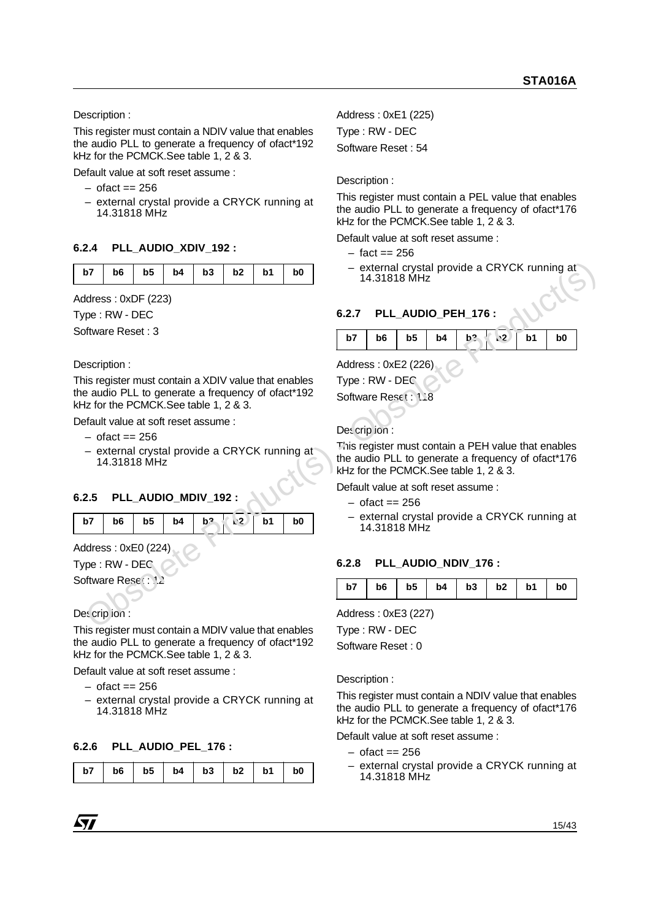Description :

This register must contain a NDIV value that enables the audio PLL to generate a frequency of ofact*192 kHz for the PCMCK.See table 1, 2 & 3.

Default value at soft reset assume :

– ofact == 256
– external crystal provide a CRYCK running at 14.31818 MHz

### 6.2.4 PLL_AUDIO_XDIV_192 :

| b7 | b6 | b5 | b4 | b3 | b2 | b1 | b0 |
|---|---|---|---|---|---|---|---|

Address : 0xDF (223)

Type : RW - DEC

Software Reset : 3

Description :

This register must contain a XDIV value that enables the audio PLL to generate a frequency of ofact*192 kHz for the PCMCK.See table 1, 2 & 3.

Default value at soft reset assume :

– ofact == 256
– external crystal provide a CRYCK running at 14.31818 MHz

### 6.2.5 PLL_AUDIO_MDIV_192 :

| b7 | b6 | b5 | b4 | b3 | b2 | b1 | b0 |
|---|---|---|---|---|---|---|---|

Address : 0xE0 (224)

Type : RW - DEC

Software Reset : 12

Description :

This register must contain a MDIV value that enables the audio PLL to generate a frequency of ofact*192 kHz for the PCMCK.See table 1, 2 & 3.

Default value at soft reset assume :

– ofact == 256
– external crystal provide a CRYCK running at 14.31818 MHz

### 6.2.6 PLL_AUDIO_PEL_176 :

| b7 | b6 | b5 | b4 | b3 | b2 | b1 | b0 |
|---|---|---|---|---|---|---|---|

Address : 0xE1 (225)

Type : RW - DEC

Software Reset : 54

Description :

This register must contain a PEL value that enables the audio PLL to generate a frequency of ofact*176 kHz for the PCMCK.See table 1, 2 & 3.

Default value at soft reset assume :

– fact == 256
– external crystal provide a CRYCK running at 14.31818 MHz

### 6.2.7 PLL_AUDIO_PEH_176 :

| b7 | b6 | b5 | b4 | b3 | b2 | b1 | b0 |
|---|---|---|---|---|---|---|---|

Address : 0xE2 (226)

Type : RW - DEC

Software Reset : 118

Description :

This register must contain a PEH value that enables the audio PLL to generate a frequency of ofact*176 kHz for the PCMCK.See table 1, 2 & 3.

Default value at soft reset assume :

– ofact == 256
– external crystal provide a CRYCK running at 14.31818 MHz

### 6.2.8 PLL_AUDIO_NDIV_176 :

| b7 | b6 | b5 | b4 | b3 | b2 | b1 | b0 |
|---|---|---|---|---|---|---|---|

Address : 0xE3 (227)

Type : RW - DEC

Software Reset : 0

Description :

This register must contain a NDIV value that enables the audio PLL to generate a frequency of ofact*176 kHz for the PCMCK.See table 1, 2 & 3.

Default value at soft reset assume :

– ofact == 256
– external crystal provide a CRYCK running at 14.31818 MHz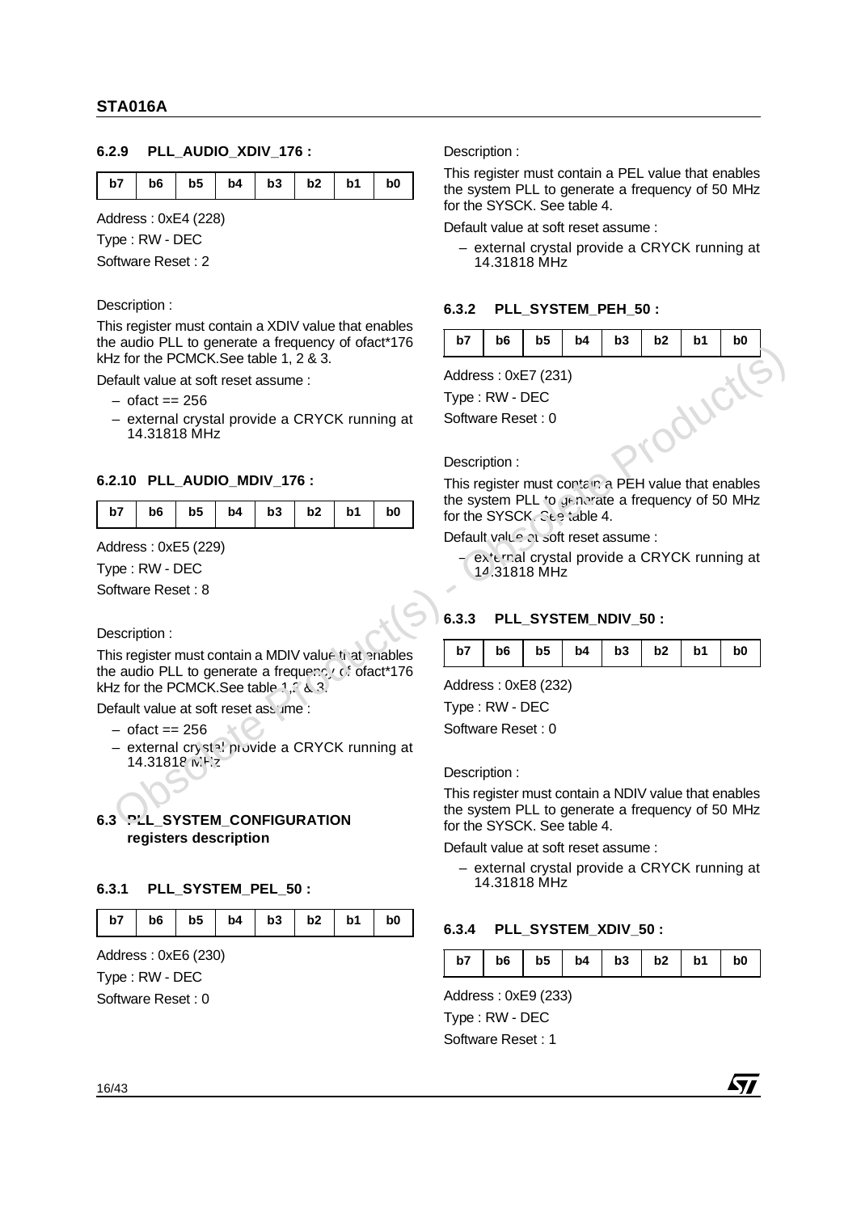#### 6.2.9 PLL_AUDIO_XDIV_176 :

| b7 | b6 | b5 | b4 | b3 | b2 | b1 | b0 |
|---|---|---|---|---|---|---|---|

Address : 0xE4 (228)

Type : RW - DEC

Software Reset : 2

Description :

This register must contain a XDIV value that enables the audio PLL to generate a frequency of ofact*176 kHz for the PCMCK.See table 1, 2 & 3.

Default value at soft reset assume :

- ofact == 256
- external crystal provide a CRYCK running at 14.31818 MHz

#### 6.2.10 PLL_AUDIO_MDIV_176 :

| b7 | b6 | b5 | b4 | b3 | b2 | b1 | b0 |
|---|---|---|---|---|---|---|---|

Address : 0xE5 (229)

Type : RW - DEC

Software Reset : 8

Description :

This register must contain a MDIV value that enables the audio PLL to generate a frequency of ofact*176 kHz for the PCMCK.See table 1,2 & 3.

Default value at soft reset assume :

- ofact == 256
- external crystal provide a CRYCK running at 14.31818 MHz

### 6.3 PLL_SYSTEM_CONFIGURATION registers description

#### 6.3.1 PLL_SYSTEM_PEL_50 :

| b7 | b6 | b5 | b4 | b3 | b2 | b1 | b0 |
|---|---|---|---|---|---|---|---|

Address : 0xE6 (230)

Type : RW - DEC

Software Reset : 0

Description :

This register must contain a PEL value that enables the system PLL to generate a frequency of 50 MHz for the SYSCK. See table 4.

Default value at soft reset assume :

- external crystal provide a CRYCK running at 14.31818 MHz

#### 6.3.2 PLL_SYSTEM_PEH_50 :

| b7 | b6 | b5 | b4 | b3 | b2 | b1 | b0 |
|---|---|---|---|---|---|---|---|

Address : 0xE7 (231)

Type : RW - DEC

Software Reset : 0

Description :

This register must contain a PEH value that enables the system PLL to generate a frequency of 50 MHz for the SYSCK. See table 4.

Default value at soft reset assume :

- external crystal provide a CRYCK running at 14.31818 MHz

#### 6.3.3 PLL_SYSTEM_NDIV_50 :

| b7 | b6 | b5 | b4 | b3 | b2 | b1 | b0 |
|---|---|---|---|---|---|---|---|

Address : 0xE8 (232)

Type : RW - DEC

Software Reset : 0

Description :

This register must contain a NDIV value that enables the system PLL to generate a frequency of 50 MHz for the SYSCK. See table 4.

Default value at soft reset assume :

- external crystal provide a CRYCK running at 14.31818 MHz

#### 6.3.4 PLL_SYSTEM_XDIV_50 :

| b7 | b6 | b5 | b4 | b3 | b2 | b1 | b0 |
|---|---|---|---|---|---|---|---|

Address : 0xE9 (233)

Type : RW - DEC

Software Reset : 1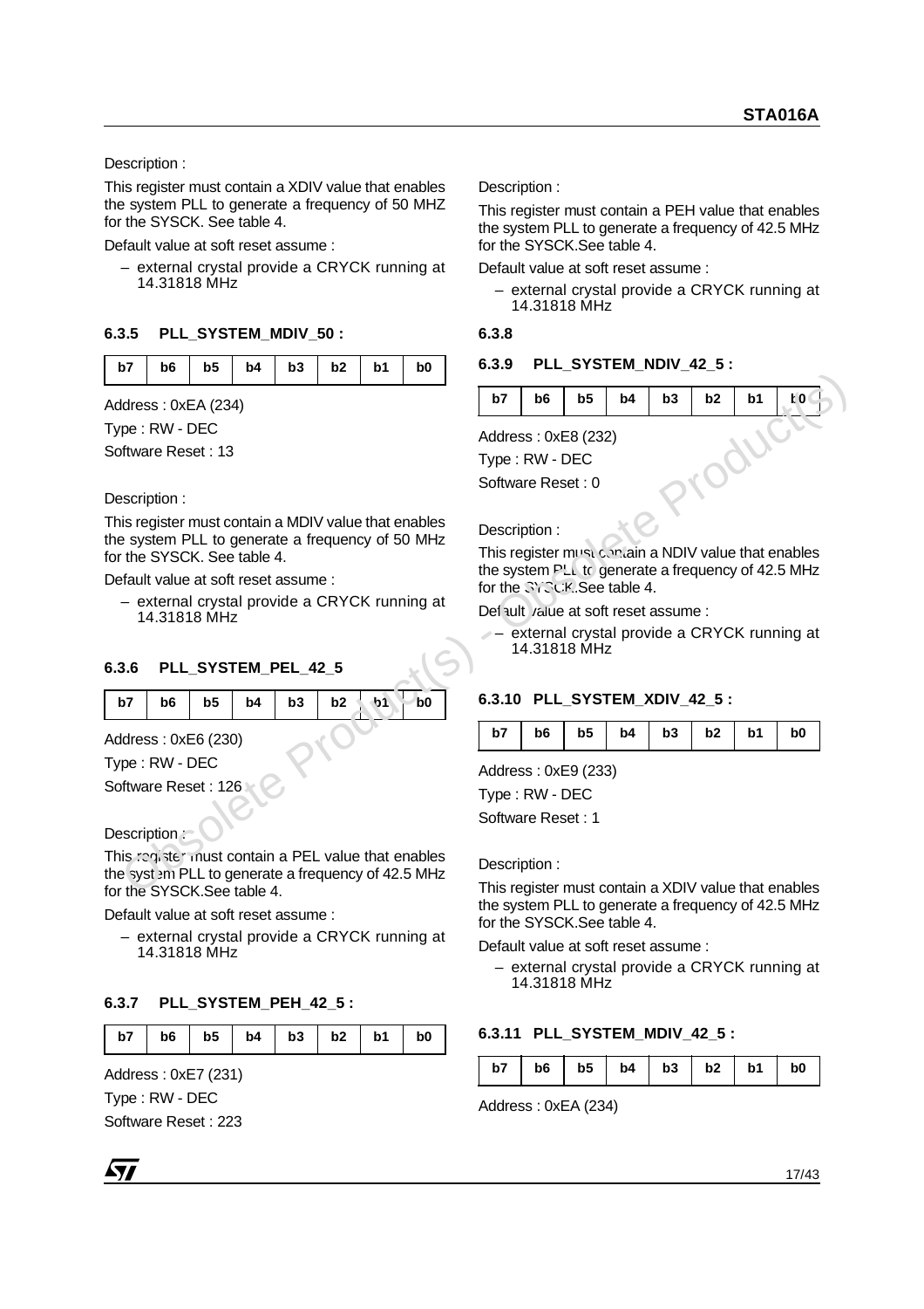Description :

This register must contain a XDIV value that enables the system PLL to generate a frequency of 50 MHZ for the SYSCK. See table 4.

Default value at soft reset assume :

– external crystal provide a CRYCK running at 14.31818 MHz

### 6.3.5 PLL_SYSTEM_MDIV_50 :

| b7 | b6 | b5 | b4 | b3 | b2 | b1 | b0 |
|---|---|---|---|---|---|---|---|

Address : 0xEA (234)

Type : RW - DEC

Software Reset : 13

Description :

This register must contain a MDIV value that enables the system PLL to generate a frequency of 50 MHz for the SYSCK. See table 4.

Default value at soft reset assume :

– external crystal provide a CRYCK running at 14.31818 MHz

### 6.3.6 PLL_SYSTEM_PEL_42_5

| b7 | b6 | b5 | b4 | b3 | b2 | b1 | b0 |
|---|---|---|---|---|---|---|---|

Address : 0xE6 (230)

Type : RW - DEC

Software Reset : 126

Description :

This register must contain a PEL value that enables the system PLL to generate a frequency of 42.5 MHz for the SYSCK.See table 4.

Default value at soft reset assume :

– external crystal provide a CRYCK running at 14.31818 MHz

### 6.3.7 PLL_SYSTEM_PEH_42_5 :

| b7 | b6 | b5 | b4 | b3 | b2 | b1 | b0 |
|---|---|---|---|---|---|---|---|

Address : 0xE7 (231)

Type : RW - DEC

Software Reset : 223

Description :

This register must contain a PEH value that enables the system PLL to generate a frequency of 42.5 MHz for the SYSCK.See table 4.

Default value at soft reset assume :

– external crystal provide a CRYCK running at 14.31818 MHz

### 6.3.8

### 6.3.9 PLL_SYSTEM_NDIV_42_5 :

| b7 | b6 | b5 | b4 | b3 | b2 | b1 | b0 |
|---|---|---|---|---|---|---|---|

Address : 0xE8 (232)

Type : RW - DEC

Software Reset : 0

Description :

This register must contain a NDIV value that enables the system PLL to generate a frequency of 42.5 MHz for the SYSCK.See table 4.

Default value at soft reset assume :

– external crystal provide a CRYCK running at 14.31818 MHz

### 6.3.10 PLL_SYSTEM_XDIV_42_5 :

| b7 | b6 | b5 | b4 | b3 | b2 | b1 | b0 |
|---|---|---|---|---|---|---|---|

Address : 0xE9 (233)

Type : RW - DEC

Software Reset : 1

Description :

This register must contain a XDIV value that enables the system PLL to generate a frequency of 42.5 MHz for the SYSCK.See table 4.

Default value at soft reset assume :

– external crystal provide a CRYCK running at 14.31818 MHz

### 6.3.11 PLL_SYSTEM_MDIV_42_5 :

| b7 | b6 | b5 | b4 | b3 | b2 | b1 | b0 |
|---|---|---|---|---|---|---|---|

Address : 0xEA (234)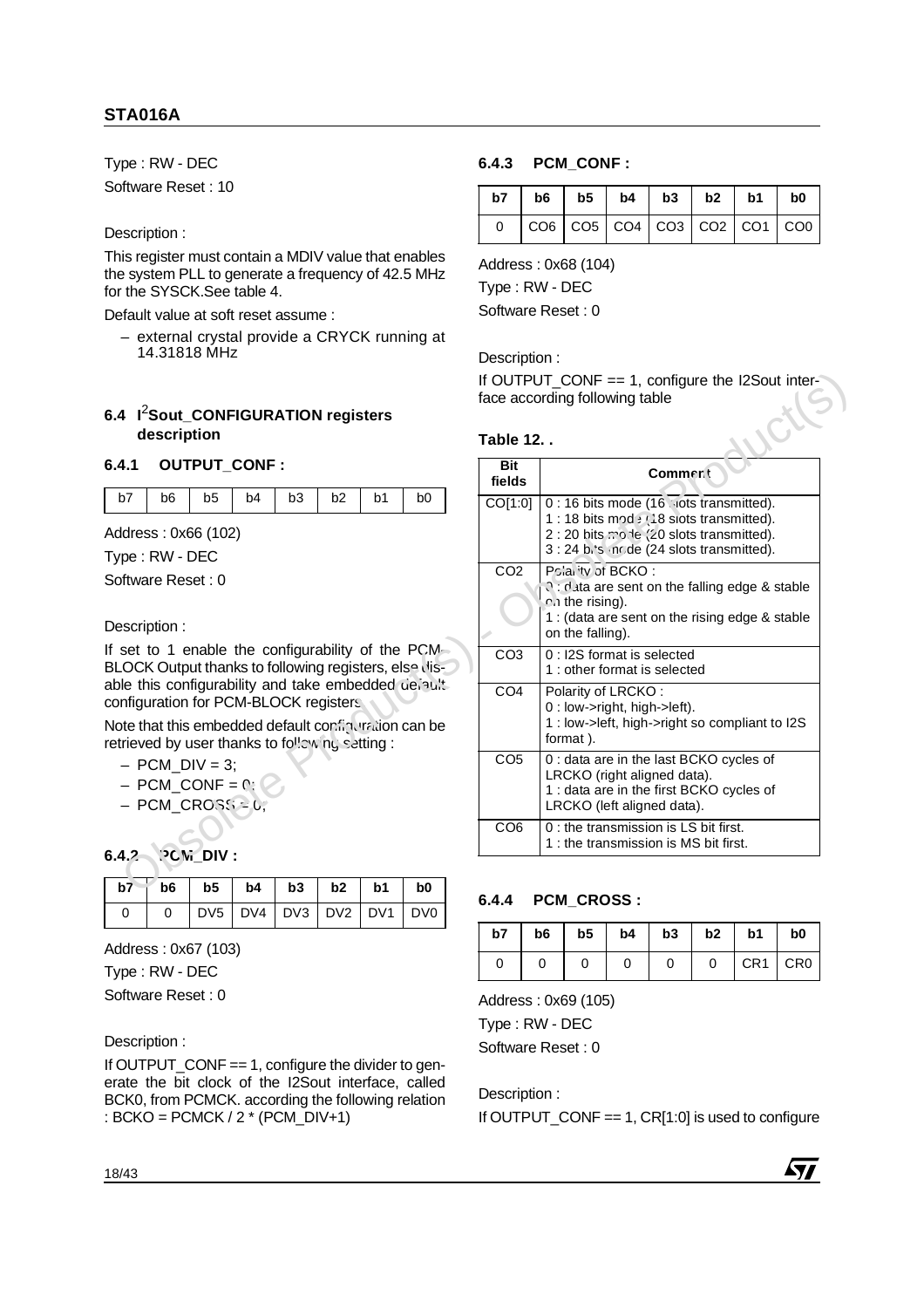Type : RW - DEC

Software Reset : 10

Description :

This register must contain a MDIV value that enables the system PLL to generate a frequency of 42.5 MHz for the SYSCK.See table 4.

Default value at soft reset assume :

– external crystal provide a CRYCK running at 14.31818 MHz

## 6.4 I²Sout_CONFIGURATION registers description

### 6.4.1 OUTPUT_CONF :

| b7 | b6 | b5 | b4 | b3 | b2 | b1 | b0 |
|---|---|---|---|---|---|---|---|

Address : 0x66 (102)

Type : RW - DEC

Software Reset : 0

Description :

If set to 1 enable the configurability of the PCM-BLOCK Output thanks to following registers, else disable this configurability and take embedded default configuration for PCM-BLOCK registers.

Note that this embedded default configuration can be retrieved by user thanks to following setting :

– PCM_DIV = 3;
– PCM_CONF = 0;
– PCM_CROSS = 0;

### 6.4.2 PCM_DIV :

| b7 | b6 | b5 | b4 | b3 | b2 | b1 | b0 |
|---|---|---|---|---|---|---|---|
| 0 | 0 | DV5 | DV4 | DV3 | DV2 | DV1 | DV0 |

Address : 0x67 (103)

Type : RW - DEC

Software Reset : 0

Description :

If OUTPUT_CONF == 1, configure the divider to generate the bit clock of the I2Sout interface, called BCK0, from PCMCK. according the following relation : BCKO = PCMCK / 2 * (PCM_DIV+1)

### 6.4.3 PCM_CONF :

| b7 | b6 | b5 | b4 | b3 | b2 | b1 | b0 |
|---|---|---|---|---|---|---|---|
| 0 | CO6 | CO5 | CO4 | CO3 | CO2 | CO1 | CO0 |

Address : 0x68 (104)

Type : RW - DEC

Software Reset : 0

Description :

If OUTPUT_CONF == 1, configure the I2Sout interface according following table

**Table 12. .**

| Bit fields | Comment |
|---|---|
| CO[1:0] | 0 : 16 bits mode (16 slots transmitted).<br>1 : 18 bits mode (18 slots transmitted).<br>2 : 20 bits mode (20 slots transmitted).<br>3 : 24 bits mode (24 slots transmitted). |
| CO2 | Polarity of BCKO :<br>0 : data are sent on the falling edge & stable on the rising).<br>1 : (data are sent on the rising edge & stable on the falling). |
| CO3 | 0 : I2S format is selected<br>1 : other format is selected |
| CO4 | Polarity of LRCKO :<br>0 : low->right, high->left).<br>1 : low->left, high->right so compliant to I2S format ). |
| CO5 | 0 : data are in the last BCKO cycles of LRCKO (right aligned data).<br>1 : data are in the first BCKO cycles of LRCKO (left aligned data). |
| CO6 | 0 : the transmission is LS bit first.<br>1 : the transmission is MS bit first. |

### 6.4.4 PCM_CROSS :

| b7 | b6 | b5 | b4 | b3 | b2 | b1 | b0 |
|---|---|---|---|---|---|---|---|
| 0 | 0 | 0 | 0 | 0 | 0 | CR1 | CR0 |

Address : 0x69 (105)

Type : RW - DEC

Software Reset : 0

Description :

If OUTPUT_CONF == 1, CR[1:0] is used to configure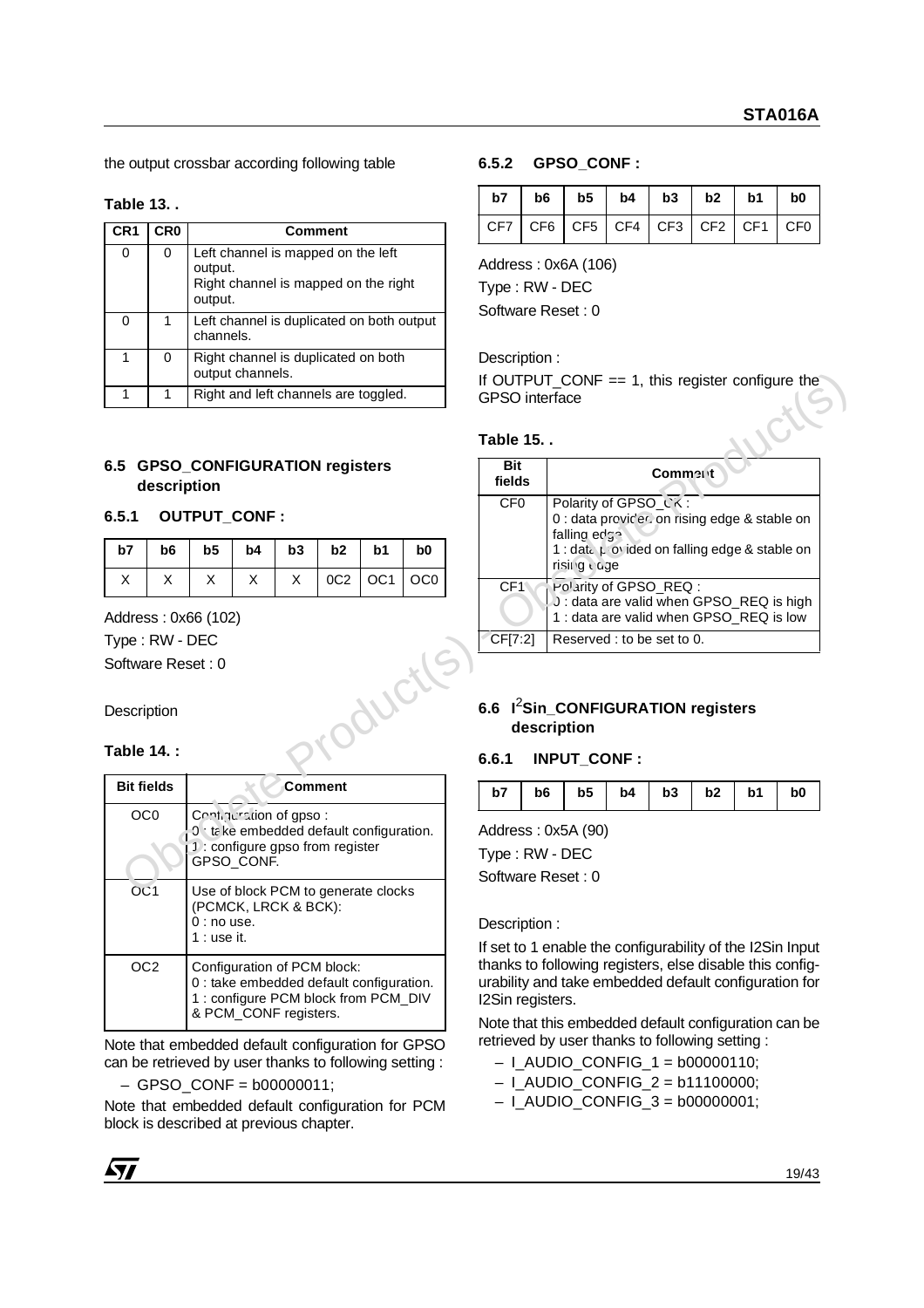the output crossbar according following table

**Table 13. .**

| CR1 | CR0 | Comment |
|---|---|---|
| 0 | 0 | Left channel is mapped on the left output. Right channel is mapped on the right output. |
| 0 | 1 | Left channel is duplicated on both output channels. |
| 1 | 0 | Right channel is duplicated on both output channels. |
| 1 | 1 | Right and left channels are toggled. |

## 6.5 GPSO_CONFIGURATION registers description

### 6.5.1 OUTPUT_CONF :

| b7 | b6 | b5 | b4 | b3 | b2 | b1 | b0 |
|---|---|---|---|---|---|---|---|
| X | X | X | X | X | 0C2 | OC1 | OC0 |

Address : 0x66 (102)

Type : RW - DEC

Software Reset : 0

Description

**Table 14. :**

| Bit fields | Comment |
|---|---|
| OC0 | Configuration of gpso : 0 : take embedded default configuration. 1 : configure gpso from register GPSO_CONF. |
| OC1 | Use of block PCM to generate clocks (PCMCK, LRCK & BCK): 0 : no use. 1 : use it. |
| OC2 | Configuration of PCM block: 0 : take embedded default configuration. 1 : configure PCM block from PCM_DIV & PCM_CONF registers. |

Note that embedded default configuration for GPSO can be retrieved by user thanks to following setting :

– GPSO_CONF = b00000011;

Note that embedded default configuration for PCM block is described at previous chapter.

### 6.5.2 GPSO_CONF :

| b7 | b6 | b5 | b4 | b3 | b2 | b1 | b0 |
|---|---|---|---|---|---|---|---|
| CF7 | CF6 | CF5 | CF4 | CF3 | CF2 | CF1 | CF0 |

Address : 0x6A (106)

Type : RW - DEC

Software Reset : 0

Description :

If OUTPUT_CONF == 1, this register configure the GPSO interface

**Table 15. .**

| Bit fields | Comment |
|---|---|
| CF0 | Polarity of GPSO_CK : 0 : data provided on rising edge & stable on falling edge 1 : data provided on falling edge & stable on rising edge |
| CF1 | Polarity of GPSO_REQ : 0 : data are valid when GPSO_REQ is high 1 : data are valid when GPSO_REQ is low |
| CF[7:2] | Reserved : to be set to 0. |

## 6.6 I²Sin_CONFIGURATION registers description

### 6.6.1 INPUT_CONF :

| b7 | b6 | b5 | b4 | b3 | b2 | b1 | b0 |
|---|---|---|---|---|---|---|---|

Address : 0x5A (90)

Type : RW - DEC

Software Reset : 0

Description :

If set to 1 enable the configurability of the I2Sin Input thanks to following registers, else disable this configurability and take embedded default configuration for I2Sin registers.

Note that this embedded default configuration can be retrieved by user thanks to following setting :

– I_AUDIO_CONFIG_1 = b00000110;

– I_AUDIO_CONFIG_2 = b11100000;

– I_AUDIO_CONFIG_3 = b00000001;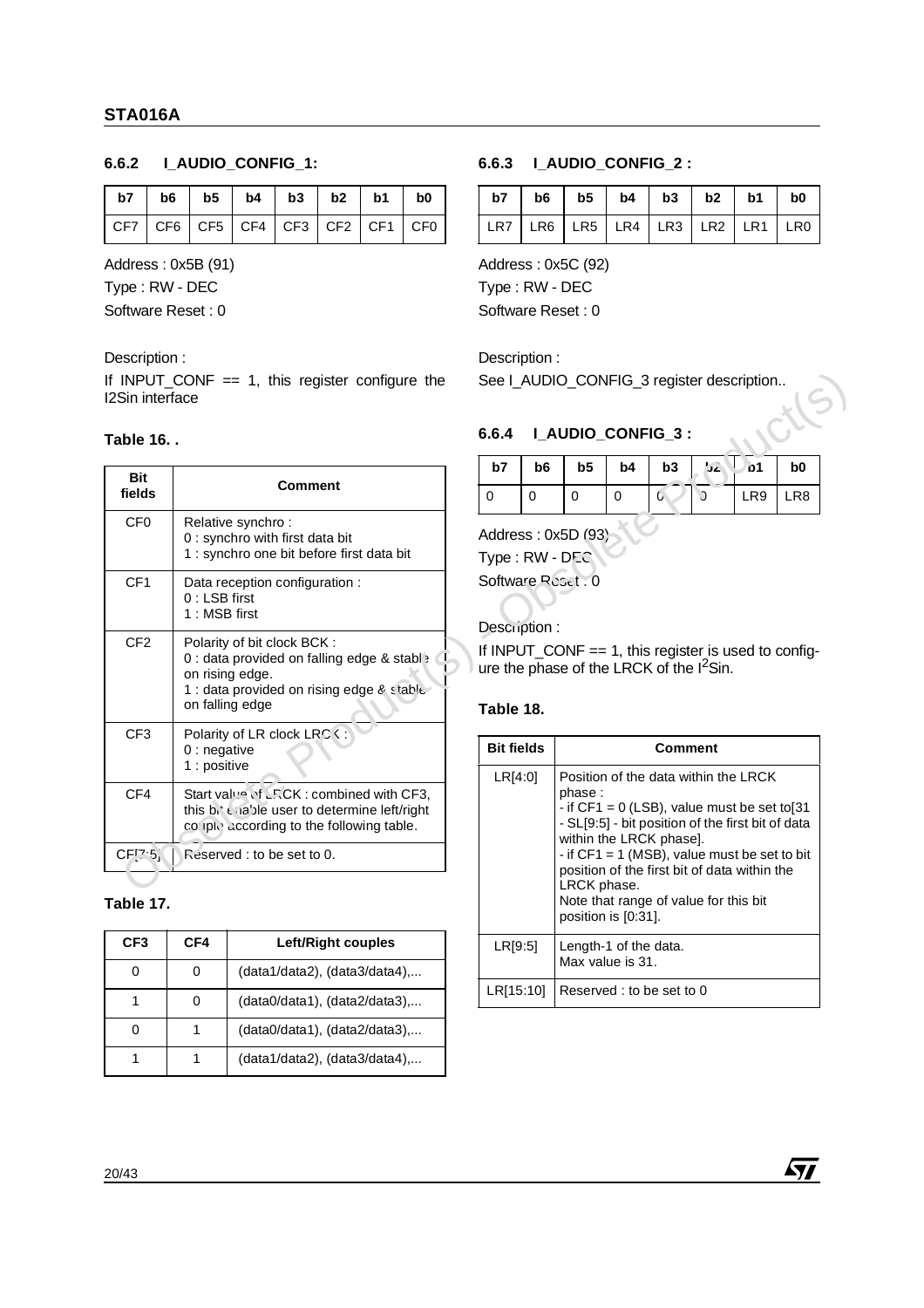### 6.6.2 I_AUDIO_CONFIG_1:

| b7 | b6 | b5 | b4 | b3 | b2 | b1 | b0 |
|---|---|---|---|---|---|---|---|
| CF7 | CF6 | CF5 | CF4 | CF3 | CF2 | CF1 | CF0 |

Address : 0x5B (91)

Type : RW - DEC

Software Reset : 0

Description :

If INPUT_CONF == 1, this register configure the I2Sin interface

**Table 16. .**

| Bit fields | Comment |
|---|---|
| CF0 | Relative synchro :<br>0 : synchro with first data bit<br>1 : synchro one bit before first data bit |
| CF1 | Data reception configuration :<br>0 : LSB first<br>1 : MSB first |
| CF2 | Polarity of bit clock BCK :<br>0 : data provided on falling edge & stable on rising edge.<br>1 : data provided on rising edge & stable on falling edge |
| CF3 | Polarity of LR clock LRCK :<br>0 : negative<br>1 : positive |
| CF4 | Start value of LRCK : combined with CF3, this bit enable user to determine left/right couple according to the following table. |
| CF[7:5] | Reserved : to be set to 0. |

**Table 17.**

| CF3 | CF4 | Left/Right couples |
|---|---|---|
| 0 | 0 | (data1/data2), (data3/data4),... |
| 1 | 0 | (data0/data1), (data2/data3),... |
| 0 | 1 | (data0/data1), (data2/data3),... |
| 1 | 1 | (data1/data2), (data3/data4),... |

### 6.6.3 I_AUDIO_CONFIG_2 :

| b7 | b6 | b5 | b4 | b3 | b2 | b1 | b0 |
|---|---|---|---|---|---|---|---|
| LR7 | LR6 | LR5 | LR4 | LR3 | LR2 | LR1 | LR0 |

Address : 0x5C (92)

Type : RW - DEC

Software Reset : 0

Description :

See I_AUDIO_CONFIG_3 register description..

### 6.6.4 I_AUDIO_CONFIG_3 :

| b7 | b6 | b5 | b4 | b3 | b2 | b1 | b0 |
|---|---|---|---|---|---|---|---|
| 0 | 0 | 0 | 0 | 0 | 0 | LR9 | LR8 |

Address : 0x5D (93)

Type : RW - DEC

Software Reset : 0

Description :

If INPUT_CONF == 1, this register is used to configure the phase of the LRCK of the I$^2$Sin.

**Table 18.**

| Bit fields | Comment |
|---|---|
| LR[4:0] | Position of the data within the LRCK phase :<br>- if CF1 = 0 (LSB), value must be set to[31 - SL[9:5] - bit position of the first bit of data within the LRCK phase].<br>- if CF1 = 1 (MSB), value must be set to bit position of the first bit of data within the LRCK phase.<br>Note that range of value for this bit position is [0:31]. |
| LR[9:5] | Length-1 of the data.<br>Max value is 31. |
| LR[15:10] | Reserved : to be set to 0 |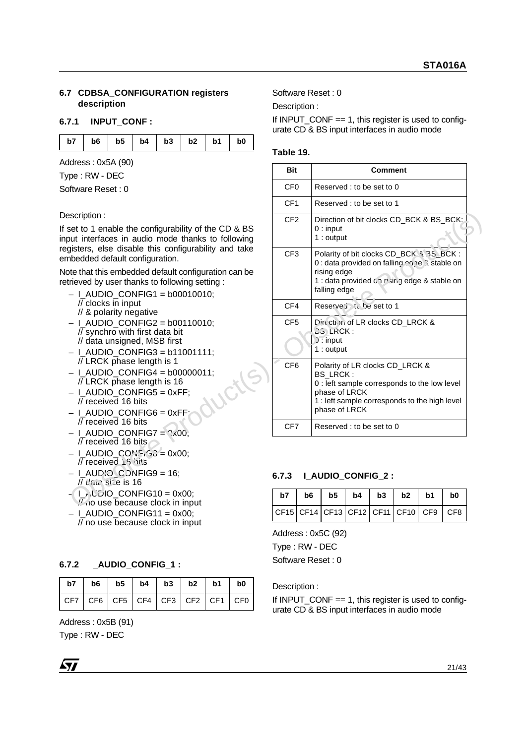### 6.7 CDBSA_CONFIGURATION registers description

#### 6.7.1 INPUT_CONF :

| b7 | b6 | b5 | b4 | b3 | b2 | b1 | b0 |
|---|---|---|---|---|---|---|---|

Address : 0x5A (90)

Type : RW - DEC

Software Reset : 0

Description :

If set to 1 enable the configurability of the CD & BS input interfaces in audio mode thanks to following registers, else disable this configurability and take embedded default configuration.

Note that this embedded default configuration can be retrieved by user thanks to following setting :

- I_AUDIO_CONFIG1 = b00010010;
  // clocks in input
  // & polarity negative
- I_AUDIO_CONFIG2 = b00110010;
  // synchro with first data bit
  // data unsigned, MSB first
- I_AUDIO_CONFIG3 = b11001111;
  // LRCK phase length is 1
- I_AUDIO_CONFIG4 = b00000011;
  // LRCK phase length is 16
- I_AUDIO_CONFIG5 = 0xFF;
  // received 16 bits
- I_AUDIO_CONFIG6 = 0xFF;
  // received 16 bits
- I_AUDIO_CONFIG7 = 0x00;
  // received 16 bits
- I_AUDIO_CONFIG8 = 0x00;
  // received 16 bits
- I_AUDIO_CONFIG9 = 16;
  // data size is 16
- I_AUDIO_CONFIG10 = 0x00;
  // no use because clock in input
- I_AUDIO_CONFIG11 = 0x00;
  // no use because clock in input

#### 6.7.2 _AUDIO_CONFIG_1 :

| b7 | b6 | b5 | b4 | b3 | b2 | b1 | b0 |
|---|---|---|---|---|---|---|---|
| CF7 | CF6 | CF5 | CF4 | CF3 | CF2 | CF1 | CF0 |

Address : 0x5B (91)

Type : RW - DEC

Software Reset : 0

Description :

If INPUT_CONF == 1, this register is used to configurate CD & BS input interfaces in audio mode

**Table 19.**

| Bit | Comment |
|---|---|
| CF0 | Reserved : to be set to 0 |
| CF1 | Reserved : to be set to 1 |
| CF2 | Direction of bit clocks CD_BCK & BS_BCK:<br>0 : input<br>1 : output |
| CF3 | Polarity of bit clocks CD_BCK & BS_BCK :<br>0 : data provided on falling edge & stable on rising edge<br>1 : data provided on rising edge & stable on falling edge |
| CF4 | Reserved : to be set to 1 |
| CF5 | Direction of LR clocks CD_LRCK & BS_LRCK :<br>0 : input<br>1 : output |
| CF6 | Polarity of LR clocks CD_LRCK & BS_LRCK :<br>0 : left sample corresponds to the low level phase of LRCK<br>1 : left sample corresponds to the high level phase of LRCK |
| CF7 | Reserved : to be set to 0 |

#### 6.7.3 I_AUDIO_CONFIG_2 :

| b7 | b6 | b5 | b4 | b3 | b2 | b1 | b0 |
|---|---|---|---|---|---|---|---|
| CF15 | CF14 | CF13 | CF12 | CF11 | CF10 | CF9 | CF8 |

Address : 0x5C (92)

Type : RW - DEC

Software Reset : 0

Description :

If INPUT_CONF == 1, this register is used to configurate CD & BS input interfaces in audio mode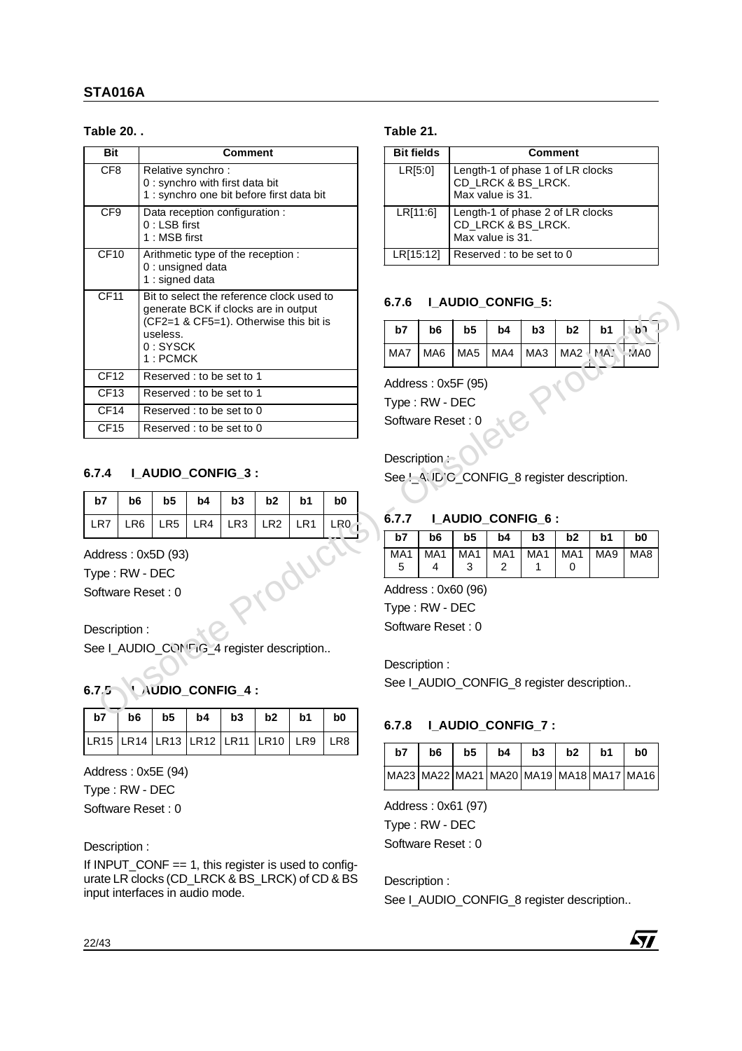**Table 20. .**

| Bit | Comment |
| --- | --- |
| CF8 | Relative synchro :<br>0 : synchro with first data bit<br>1 : synchro one bit before first data bit |
| CF9 | Data reception configuration :<br>0 : LSB first<br>1 : MSB first |
| CF10 | Arithmetic type of the reception :<br>0 : unsigned data<br>1 : signed data |
| CF11 | Bit to select the reference clock used to generate BCK if clocks are in output (CF2=1 & CF5=1). Otherwise this bit is useless.<br>0 : SYSCK<br>1 : PCMCK |
| CF12 | Reserved : to be set to 1 |
| CF13 | Reserved : to be set to 1 |
| CF14 | Reserved : to be set to 0 |
| CF15 | Reserved : to be set to 0 |

### 6.7.4 I_AUDIO_CONFIG_3 :

| b7 | b6 | b5 | b4 | b3 | b2 | b1 | b0 |
| --- | --- | --- | --- | --- | --- | --- | --- |
| LR7 | LR6 | LR5 | LR4 | LR3 | LR2 | LR1 | LR0 |

Address : 0x5D (93)

Type : RW - DEC

Software Reset : 0

Description :

See I_AUDIO_CONFIG_4 register description..

### 6.7.5 I_AUDIO_CONFIG_4 :

| b7 | b6 | b5 | b4 | b3 | b2 | b1 | b0 |
| --- | --- | --- | --- | --- | --- | --- | --- |
| LR15 | LR14 | LR13 | LR12 | LR11 | LR10 | LR9 | LR8 |

Address : 0x5E (94)

Type : RW - DEC

Software Reset : 0

Description :

If INPUT_CONF == 1, this register is used to configurate LR clocks (CD_LRCK & BS_LRCK) of CD & BS input interfaces in audio mode.

**Table 21.**

| Bit fields | Comment |
| --- | --- |
| LR[5:0] | Length-1 of phase 1 of LR clocks CD_LRCK & BS_LRCK.<br>Max value is 31. |
| LR[11:6] | Length-1 of phase 2 of LR clocks CD_LRCK & BS_LRCK.<br>Max value is 31. |
| LR[15:12] | Reserved : to be set to 0 |

### 6.7.6 I_AUDIO_CONFIG_5:

| b7 | b6 | b5 | b4 | b3 | b2 | b1 | b0 |
| --- | --- | --- | --- | --- | --- | --- | --- |
| MA7 | MA6 | MA5 | MA4 | MA3 | MA2 | MA1 | MA0 |

Address : 0x5F (95)

Type : RW - DEC

Software Reset : 0

Description :

See I_AUDIO_CONFIG_8 register description.

### 6.7.7 I_AUDIO_CONFIG_6 :

| b7 | b6 | b5 | b4 | b3 | b2 | b1 | b0 |
| --- | --- | --- | --- | --- | --- | --- | --- |
| MA15 | MA14 | MA13 | MA12 | MA11 | MA10 | MA9 | MA8 |

Address : 0x60 (96)

Type : RW - DEC

Software Reset : 0

Description :

See I_AUDIO_CONFIG_8 register description..

### 6.7.8 I_AUDIO_CONFIG_7 :

| b7 | b6 | b5 | b4 | b3 | b2 | b1 | b0 |
| --- | --- | --- | --- | --- | --- | --- | --- |
| MA23 | MA22 | MA21 | MA20 | MA19 | MA18 | MA17 | MA16 |

Address : 0x61 (97)

Type : RW - DEC

Software Reset : 0

Description :

See I_AUDIO_CONFIG_8 register description..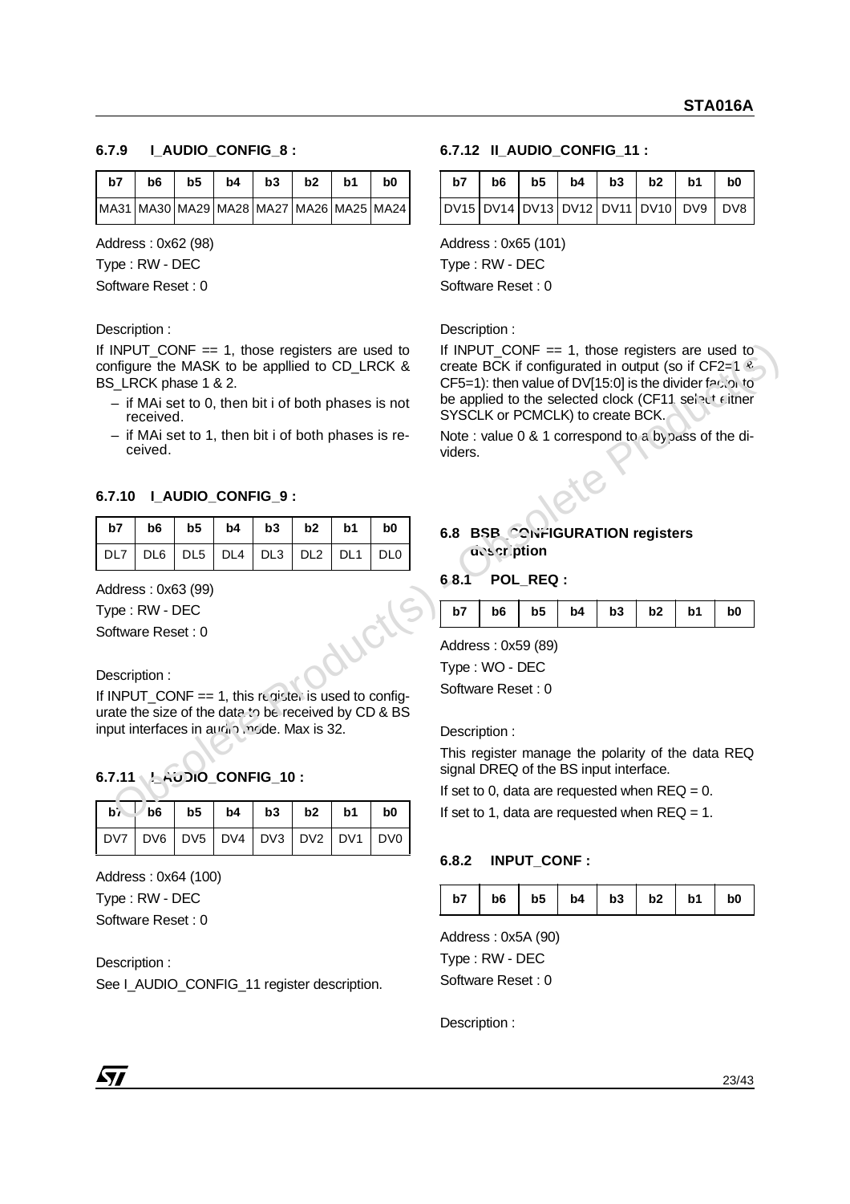### 6.7.9 I_AUDIO_CONFIG_8 :

| b7 | b6 | b5 | b4 | b3 | b2 | b1 | b0 |
|---|---|---|---|---|---|---|---|
| MA31 | MA30 | MA29 | MA28 | MA27 | MA26 | MA25 | MA24 |

Address : 0x62 (98)

Type : RW - DEC

Software Reset : 0

Description :

If INPUT_CONF == 1, those registers are used to configure the MASK to be appllied to CD_LRCK & BS_LRCK phase 1 & 2.

- if MAi set to 0, then bit i of both phases is not received.
- if MAi set to 1, then bit i of both phases is received.

### 6.7.10 I_AUDIO_CONFIG_9 :

| b7 | b6 | b5 | b4 | b3 | b2 | b1 | b0 |
|---|---|---|---|---|---|---|---|
| DL7 | DL6 | DL5 | DL4 | DL3 | DL2 | DL1 | DL0 |

Address : 0x63 (99)

Type : RW - DEC

Software Reset : 0

Description :

If INPUT_CONF == 1, this register is used to configurate the size of the data to be received by CD & BS input interfaces in audio mode. Max is 32.

### 6.7.11 I_AUDIO_CONFIG_10 :

| b7 | b6 | b5 | b4 | b3 | b2 | b1 | b0 |
|---|---|---|---|---|---|---|---|
| DV7 | DV6 | DV5 | DV4 | DV3 | DV2 | DV1 | DV0 |

Address : 0x64 (100)

Type : RW - DEC

Software Reset : 0

Description :

See I_AUDIO_CONFIG_11 register description.

### 6.7.12 II_AUDIO_CONFIG_11 :

| b7 | b6 | b5 | b4 | b3 | b2 | b1 | b0 |
|---|---|---|---|---|---|---|---|
| DV15 | DV14 | DV13 | DV12 | DV11 | DV10 | DV9 | DV8 |

Address : 0x65 (101)

Type : RW - DEC

Software Reset : 0

Description :

If INPUT_CONF == 1, those registers are used to create BCK if configurated in output (so if CF2=1 & CF5=1): then value of DV[15:0] is the divider factor to be applied to the selected clock (CF11 select either SYSCLK or PCMCLK) to create BCK.

Note : value 0 & 1 correspond to a bypass of the dividers.

## 6.8 BSB CONFIGURATION registers description

### 6.8.1 POL_REQ :

| b7 | b6 | b5 | b4 | b3 | b2 | b1 | b0 |
|---|---|---|---|---|---|---|---|

Address : 0x59 (89)

Type : WO - DEC

Software Reset : 0

Description :

This register manage the polarity of the data REQ signal DREQ of the BS input interface.

If set to 0, data are requested when REQ = 0.

If set to 1, data are requested when REQ = 1.

### 6.8.2 INPUT_CONF :

| b7 | b6 | b5 | b4 | b3 | b2 | b1 | b0 |
|---|---|---|---|---|---|---|---|

Address : 0x5A (90)

Type : RW - DEC

Software Reset : 0

Description :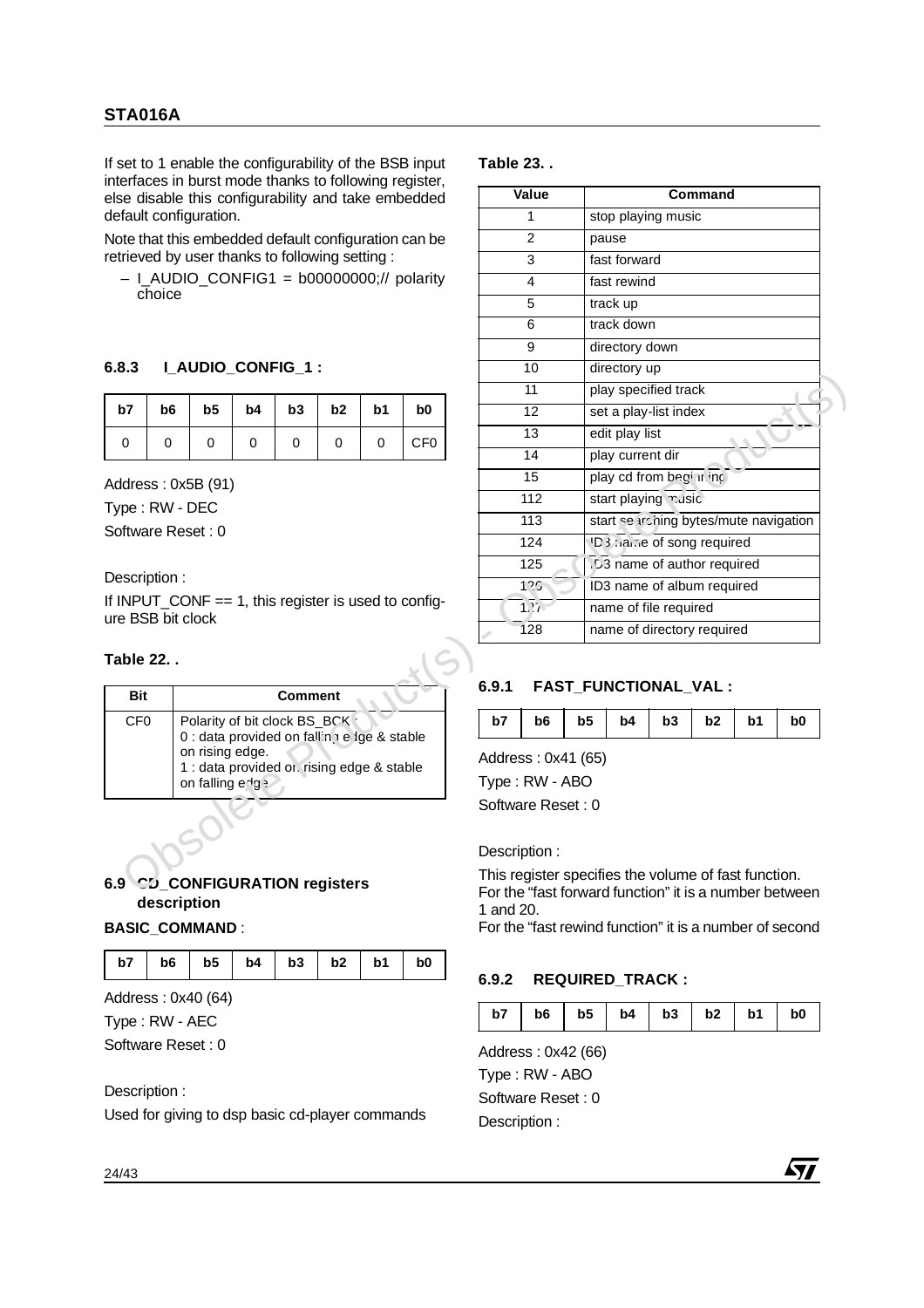If set to 1 enable the configurability of the BSB input interfaces in burst mode thanks to following register, else disable this configurability and take embedded default configuration.

Note that this embedded default configuration can be retrieved by user thanks to following setting :

– I_AUDIO_CONFIG1 = b00000000;// polarity choice

### 6.8.3 I_AUDIO_CONFIG_1 :

| b7 | b6 | b5 | b4 | b3 | b2 | b1 | b0 |
|---|---|---|---|---|---|---|---|
| 0 | 0 | 0 | 0 | 0 | 0 | 0 | CF0 |

Address : 0x5B (91)

Type : RW - DEC

Software Reset : 0

Description :

If INPUT_CONF == 1, this register is used to configure BSB bit clock

**Table 22. .**

| Bit | Comment |
|---|---|
| CF0 | Polarity of bit clock BS_BCK :<br>0 : data provided on falling edge & stable on rising edge.<br>1 : data provided on rising edge & stable on falling edge |

## 6.9 CD_CONFIGURATION registers description

**BASIC_COMMAND** :

| b7 | b6 | b5 | b4 | b3 | b2 | b1 | b0 |
|---|---|---|---|---|---|---|---|

Address : 0x40 (64)

Type : RW - AEC

Software Reset : 0

Description :

Used for giving to dsp basic cd-player commands

**Table 23. .**

| Value | Command |
|---|---|
| 1 | stop playing music |
| 2 | pause |
| 3 | fast forward |
| 4 | fast rewind |
| 5 | track up |
| 6 | track down |
| 9 | directory down |
| 10 | directory up |
| 11 | play specified track |
| 12 | set a play-list index |
| 13 | edit play list |
| 14 | play current dir |
| 15 | play cd from beginning |
| 112 | start playing music |
| 113 | start searching bytes/mute navigation |
| 124 | ID3 name of song required |
| 125 | ID3 name of author required |
| 126 | ID3 name of album required |
| 127 | name of file required |
| 128 | name of directory required |

### 6.9.1 FAST_FUNCTIONAL_VAL :

| b7 | b6 | b5 | b4 | b3 | b2 | b1 | b0 |
|---|---|---|---|---|---|---|---|

Address : 0x41 (65)

Type : RW - ABO

Software Reset : 0

Description :

This register specifies the volume of fast function.
For the "fast forward function" it is a number between 1 and 20.
For the "fast rewind function" it is a number of second

### 6.9.2 REQUIRED_TRACK :

| b7 | b6 | b5 | b4 | b3 | b2 | b1 | b0 |
|---|---|---|---|---|---|---|---|

Address : 0x42 (66)

Type : RW - ABO

Software Reset : 0

Description :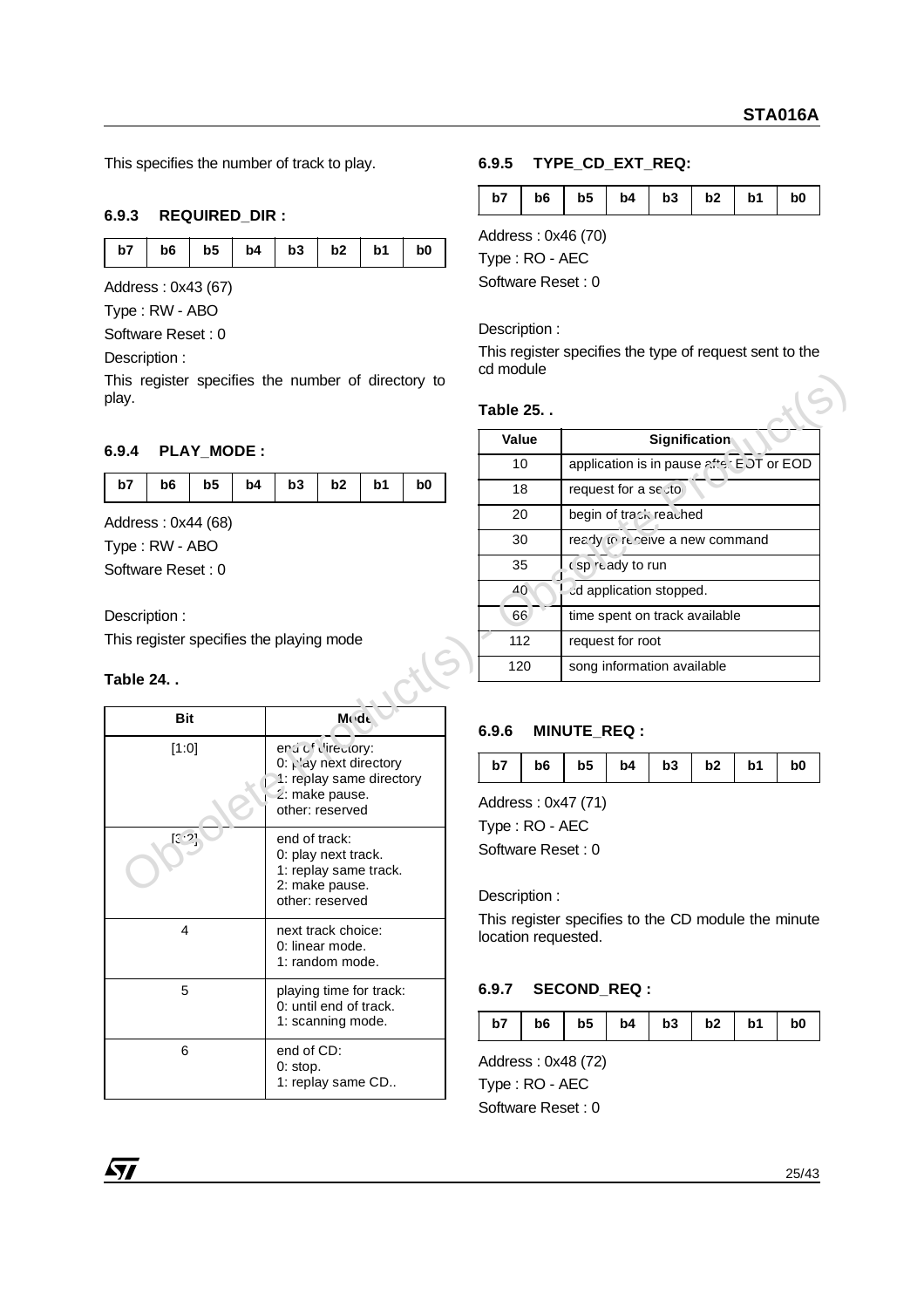This specifies the number of track to play.

### 6.9.3 REQUIRED_DIR :

| b7 | b6 | b5 | b4 | b3 | b2 | b1 | b0 |
|---|---|---|---|---|---|---|---|

Address : 0x43 (67)

Type : RW - ABO

Software Reset : 0

Description :

This register specifies the number of directory to play.

### 6.9.4 PLAY_MODE :

| b7 | b6 | b5 | b4 | b3 | b2 | b1 | b0 |
|---|---|---|---|---|---|---|---|

Address : 0x44 (68)

Type : RW - ABO

Software Reset : 0

Description :

This register specifies the playing mode

**Table 24. .**

| Bit | Mode |
|---|---|
| [1:0] | end of directory:<br>0: play next directory<br>1: replay same directory<br>2: make pause.<br>other: reserved |
| [3:2] | end of track:<br>0: play next track.<br>1: replay same track.<br>2: make pause.<br>other: reserved |
| 4 | next track choice:<br>0: linear mode.<br>1: random mode. |
| 5 | playing time for track:<br>0: until end of track.<br>1: scanning mode. |
| 6 | end of CD:<br>0: stop.<br>1: replay same CD.. |

### 6.9.5 TYPE_CD_EXT_REQ:

| b7 | b6 | b5 | b4 | b3 | b2 | b1 | b0 |
|---|---|---|---|---|---|---|---|

Address : 0x46 (70)

Type : RO - AEC

Software Reset : 0

Description :

This register specifies the type of request sent to the cd module

**Table 25. .**

| Value | Signification |
|---|---|
| 10 | application is in pause after EOT or EOD |
| 18 | request for a secto |
| 20 | begin of track reached |
| 30 | ready to receive a new command |
| 35 | dsp ready to run |
| 40 | cd application stopped. |
| 66 | time spent on track available |
| 112 | request for root |
| 120 | song information available |

### 6.9.6 MINUTE_REQ :

| b7 | b6 | b5 | b4 | b3 | b2 | b1 | b0 |
|---|---|---|---|---|---|---|---|

Address : 0x47 (71)

Type : RO - AEC

Software Reset : 0

Description :

This register specifies to the CD module the minute location requested.

### 6.9.7 SECOND_REQ :

| b7 | b6 | b5 | b4 | b3 | b2 | b1 | b0 |
|---|---|---|---|---|---|---|---|

Address : 0x48 (72)

Type : RO - AEC

Software Reset : 0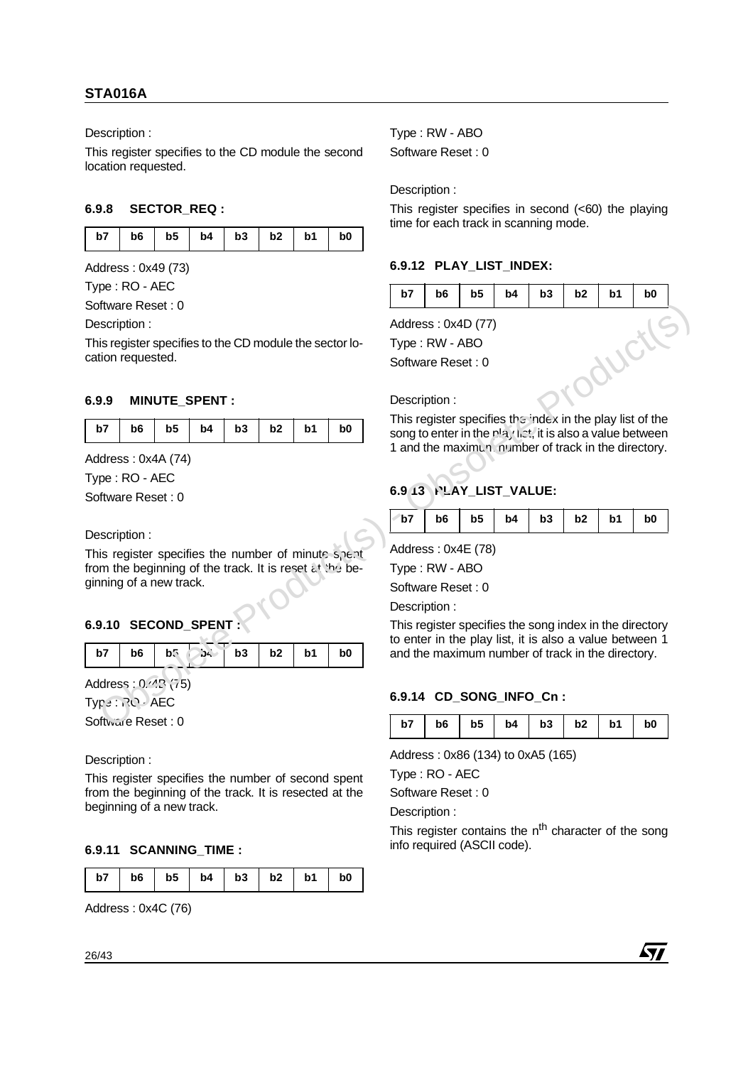Description :

This register specifies to the CD module the second location requested.

### 6.9.8 SECTOR_REQ :

| b7 | b6 | b5 | b4 | b3 | b2 | b1 | b0 |
|---|---|---|---|---|---|---|---|

Address : 0x49 (73)

Type : RO - AEC

Software Reset : 0

Description :

This register specifies to the CD module the sector location requested.

### 6.9.9 MINUTE_SPENT :

| b7 | b6 | b5 | b4 | b3 | b2 | b1 | b0 |
|---|---|---|---|---|---|---|---|

Address : 0x4A (74)

Type : RO - AEC

Software Reset : 0

Description :

This register specifies the number of minute spent from the beginning of the track. It is reset at the beginning of a new track.

### 6.9.10 SECOND_SPENT :

| b7 | b6 | b5 | b4 | b3 | b2 | b1 | b0 |
|---|---|---|---|---|---|---|---|

Address : 0x4B (75)

Type : RO - AEC

Software Reset : 0

Description :

This register specifies the number of second spent from the beginning of the track. It is resected at the beginning of a new track.

### 6.9.11 SCANNING_TIME :

| b7 | b6 | b5 | b4 | b3 | b2 | b1 | b0 |
|---|---|---|---|---|---|---|---|

Address : 0x4C (76)

Type : RW - ABO

Software Reset : 0

Description :

This register specifies in second (<60) the playing time for each track in scanning mode.

### 6.9.12 PLAY_LIST_INDEX:

| b7 | b6 | b5 | b4 | b3 | b2 | b1 | b0 |
|---|---|---|---|---|---|---|---|

Address : 0x4D (77)

Type : RW - ABO

Software Reset : 0

Description :

This register specifies the index in the play list of the song to enter in the play list, it is also a value between 1 and the maximum number of track in the directory.

### 6.9.13 PLAY_LIST_VALUE:

| b7 | b6 | b5 | b4 | b3 | b2 | b1 | b0 |
|---|---|---|---|---|---|---|---|

Address : 0x4E (78)

Type : RW - ABO

Software Reset : 0

Description :

This register specifies the song index in the directory to enter in the play list, it is also a value between 1 and the maximum number of track in the directory.

### 6.9.14 CD_SONG_INFO_Cn :

| b7 | b6 | b5 | b4 | b3 | b2 | b1 | b0 |
|---|---|---|---|---|---|---|---|

Address : 0x86 (134) to 0xA5 (165)

Type : RO - AEC

Software Reset : 0

Description :

This register contains the $n^{th}$ character of the song info required (ASCII code).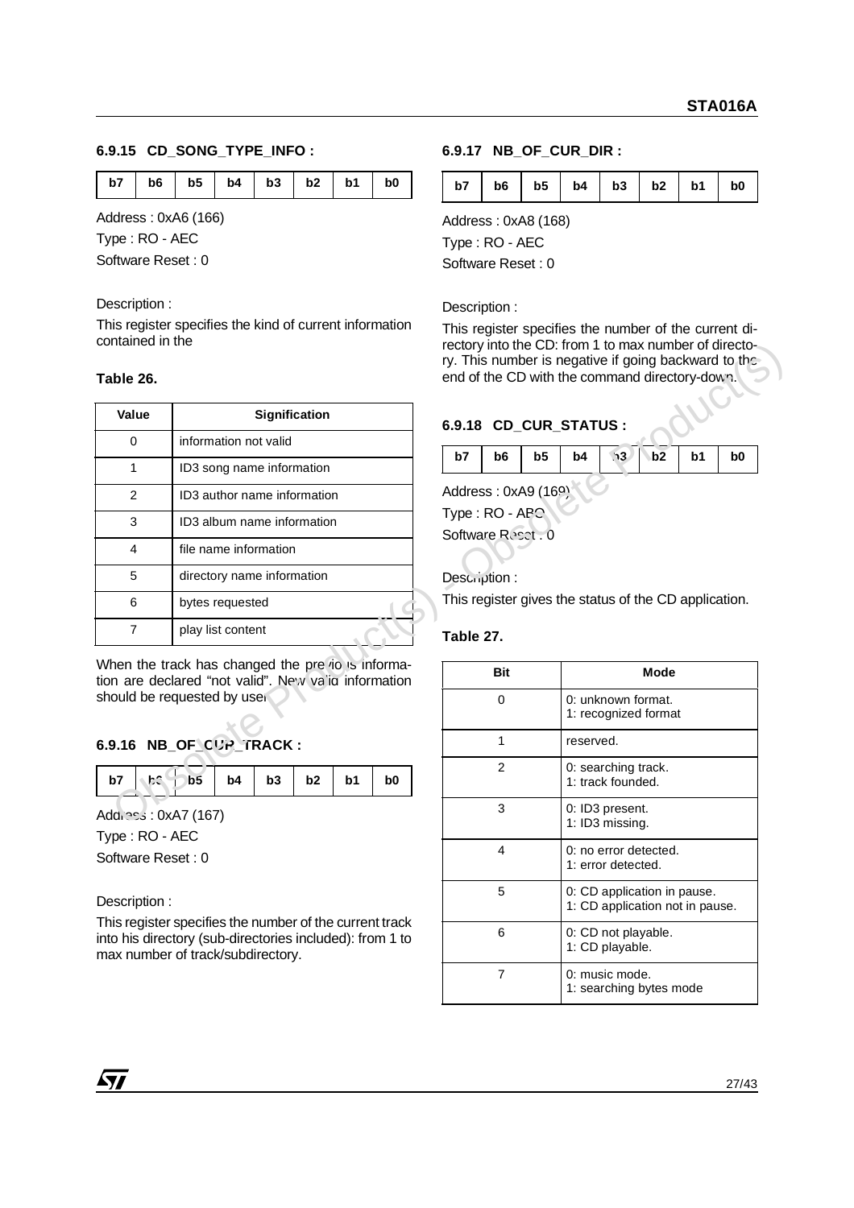### 6.9.15 CD_SONG_TYPE_INFO :

| b7 | b6 | b5 | b4 | b3 | b2 | b1 | b0 |
|---|---|---|---|---|---|---|---|

Address : 0xA6 (166)

Type : RO - AEC

Software Reset : 0

Description :

This register specifies the kind of current information contained in the

**Table 26.**

| Value | Signification |
|---|---|
| 0 | information not valid |
| 1 | ID3 song name information |
| 2 | ID3 author name information |
| 3 | ID3 album name information |
| 4 | file name information |
| 5 | directory name information |
| 6 | bytes requested |
| 7 | play list content |

When the track has changed the previous information are declared "not valid". New valid information should be requested by user

### 6.9.16 NB_OF_CUR_TRACK :

| b7 | b6 | b5 | b4 | b3 | b2 | b1 | b0 |
|---|---|---|---|---|---|---|---|

Address : 0xA7 (167)

Type : RO - AEC

Software Reset : 0

Description :

This register specifies the number of the current track into his directory (sub-directories included): from 1 to max number of track/subdirectory.

### 6.9.17 NB_OF_CUR_DIR :

| b7 | b6 | b5 | b4 | b3 | b2 | b1 | b0 |
|---|---|---|---|---|---|---|---|

Address : 0xA8 (168)

Type : RO - AEC

Software Reset : 0

Description :

This register specifies the number of the current directory into the CD: from 1 to max number of directory. This number is negative if going backward to the end of the CD with the command directory-down.

### 6.9.18 CD_CUR_STATUS :

| b7 | b6 | b5 | b4 | b3 | b2 | b1 | b0 |
|---|---|---|---|---|---|---|---|

Address : 0xA9 (169)

Type : RO - AEC

Software Reset : 0

Description :

This register gives the status of the CD application.

**Table 27.**

| Bit | Mode |
|---|---|
| 0 | 0: unknown format.<br>1: recognized format |
| 1 | reserved. |
| 2 | 0: searching track.<br>1: track founded. |
| 3 | 0: ID3 present.<br>1: ID3 missing. |
| 4 | 0: no error detected.<br>1: error detected. |
| 5 | 0: CD application in pause.<br>1: CD application not in pause. |
| 6 | 0: CD not playable.<br>1: CD playable. |
| 7 | 0: music mode.<br>1: searching bytes mode |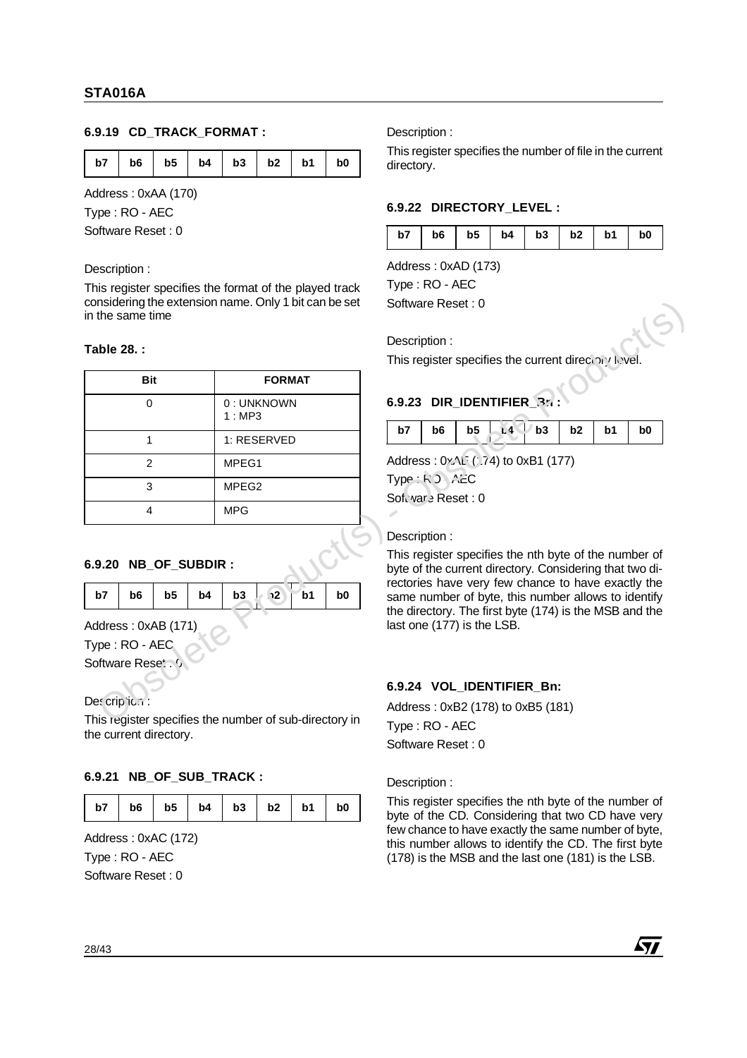### 6.9.19 CD_TRACK_FORMAT :

| b7 | b6 | b5 | b4 | b3 | b2 | b1 | b0 |
|---|---|---|---|---|---|---|---|

Address : 0xAA (170)

Type : RO - AEC

Software Reset : 0

Description :

This register specifies the format of the played track considering the extension name. Only 1 bit can be set in the same time

**Table 28. :**

| Bit | FORMAT |
|---|---|
| 0 | 0 : UNKNOWN<br>1 : MP3 |
| 1 | 1: RESERVED |
| 2 | MPEG1 |
| 3 | MPEG2 |
| 4 | MPG |

### 6.9.20 NB_OF_SUBDIR :

| b7 | b6 | b5 | b4 | b3 | b2 | b1 | b0 |
|---|---|---|---|---|---|---|---|

Address : 0xAB (171)

Type : RO - AEC

Software Reset : 0

Description :

This register specifies the number of sub-directory in the current directory.

### 6.9.21 NB_OF_SUB_TRACK :

| b7 | b6 | b5 | b4 | b3 | b2 | b1 | b0 |
|---|---|---|---|---|---|---|---|

Address : 0xAC (172)

Type : RO - AEC

Software Reset : 0

Description :

This register specifies the number of file in the current directory.

### 6.9.22 DIRECTORY_LEVEL :

| b7 | b6 | b5 | b4 | b3 | b2 | b1 | b0 |
|---|---|---|---|---|---|---|---|

Address : 0xAD (173)

Type : RO - AEC

Software Reset : 0

Description :

This register specifies the current directory level.

### 6.9.23 DIR_IDENTIFIER_Bn :

| b7 | b6 | b5 | b4 | b3 | b2 | b1 | b0 |
|---|---|---|---|---|---|---|---|

Address : 0xAE (174) to 0xB1 (177)

Type : RO - AEC

Software Reset : 0

Description :

This register specifies the nth byte of the number of byte of the current directory. Considering that two directories have very few chance to have exactly the same number of byte, this number allows to identify the directory. The first byte (174) is the MSB and the last one (177) is the LSB.

### 6.9.24 VOL_IDENTIFIER_Bn:

Address : 0xB2 (178) to 0xB5 (181)

Type : RO - AEC

Software Reset : 0

Description :

This register specifies the nth byte of the number of byte of the CD. Considering that two CD have very few chance to have exactly the same number of byte, this number allows to identify the CD. The first byte (178) is the MSB and the last one (181) is the LSB.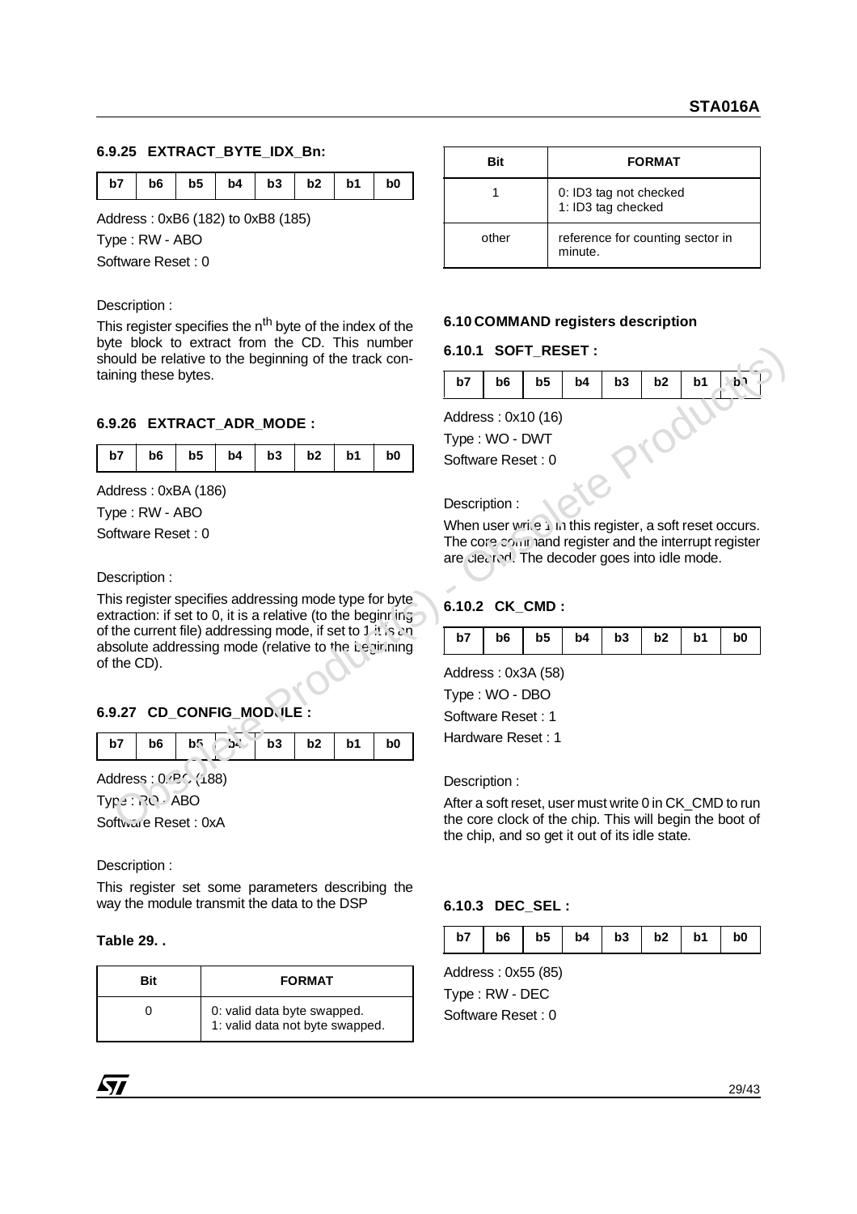#### 6.9.25 EXTRACT_BYTE_IDX_Bn:

| b7 | b6 | b5 | b4 | b3 | b2 | b1 | b0 |
|---|---|---|---|---|---|---|---|

Address : 0xB6 (182) to 0xB8 (185)

Type : RW - ABO

Software Reset : 0

Description :

This register specifies the n^th byte of the index of the byte block to extract from the CD. This number should be relative to the beginning of the track containing these bytes.

#### 6.9.26 EXTRACT_ADR_MODE :

| b7 | b6 | b5 | b4 | b3 | b2 | b1 | b0 |
|---|---|---|---|---|---|---|---|

Address : 0xBA (186)

Type : RW - ABO

Software Reset : 0

Description :

This register specifies addressing mode type for byte extraction: if set to 0, it is a relative (to the beginning of the current file) addressing mode, if set to 1 it is an absolute addressing mode (relative to the beginning of the CD).

#### 6.9.27 CD_CONFIG_MODULE :

| b7 | b6 | b5 | b4 | b3 | b2 | b1 | b0 |
|---|---|---|---|---|---|---|---|

Address : 0xBC (188)

Type : RO - ABO

Software Reset : 0xA

Description :

This register set some parameters describing the way the module transmit the data to the DSP

**Table 29. .**

| Bit | FORMAT |
|---|---|
| 0 | 0: valid data byte swapped.<br>1: valid data not byte swapped. |
| 1 | 0: ID3 tag not checked<br>1: ID3 tag checked |
| other | reference for counting sector in minute. |

### 6.10 COMMAND registers description

#### 6.10.1 SOFT_RESET :

| b7 | b6 | b5 | b4 | b3 | b2 | b1 | b0 |
|---|---|---|---|---|---|---|---|

Address : 0x10 (16)

Type : WO - DWT

Software Reset : 0

Description :

When user write 1 in this register, a soft reset occurs. The core command register and the interrupt register are cleared. The decoder goes into idle mode.

#### 6.10.2 CK_CMD :

| b7 | b6 | b5 | b4 | b3 | b2 | b1 | b0 |
|---|---|---|---|---|---|---|---|

Address : 0x3A (58)

Type : WO - DBO

Software Reset : 1

Hardware Reset : 1

Description :

After a soft reset, user must write 0 in CK_CMD to run the core clock of the chip. This will begin the boot of the chip, and so get it out of its idle state.

#### 6.10.3 DEC_SEL :

| b7 | b6 | b5 | b4 | b3 | b2 | b1 | b0 |
|---|---|---|---|---|---|---|---|

Address : 0x55 (85)

Type : RW - DEC

Software Reset : 0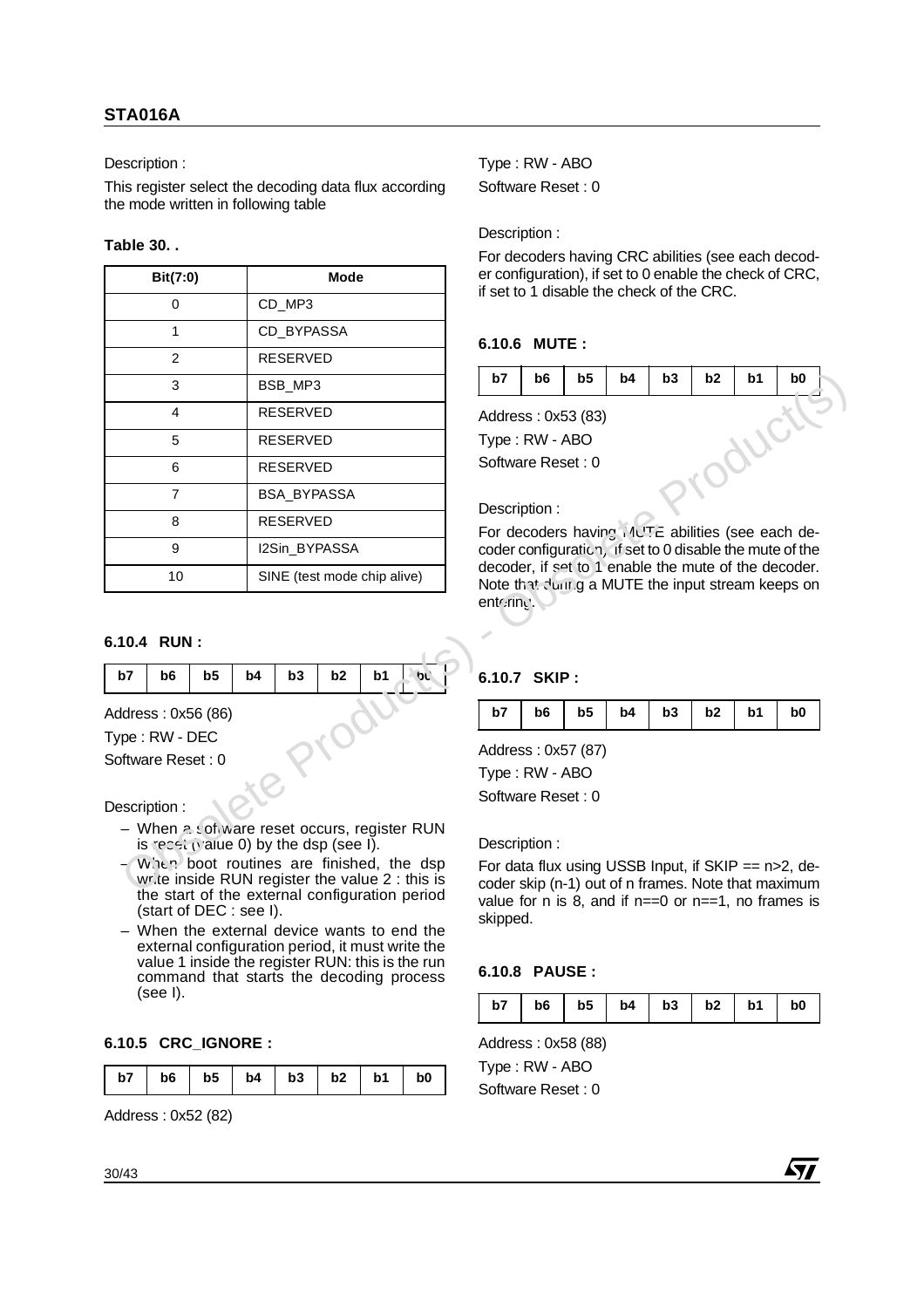Description :

This register select the decoding data flux according the mode written in following table

**Table 30. .**

| Bit(7:0) | Mode |
|---|---|
| 0 | CD_MP3 |
| 1 | CD_BYPASSA |
| 2 | RESERVED |
| 3 | BSB_MP3 |
| 4 | RESERVED |
| 5 | RESERVED |
| 6 | RESERVED |
| 7 | BSA_BYPASSA |
| 8 | RESERVED |
| 9 | I2Sin_BYPASSA |
| 10 | SINE (test mode chip alive) |

### 6.10.4 RUN :

| b7 | b6 | b5 | b4 | b3 | b2 | b1 | b0 |
|---|---|---|---|---|---|---|---|

Address : 0x56 (86)

Type : RW - DEC

Software Reset : 0

Description :

- When a software reset occurs, register RUN is reset (value 0) by the dsp (see I).
- When boot routines are finished, the dsp write inside RUN register the value 2 : this is the start of the external configuration period (start of DEC : see I).
- When the external device wants to end the external configuration period, it must write the value 1 inside the register RUN: this is the run command that starts the decoding process (see I).

### 6.10.5 CRC_IGNORE :

| b7 | b6 | b5 | b4 | b3 | b2 | b1 | b0 |
|---|---|---|---|---|---|---|---|

Address : 0x52 (82)

Type : RW - ABO

Software Reset : 0

Description :

For decoders having CRC abilities (see each decoder configuration), if set to 0 enable the check of CRC, if set to 1 disable the check of the CRC.

### 6.10.6 MUTE :

| b7 | b6 | b5 | b4 | b3 | b2 | b1 | b0 |
|---|---|---|---|---|---|---|---|

Address : 0x53 (83)

Type : RW - ABO

Software Reset : 0

Description :

For decoders having MUTE abilities (see each decoder configuration), if set to 0 disable the mute of the decoder, if set to 1 enable the mute of the decoder. Note that during a MUTE the input stream keeps on entering.

### 6.10.7 SKIP :

| b7 | b6 | b5 | b4 | b3 | b2 | b1 | b0 |
|---|---|---|---|---|---|---|---|

Address : 0x57 (87)

Type : RW - ABO

Software Reset : 0

Description :

For data flux using USSB Input, if SKIP == n>2, decoder skip (n-1) out of n frames. Note that maximum value for n is 8, and if n==0 or n==1, no frames is skipped.

### 6.10.8 PAUSE :

| b7 | b6 | b5 | b4 | b3 | b2 | b1 | b0 |
|---|---|---|---|---|---|---|---|

Address : 0x58 (88)

Type : RW - ABO

Software Reset : 0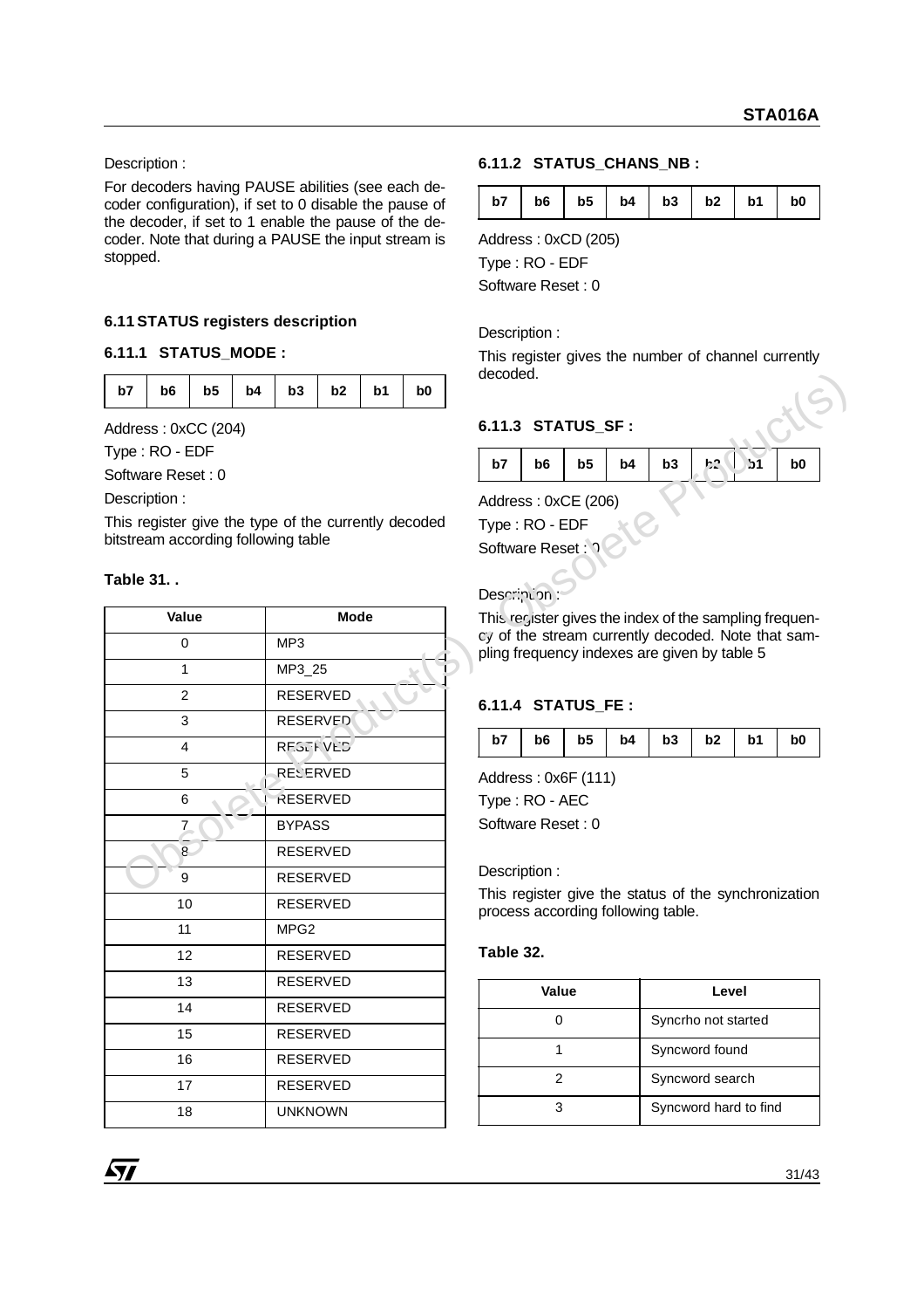Description :

For decoders having PAUSE abilities (see each decoder configuration), if set to 0 disable the pause of the decoder, if set to 1 enable the pause of the decoder. Note that during a PAUSE the input stream is stopped.

## 6.11 STATUS registers description

### 6.11.1 STATUS_MODE :

| b7 | b6 | b5 | b4 | b3 | b2 | b1 | b0 |
|---|---|---|---|---|---|---|---|

Address : 0xCC (204)

Type : RO - EDF

Software Reset : 0

Description :

This register give the type of the currently decoded bitstream according following table

**Table 31. .**

| Value | Mode |
|---|---|
| 0 | MP3 |
| 1 | MP3_25 |
| 2 | RESERVED |
| 3 | RESERVED |
| 4 | RESERVED |
| 5 | RESERVED |
| 6 | RESERVED |
| 7 | BYPASS |
| 8 | RESERVED |
| 9 | RESERVED |
| 10 | RESERVED |
| 11 | MPG2 |
| 12 | RESERVED |
| 13 | RESERVED |
| 14 | RESERVED |
| 15 | RESERVED |
| 16 | RESERVED |
| 17 | RESERVED |
| 18 | UNKNOWN |

### 6.11.2 STATUS_CHANS_NB :

| b7 | b6 | b5 | b4 | b3 | b2 | b1 | b0 |
|---|---|---|---|---|---|---|---|

Address : 0xCD (205)

Type : RO - EDF

Software Reset : 0

Description :

This register gives the number of channel currently decoded.

### 6.11.3 STATUS_SF :

| b7 | b6 | b5 | b4 | b3 | b2 | b1 | b0 |
|---|---|---|---|---|---|---|---|

Address : 0xCE (206)

Type : RO - EDF

Software Reset : 0

Description :

This register gives the index of the sampling frequency of the stream currently decoded. Note that sampling frequency indexes are given by table 5

### 6.11.4 STATUS_FE :

| b7 | b6 | b5 | b4 | b3 | b2 | b1 | b0 |
|---|---|---|---|---|---|---|---|

Address : 0x6F (111)

Type : RO - AEC

Software Reset : 0

Description :

This register give the status of the synchronization process according following table.

**Table 32.**

| Value | Level |
|---|---|
| 0 | Syncrho not started |
| 1 | Syncword found |
| 2 | Syncword search |
| 3 | Syncword hard to find |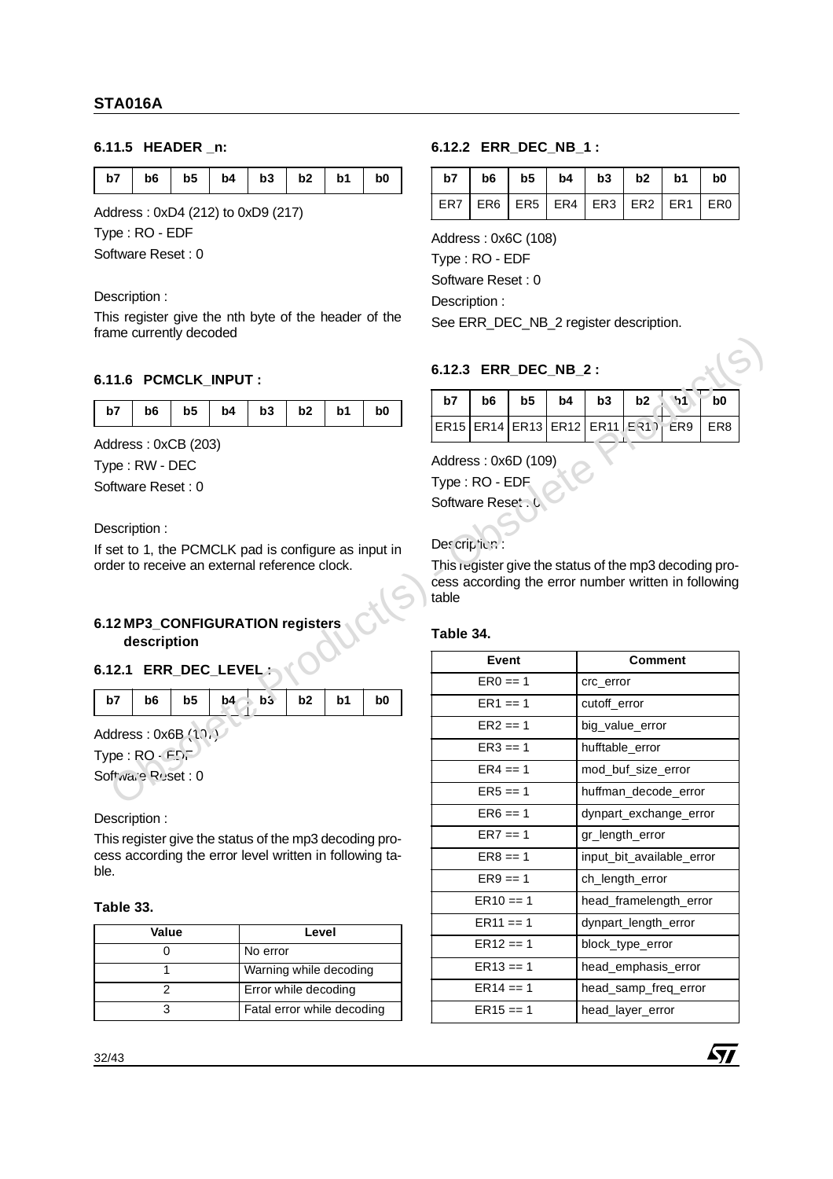### 6.11.5 HEADER _n:

| b7 | b6 | b5 | b4 | b3 | b2 | b1 | b0 |
|---|---|---|---|---|---|---|---|

Address : 0xD4 (212) to 0xD9 (217)

Type : RO - EDF

Software Reset : 0

Description :

This register give the nth byte of the header of the frame currently decoded

### 6.11.6 PCMCLK_INPUT :

| b7 | b6 | b5 | b4 | b3 | b2 | b1 | b0 |
|---|---|---|---|---|---|---|---|

Address : 0xCB (203)

Type : RW - DEC

Software Reset : 0

Description :

If set to 1, the PCMCLK pad is configure as input in order to receive an external reference clock.

## 6.12 MP3_CONFIGURATION registers description

### 6.12.1 ERR_DEC_LEVEL :

| b7 | b6 | b5 | b4 | b3 | b2 | b1 | b0 |
|---|---|---|---|---|---|---|---|

Address : 0x6B (107)

Type : RO - EDF

Software Reset : 0

Description :

This register give the status of the mp3 decoding process according the error level written in following table.

**Table 33.**

| Value | Level |
|---|---|
| 0 | No error |
| 1 | Warning while decoding |
| 2 | Error while decoding |
| 3 | Fatal error while decoding |

### 6.12.2 ERR_DEC_NB_1 :

| b7 | b6 | b5 | b4 | b3 | b2 | b1 | b0 |
|---|---|---|---|---|---|---|---|
| ER7 | ER6 | ER5 | ER4 | ER3 | ER2 | ER1 | ER0 |

Address : 0x6C (108)

Type : RO - EDF

Software Reset : 0

Description :

See ERR_DEC_NB_2 register description.

### 6.12.3 ERR_DEC_NB_2 :

| b7 | b6 | b5 | b4 | b3 | b2 | b1 | b0 |
|---|---|---|---|---|---|---|---|
| ER15 | ER14 | ER13 | ER12 | ER11 | ER10 | ER9 | ER8 |

Address : 0x6D (109)

Type : RO - EDF

Software Reset : 0

Description :

This register give the status of the mp3 decoding process according the error number written in following table

**Table 34.**

| Event | Comment |
|---|---|
| ER0 == 1 | crc_error |
| ER1 == 1 | cutoff_error |
| ER2 == 1 | big_value_error |
| ER3 == 1 | hufftable_error |
| ER4 == 1 | mod_buf_size_error |
| ER5 == 1 | huffman_decode_error |
| ER6 == 1 | dynpart_exchange_error |
| ER7 == 1 | gr_length_error |
| ER8 == 1 | input_bit_available_error |
| ER9 == 1 | ch_length_error |
| ER10 == 1 | head_framelength_error |
| ER11 == 1 | dynpart_length_error |
| ER12 == 1 | block_type_error |
| ER13 == 1 | head_emphasis_error |
| ER14 == 1 | head_samp_freq_error |
| ER15 == 1 | head_layer_error |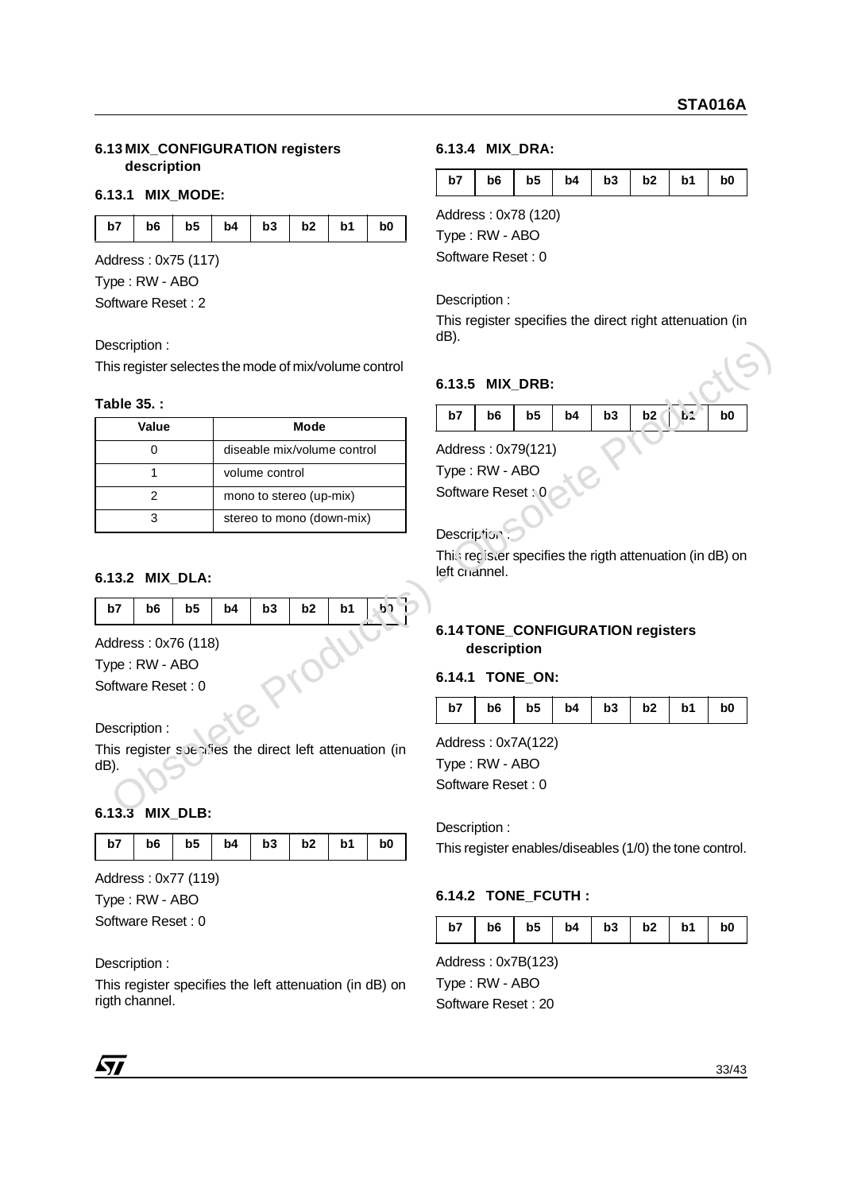## 6.13 MIX_CONFIGURATION registers description

### 6.13.1 MIX_MODE:

| b7 | b6 | b5 | b4 | b3 | b2 | b1 | b0 |
|---|---|---|---|---|---|---|---|

Address : 0x75 (117)

Type : RW - ABO

Software Reset : 2

Description :

This register selectes the mode of mix/volume control

**Table 35. :**

| Value | Mode |
|---|---|
| 0 | diseable mix/volume control |
| 1 | volume control |
| 2 | mono to stereo (up-mix) |
| 3 | stereo to mono (down-mix) |

### 6.13.2 MIX_DLA:

| b7 | b6 | b5 | b4 | b3 | b2 | b1 | b0 |
|---|---|---|---|---|---|---|---|

Address : 0x76 (118)

Type : RW - ABO

Software Reset : 0

Description :

This register specifies the direct left attenuation (in dB).

### 6.13.3 MIX_DLB:

| b7 | b6 | b5 | b4 | b3 | b2 | b1 | b0 |
|---|---|---|---|---|---|---|---|

Address : 0x77 (119)

Type : RW - ABO

Software Reset : 0

Description :

This register specifies the left attenuation (in dB) on rigth channel.

### 6.13.4 MIX_DRA:

| b7 | b6 | b5 | b4 | b3 | b2 | b1 | b0 |
|---|---|---|---|---|---|---|---|

Address : 0x78 (120)

Type : RW - ABO

Software Reset : 0

Description :

This register specifies the direct right attenuation (in dB).

### 6.13.5 MIX_DRB:

| b7 | b6 | b5 | b4 | b3 | b2 | b1 | b0 |
|---|---|---|---|---|---|---|---|

Address : 0x79(121)

Type : RW - ABO

Software Reset : 0

Description :

This register specifies the rigth attenuation (in dB) on left channel.

## 6.14 TONE_CONFIGURATION registers description

### 6.14.1 TONE_ON:

| b7 | b6 | b5 | b4 | b3 | b2 | b1 | b0 |
|---|---|---|---|---|---|---|---|

Address : 0x7A(122)

Type : RW - ABO

Software Reset : 0

Description :

This register enables/diseables (1/0) the tone control.

### 6.14.2 TONE_FCUTH :

| b7 | b6 | b5 | b4 | b3 | b2 | b1 | b0 |
|---|---|---|---|---|---|---|---|

Address : 0x7B(123)

Type : RW - ABO

Software Reset : 20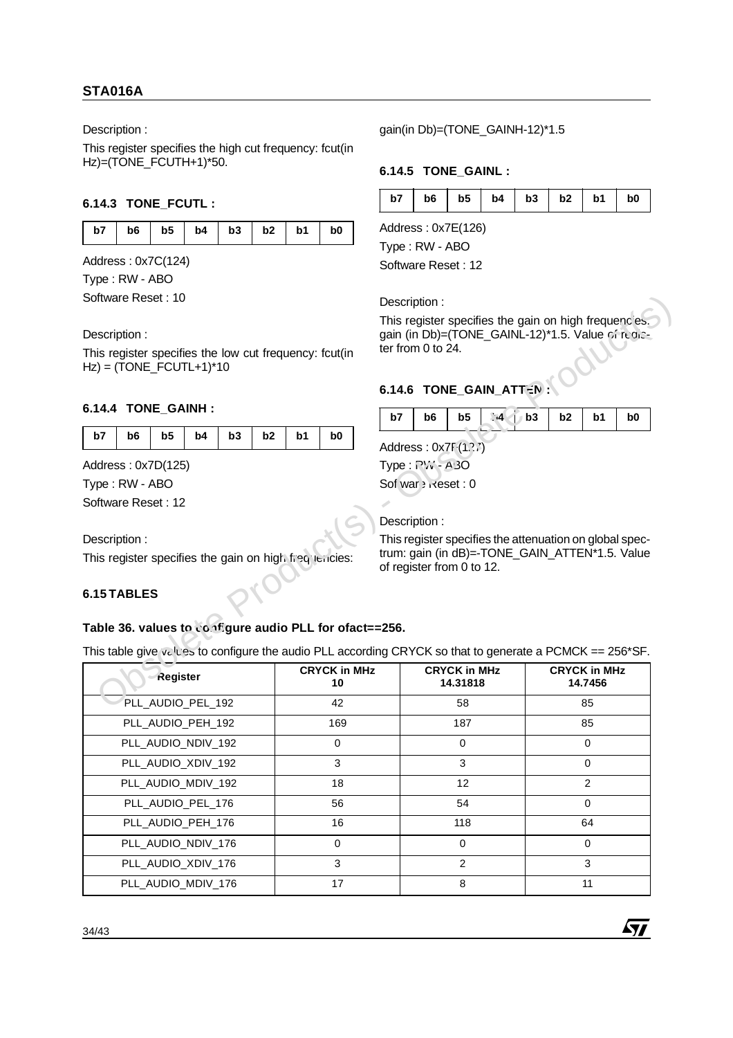Description :

This register specifies the high cut frequency: fcut(in Hz)=(TONE_FCUTH+1)*50.

### 6.14.3 TONE_FCUTL :

| b7 | b6 | b5 | b4 | b3 | b2 | b1 | b0 |
|---|---|---|---|---|---|---|---|

Address : 0x7C(124)

Type : RW - ABO

Software Reset : 10

Description :

This register specifies the low cut frequency: fcut(in Hz) = (TONE_FCUTL+1)*10

### 6.14.4 TONE_GAINH :

| b7 | b6 | b5 | b4 | b3 | b2 | b1 | b0 |
|---|---|---|---|---|---|---|---|

Address : 0x7D(125)

Type : RW - ABO

Software Reset : 12

Description :

This register specifies the gain on high frequencies: gain(in Db)=(TONE_GAINH-12)*1.5

### 6.14.5 TONE_GAINL :

| b7 | b6 | b5 | b4 | b3 | b2 | b1 | b0 |
|---|---|---|---|---|---|---|---|

Address : 0x7E(126)

Type : RW - ABO

Software Reset : 12

Description :

This register specifies the gain on high frequencies: gain (in Db)=(TONE_GAINL-12)*1.5. Value of register from 0 to 24.

### 6.14.6 TONE_GAIN_ATTEN :

| b7 | b6 | b5 | b4 | b3 | b2 | b1 | b0 |
|---|---|---|---|---|---|---|---|

Address : 0x7F(127)

Type : RW - ABO

Software Reset : 0

Description :

This register specifies the attenuation on global spectrum: gain (in dB)=-TONE_GAIN_ATTEN*1.5. Value of register from 0 to 12.

## 6.15 TABLES

**Table 36. values to configure audio PLL for ofact==256.**

This table give values to configure the audio PLL according CRYCK so that to generate a PCMCK == 256*SF.

| Register | CRYCK in MHz 10 | CRYCK in MHz 14.31818 | CRYCK in MHz 14.7456 |
|---|---|---|---|
| PLL_AUDIO_PEL_192 | 42 | 58 | 85 |
| PLL_AUDIO_PEH_192 | 169 | 187 | 85 |
| PLL_AUDIO_NDIV_192 | 0 | 0 | 0 |
| PLL_AUDIO_XDIV_192 | 3 | 3 | 0 |
| PLL_AUDIO_MDIV_192 | 18 | 12 | 2 |
| PLL_AUDIO_PEL_176 | 56 | 54 | 0 |
| PLL_AUDIO_PEH_176 | 16 | 118 | 64 |
| PLL_AUDIO_NDIV_176 | 0 | 0 | 0 |
| PLL_AUDIO_XDIV_176 | 3 | 2 | 3 |
| PLL_AUDIO_MDIV_176 | 17 | 8 | 11 |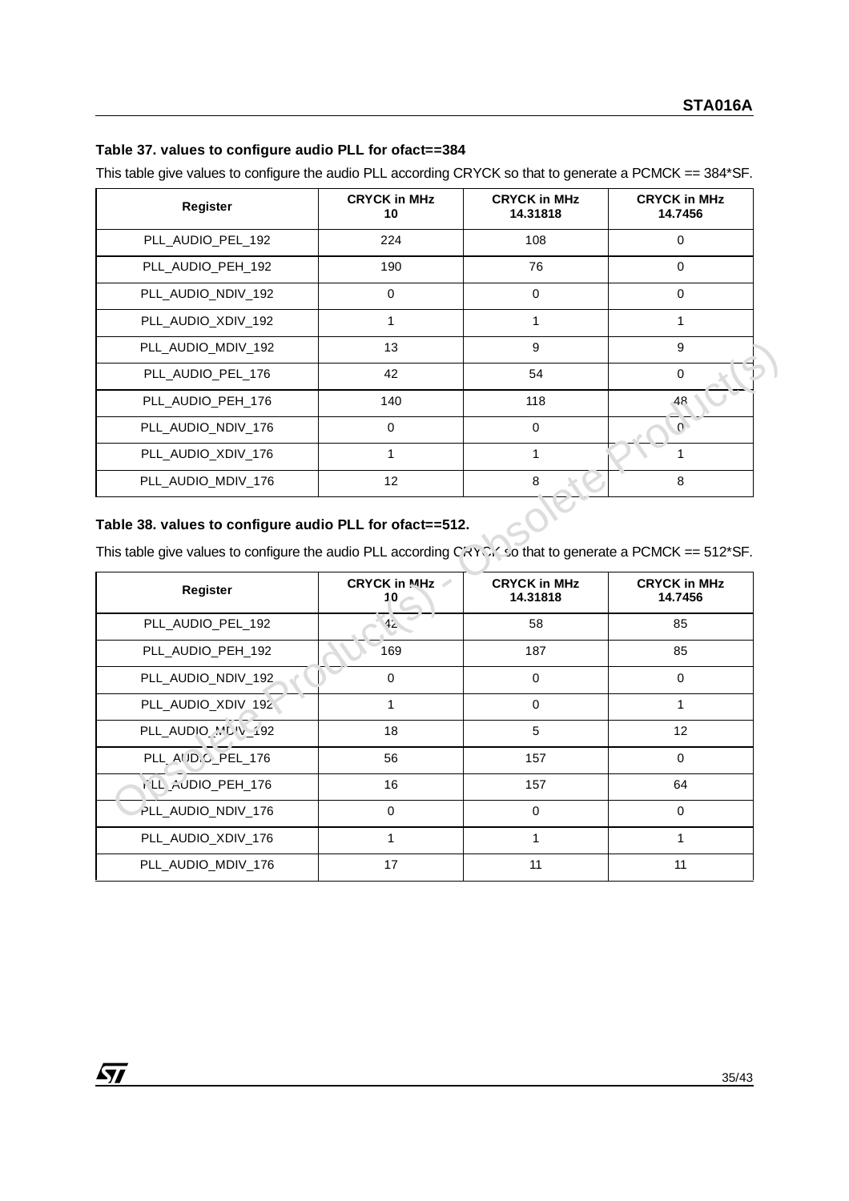### Table 37. values to configure audio PLL for ofact==384

This table give values to configure the audio PLL according CRYCK so that to generate a PCMCK == 384*SF.

| Register | CRYCK in MHz 10 | CRYCK in MHz 14.31818 | CRYCK in MHz 14.7456 |
|---|---|---|---|
| PLL_AUDIO_PEL_192 | 224 | 108 | 0 |
| PLL_AUDIO_PEH_192 | 190 | 76 | 0 |
| PLL_AUDIO_NDIV_192 | 0 | 0 | 0 |
| PLL_AUDIO_XDIV_192 | 1 | 1 | 1 |
| PLL_AUDIO_MDIV_192 | 13 | 9 | 9 |
| PLL_AUDIO_PEL_176 | 42 | 54 | 0 |
| PLL_AUDIO_PEH_176 | 140 | 118 | 48 |
| PLL_AUDIO_NDIV_176 | 0 | 0 | 0 |
| PLL_AUDIO_XDIV_176 | 1 | 1 | 1 |
| PLL_AUDIO_MDIV_176 | 12 | 8 | 8 |

### Table 38. values to configure audio PLL for ofact==512.

This table give values to configure the audio PLL according CRYCK so that to generate a PCMCK == 512*SF.

| Register | CRYCK in MHz 10 | CRYCK in MHz 14.31818 | CRYCK in MHz 14.7456 |
|---|---|---|---|
| PLL_AUDIO_PEL_192 | 42 | 58 | 85 |
| PLL_AUDIO_PEH_192 | 169 | 187 | 85 |
| PLL_AUDIO_NDIV_192 | 0 | 0 | 0 |
| PLL_AUDIO_XDIV_192 | 1 | 0 | 1 |
| PLL_AUDIO_MDIV_192 | 18 | 5 | 12 |
| PLL_AUDIO_PEL_176 | 56 | 157 | 0 |
| PLL_AUDIO_PEH_176 | 16 | 157 | 64 |
| PLL_AUDIO_NDIV_176 | 0 | 0 | 0 |
| PLL_AUDIO_XDIV_176 | 1 | 1 | 1 |
| PLL_AUDIO_MDIV_176 | 17 | 11 | 11 |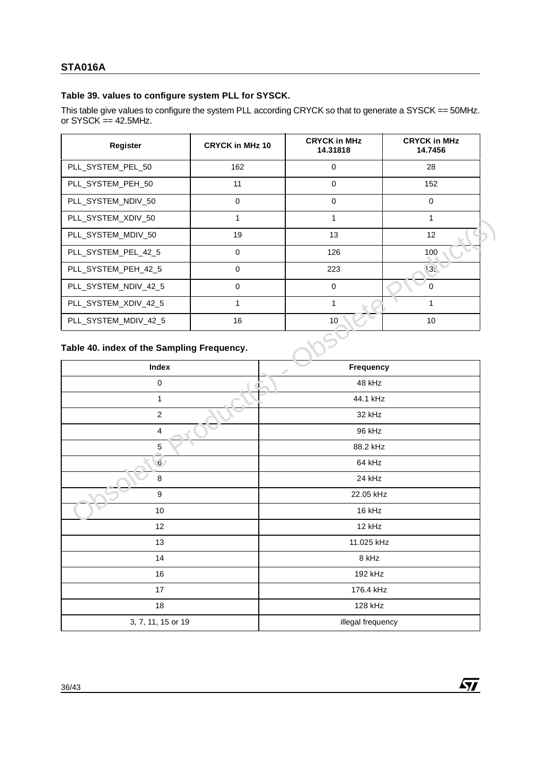**Table 39. values to configure system PLL for SYSCK.**

This table give values to configure the system PLL according CRYCK so that to generate a SYSCK == 50MHz. or SYSCK == 42.5MHz.

| Register | CRYCK in MHz 10 | CRYCK in MHz 14.31818 | CRYCK in MHz 14.7456 |
|---|---|---|---|
| PLL_SYSTEM_PEL_50 | 162 | 0 | 28 |
| PLL_SYSTEM_PEH_50 | 11 | 0 | 152 |
| PLL_SYSTEM_NDIV_50 | 0 | 0 | 0 |
| PLL_SYSTEM_XDIV_50 | 1 | 1 | 1 |
| PLL_SYSTEM_MDIV_50 | 19 | 13 | 12 |
| PLL_SYSTEM_PEL_42_5 | 0 | 126 | 100 |
| PLL_SYSTEM_PEH_42_5 | 0 | 223 | 135 |
| PLL_SYSTEM_NDIV_42_5 | 0 | 0 | 0 |
| PLL_SYSTEM_XDIV_42_5 | 1 | 1 | 1 |
| PLL_SYSTEM_MDIV_42_5 | 16 | 10 | 10 |

**Table 40. index of the Sampling Frequency.**

| Index | Frequency |
|---|---|
| 0 | 48 kHz |
| 1 | 44.1 kHz |
| 2 | 32 kHz |
| 4 | 96 kHz |
| 5 | 88.2 kHz |
| 6 | 64 kHz |
| 8 | 24 kHz |
| 9 | 22.05 kHz |
| 10 | 16 kHz |
| 12 | 12 kHz |
| 13 | 11.025 kHz |
| 14 | 8 kHz |
| 16 | 192 kHz |
| 17 | 176.4 kHz |
| 18 | 128 kHz |
| 3, 7, 11, 15 or 19 | illegal frequency |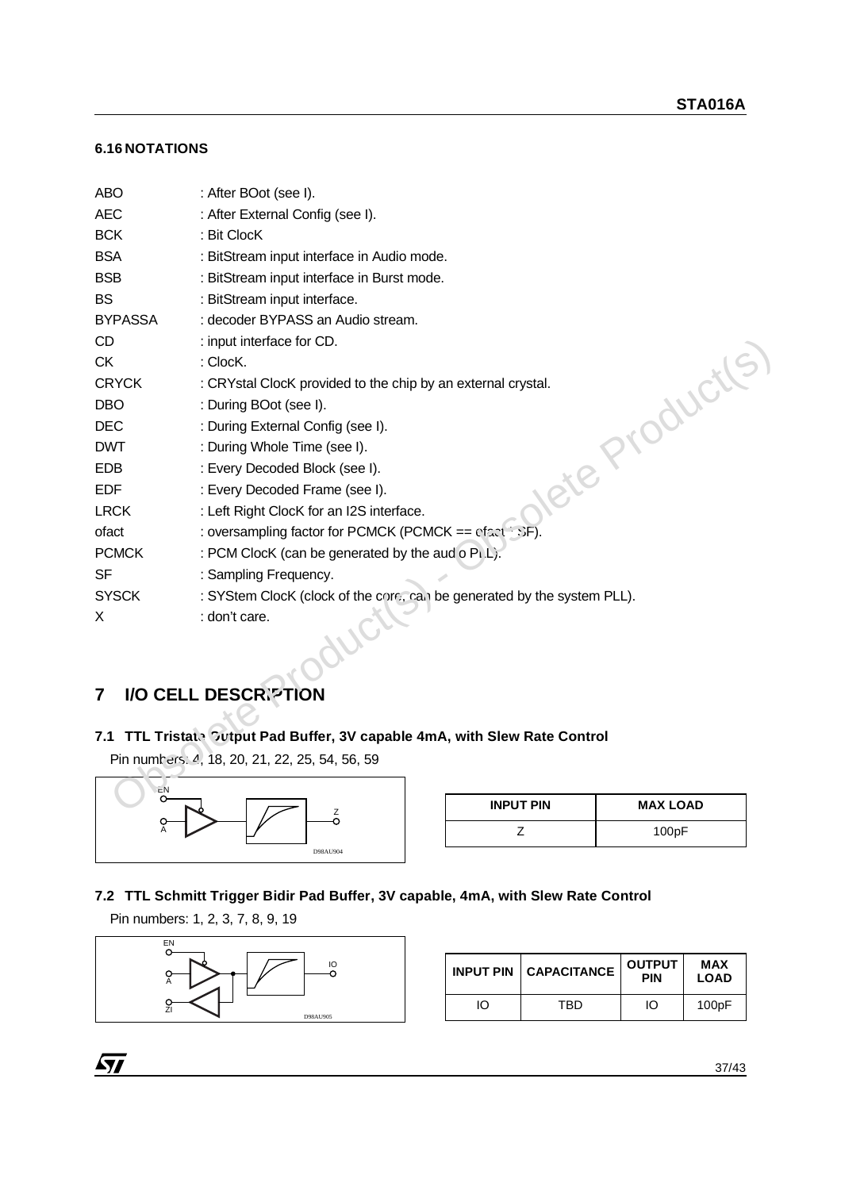### 6.16 NOTATIONS

| | |
|---|---|
| ABO | : After BOot (see I). |
| AEC | : After External Config (see I). |
| BCK | : Bit ClocK |
| BSA | : BitStream input interface in Audio mode. |
| BSB | : BitStream input interface in Burst mode. |
| BS | : BitStream input interface. |
| BYPASSA | : decoder BYPASS an Audio stream. |
| CD | : input interface for CD. |
| CK | : ClocK. |
| CRYCK | : CRYstal ClocK provided to the chip by an external crystal. |
| DBO | : During BOot (see I). |
| DEC | : During External Config (see I). |
| DWT | : During Whole Time (see I). |
| EDB | : Every Decoded Block (see I). |
| EDF | : Every Decoded Frame (see I). |
| LRCK | : Left Right ClocK for an I2S interface. |
| ofact | : oversampling factor for PCMCK (PCMCK == ofact * SF). |
| PCMCK | : PCM ClocK (can be generated by the audio PLL). |
| SF | : Sampling Frequency. |
| SYSCK | : SYStem ClocK (clock of the core, can be generated by the system PLL). |
| X | : don't care. |

## 7 I/O CELL DESCRIPTION

### 7.1 TTL Tristate Output Pad Buffer, 3V capable 4mA, with Slew Rate Control

Pin numbers: 4, 18, 20, 21, 22, 25, 54, 56, 59

D98AU904

| INPUT PIN | MAX LOAD |
|---|---|
| Z | 100pF |

### 7.2 TTL Schmitt Trigger Bidir Pad Buffer, 3V capable, 4mA, with Slew Rate Control

Pin numbers: 1, 2, 3, 7, 8, 9, 19

D98AU905

| INPUT PIN | CAPACITANCE | OUTPUT PIN | MAX LOAD |
|---|---|---|---|
| IO | TBD | IO | 100pF |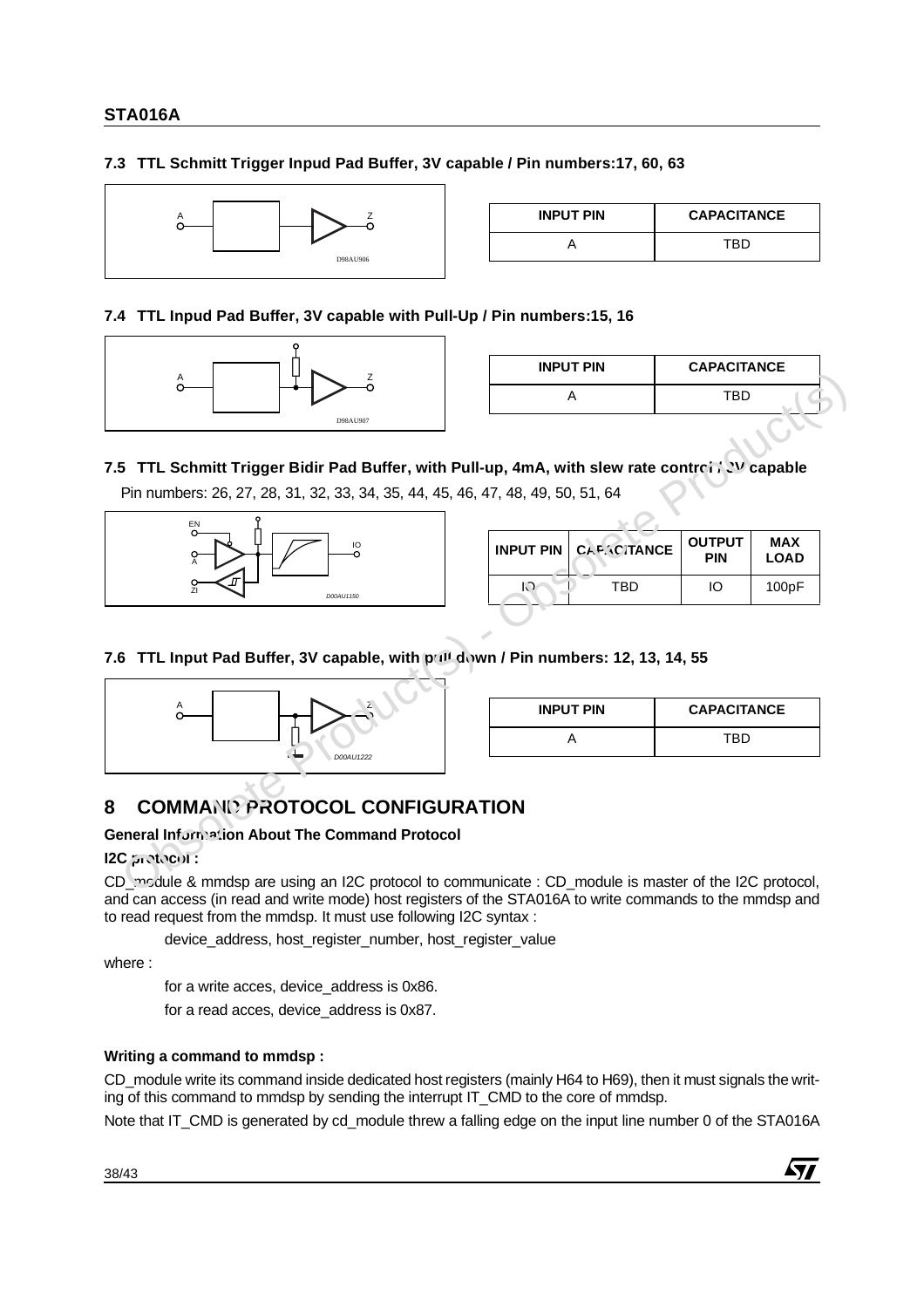### 7.3 TTL Schmitt Trigger Inpud Pad Buffer, 3V capable / Pin numbers:17, 60, 63

| INPUT PIN | CAPACITANCE |
|---|---|
| A | TBD |

### 7.4 TTL Inpud Pad Buffer, 3V capable with Pull-Up / Pin numbers:15, 16

| INPUT PIN | CAPACITANCE |
|---|---|
| A | TBD |

### 7.5 TTL Schmitt Trigger Bidir Pad Buffer, with Pull-up, 4mA, with slew rate control, 3V capable

Pin numbers: 26, 27, 28, 31, 32, 33, 34, 35, 44, 45, 46, 47, 48, 49, 50, 51, 64

| INPUT PIN | CAPACITANCE | OUTPUT PIN | MAX LOAD |
|---|---|---|---|
| IO | TBD | IO | 100pF |

### 7.6 TTL Input Pad Buffer, 3V capable, with pull down / Pin numbers: 12, 13, 14, 55

| INPUT PIN | CAPACITANCE |
|---|---|
| A | TBD |

# 8 COMMAND PROTOCOL CONFIGURATION

**General Information About The Command Protocol**

**I2C protocol :**

CD_module & mmdsp are using an I2C protocol to communicate : CD_module is master of the I2C protocol, and can access (in read and write mode) host registers of the STA016A to write commands to the mmdsp and to read request from the mmdsp. It must use following I2C syntax :

device_address, host_register_number, host_register_value

where :

for a write acces, device_address is 0x86.

for a read acces, device_address is 0x87.

**Writing a command to mmdsp :**

CD_module write its command inside dedicated host registers (mainly H64 to H69), then it must signals the writing of this command to mmdsp by sending the interrupt IT_CMD to the core of mmdsp.

Note that IT_CMD is generated by cd_module threw a falling edge on the input line number 0 of the STA016A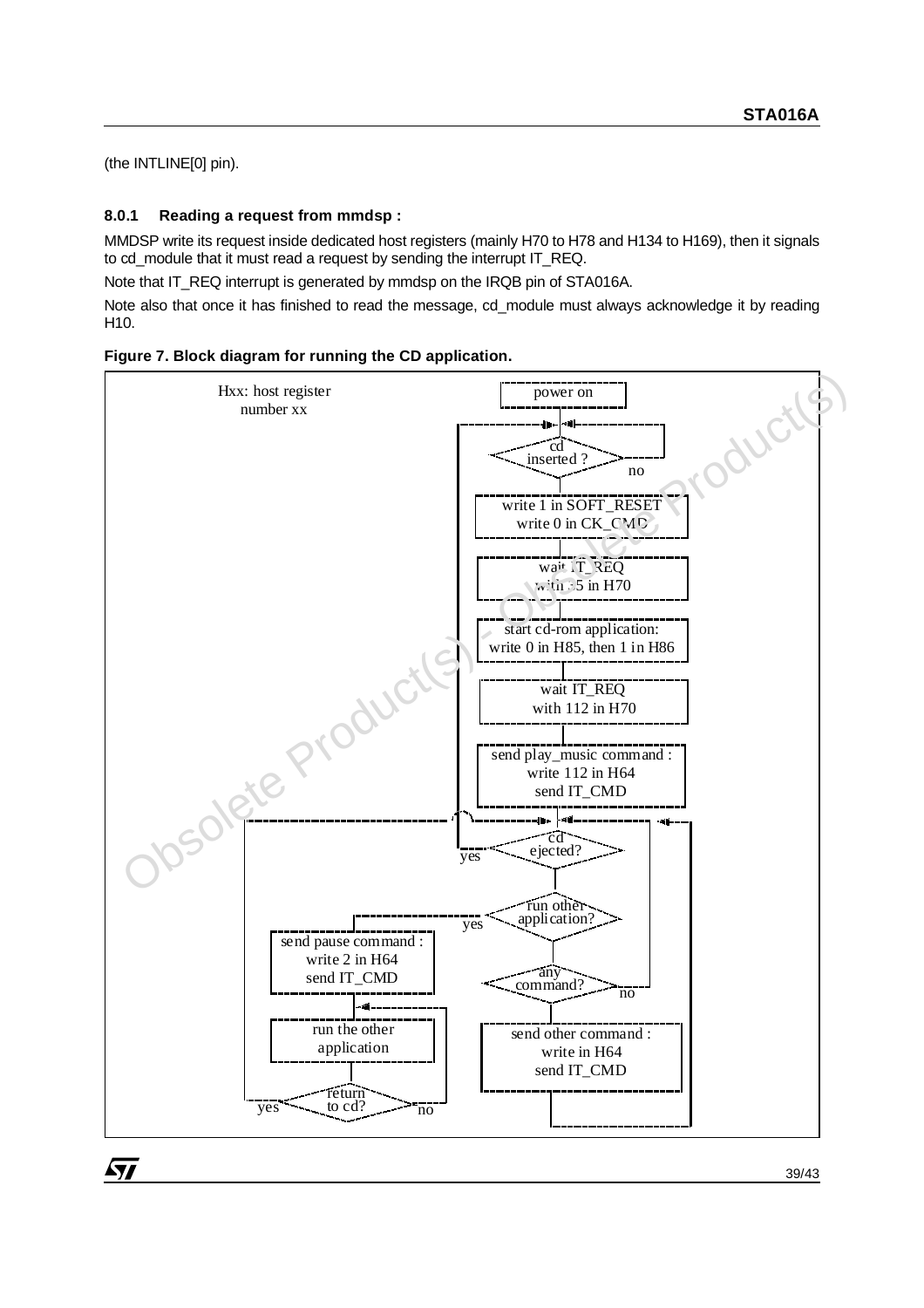(the INTLINE[0] pin).

### 8.0.1 Reading a request from mmdsp :

MMDSP write its request inside dedicated host registers (mainly H70 to H78 and H134 to H169), then it signals to cd_module that it must read a request by sending the interrupt IT_REQ.

Note that IT_REQ interrupt is generated by mmdsp on the IRQB pin of STA016A.

Note also that once it has finished to read the message, cd_module must always acknowledge it by reading H10.

**Figure 7. Block diagram for running the CD application.**

```
Hxx: host register number xx

power on
cd inserted ?  -- no --> (loop back to cd inserted ?)
write 1 in SOFT_RESET
write 0 in CK_CMD
wait IT_REQ with 55 in H70
start cd-rom application: write 0 in H85, then 1 in H86
wait IT_REQ with 112 in H70
send play_music command : write 112 in H64, send IT_CMD
cd ejected? -- yes --> (back to cd inserted ?)
run other application? -- yes --> send pause command : write 2 in H64, send IT_CMD
                                   run the other application
                                   return to cd? -- no --> (run the other application)
                                                 -- yes --> (back to cd ejected?)
any command? -- no --> (back to cd ejected?)
send other command : write in H64, send IT_CMD --> (back to cd ejected?)
```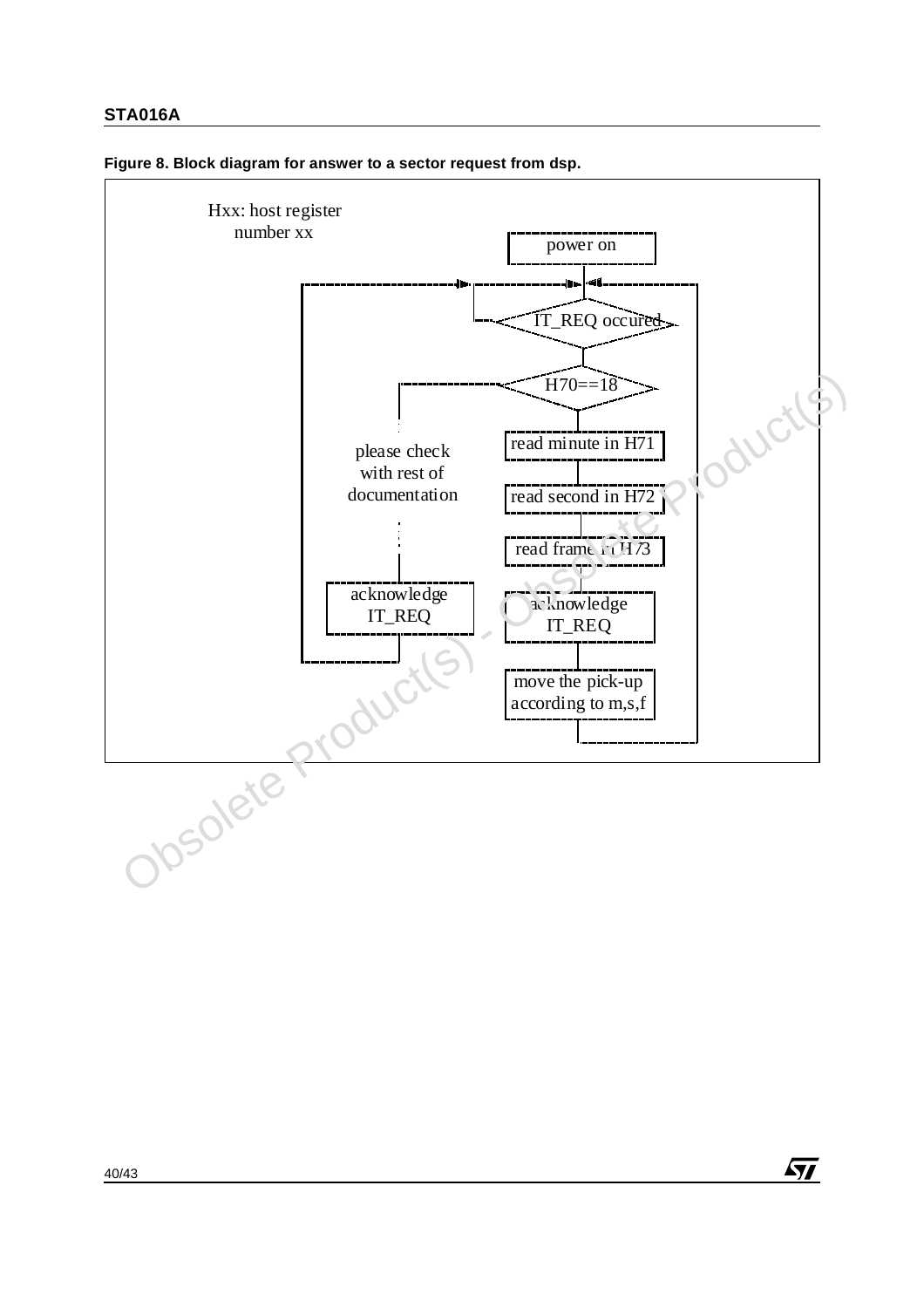**Figure 8. Block diagram for answer to a sector request from dsp.**

Hxx: host register number xx

power on

IT_REQ occured

H70==18

read minute in H71

read second in H72

read frame in H73

acknowledge IT_REQ

move the pick-up according to m,s,f

please check with rest of documentation

acknowledge IT_REQ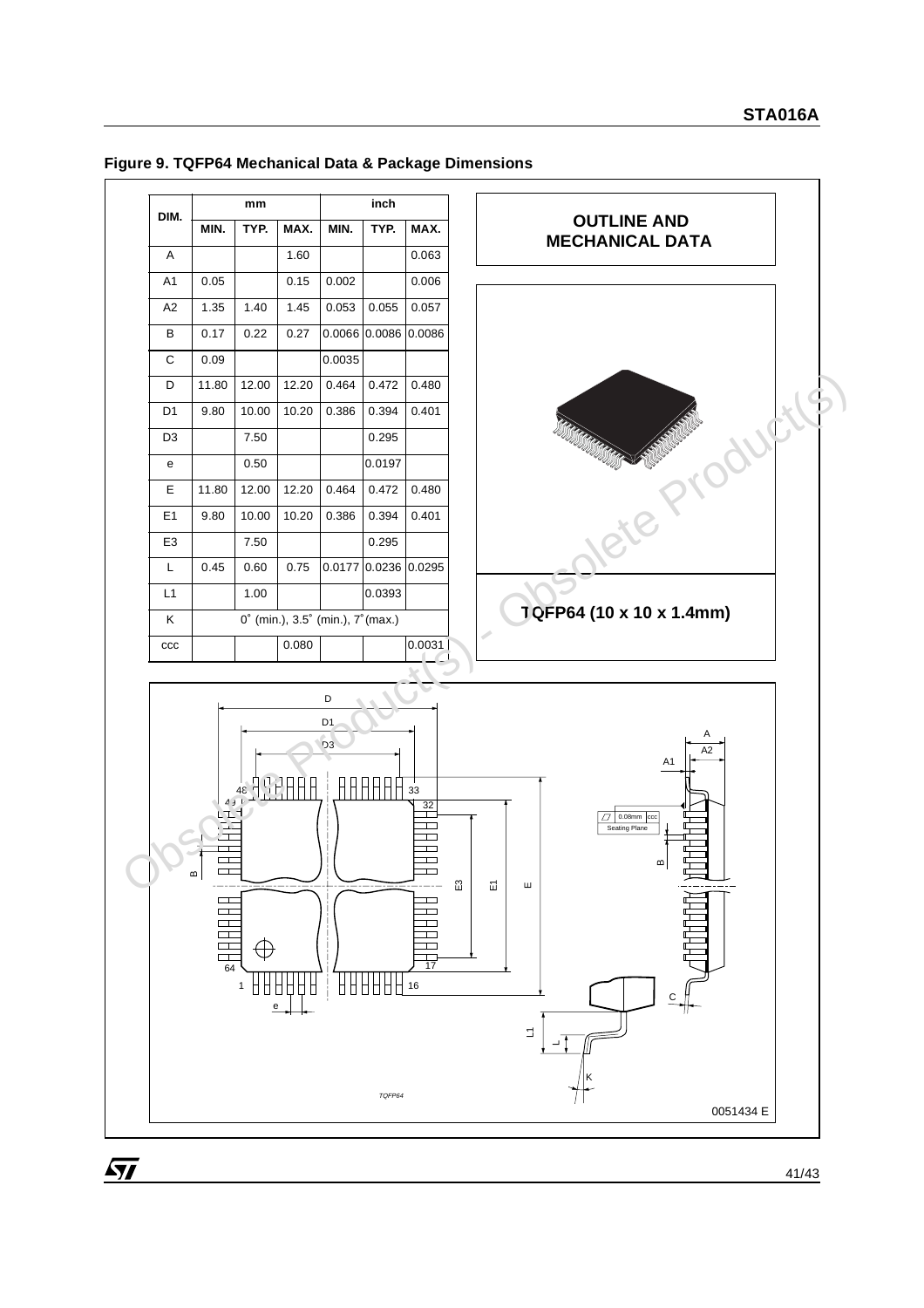**Figure 9. TQFP64 Mechanical Data & Package Dimensions**

| DIM. | mm | | | inch | | |
|---|---|---|---|---|---|---|
| | MIN. | TYP. | MAX. | MIN. | TYP. | MAX. |
| A | | | 1.60 | | | 0.063 |
| A1 | 0.05 | | 0.15 | 0.002 | | 0.006 |
| A2 | 1.35 | 1.40 | 1.45 | 0.053 | 0.055 | 0.057 |
| B | 0.17 | 0.22 | 0.27 | 0.0066 | 0.0086 | 0.0086 |
| C | 0.09 | | | 0.0035 | | |
| D | 11.80 | 12.00 | 12.20 | 0.464 | 0.472 | 0.480 |
| D1 | 9.80 | 10.00 | 10.20 | 0.386 | 0.394 | 0.401 |
| D3 | | 7.50 | | | 0.295 | |
| e | | 0.50 | | | 0.0197 | |
| E | 11.80 | 12.00 | 12.20 | 0.464 | 0.472 | 0.480 |
| E1 | 9.80 | 10.00 | 10.20 | 0.386 | 0.394 | 0.401 |
| E3 | | 7.50 | | | 0.295 | |
| L | 0.45 | 0.60 | 0.75 | 0.0177 | 0.0236 | 0.0295 |
| L1 | | 1.00 | | | 0.0393 | |
| K | 0° (min.), 3.5° (min.), 7°(max.) | | | | | |
| ccc | | | 0.080 | | | 0.0031 |

**OUTLINE AND MECHANICAL DATA**

**TQFP64 (10 x 10 x 1.4mm)**

0051434 E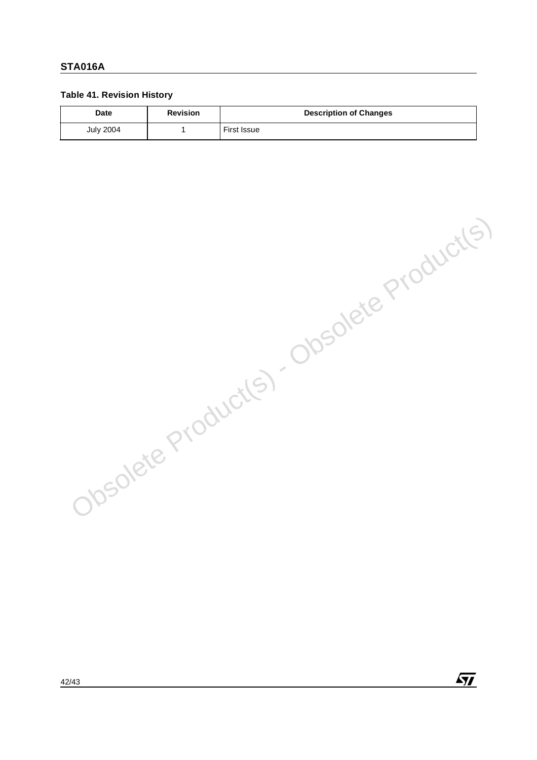**Table 41. Revision History**

| Date | Revision | Description of Changes |
|---|---|---|
| July 2004 | 1 | First Issue |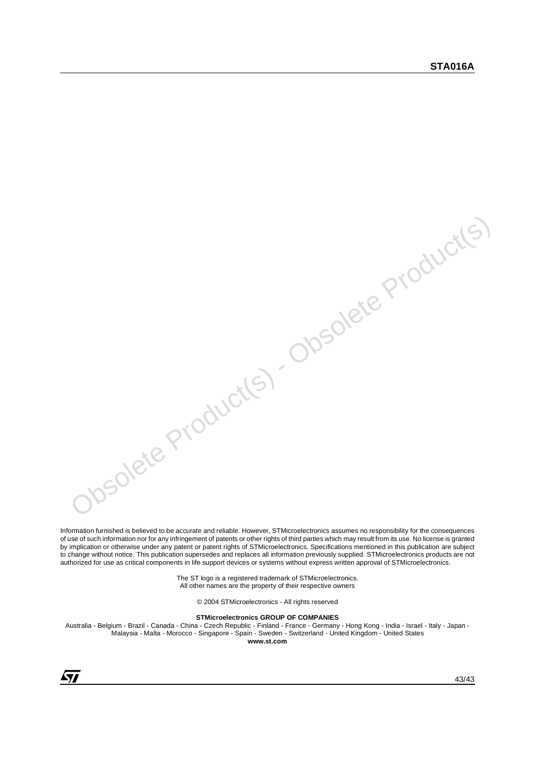Information furnished is believed to be accurate and reliable. However, STMicroelectronics assumes no responsibility for the consequences of use of such information nor for any infringement of patents or other rights of third parties which may result from its use. No license is granted by implication or otherwise under any patent or patent rights of STMicroelectronics. Specifications mentioned in this publication are subject to change without notice. This publication supersedes and replaces all information previously supplied. STMicroelectronics products are not authorized for use as critical components in life support devices or systems without express written approval of STMicroelectronics.

The ST logo is a registered trademark of STMicroelectronics.
All other names are the property of their respective owners

© 2004 STMicroelectronics - All rights reserved

**STMicroelectronics GROUP OF COMPANIES**

Australia - Belgium - Brazil - Canada - China - Czech Republic - Finland - France - Germany - Hong Kong - India - Israel - Italy - Japan - Malaysia - Malta - Morocco - Singapore - Spain - Sweden - Switzerland - United Kingdom - United States

**www.st.com**